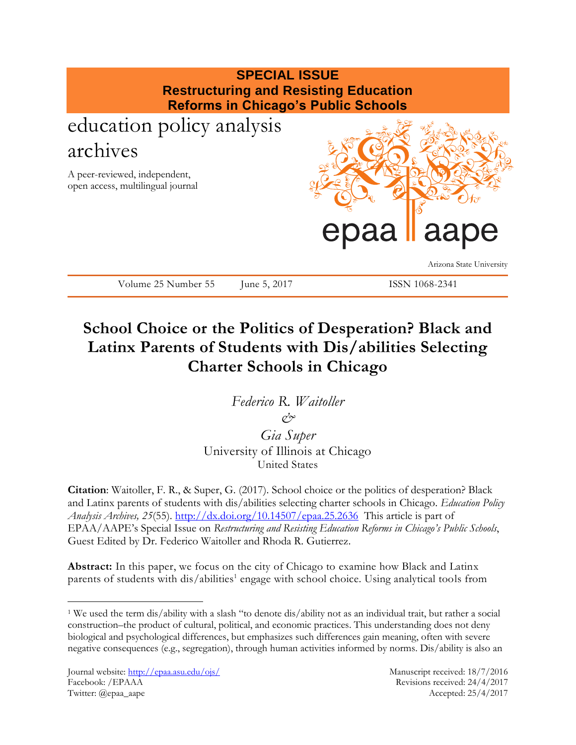**SPECIAL ISSUE**
**Restructuring and Resisting Education Reforms in Chicago's Public Schools**

education policy analysis archives

A peer-reviewed, independent, open access, multilingual journal

epaa | aape

Arizona State University

Volume 25 Number 55 | June 5, 2017 | ISSN 1068-2341

# School Choice or the Politics of Desperation? Black and Latinx Parents of Students with Dis/abilities Selecting Charter Schools in Chicago

*Federico R. Waitoller*
*&*
*Gia Super*
University of Illinois at Chicago
United States

**Citation**: Waitoller, F. R., & Super, G. (2017). School choice or the politics of desperation? Black and Latinx parents of students with dis/abilities selecting charter schools in Chicago. *Education Policy Analysis Archives, 25*(55). http://dx.doi.org/10.14507/epaa.25.2636 This article is part of EPAA/AAPE's Special Issue on *Restructuring and Resisting Education Reforms in Chicago's Public Schools*, Guest Edited by Dr. Federico Waitoller and Rhoda R. Gutierrez.

**Abstract:** In this paper, we focus on the city of Chicago to examine how Black and Latinx parents of students with dis/abilities[1] engage with school choice. Using analytical tools from

[1] We used the term dis/ability with a slash "to denote dis/ability not as an individual trait, but rather a social construction–the product of cultural, political, and economic practices. This understanding does not deny biological and psychological differences, but emphasizes such differences gain meaning, often with severe negative consequences (e.g., segregation), through human activities informed by norms. Dis/ability is also an

Journal website: http://epaa.asu.edu/ojs/
Facebook: /EPAAA
Twitter: @epaa_aape

Manuscript received: 18/7/2016
Revisions received: 24/4/2017
Accepted: 25/4/2017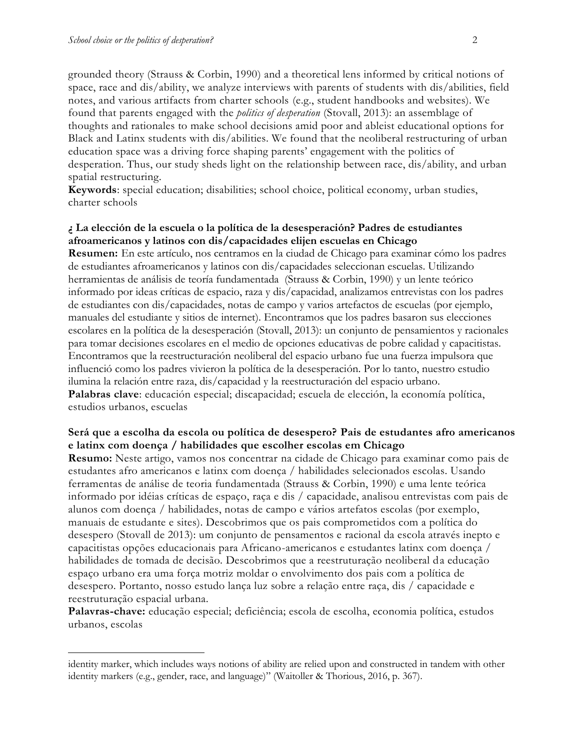grounded theory (Strauss & Corbin, 1990) and a theoretical lens informed by critical notions of space, race and dis/ability, we analyze interviews with parents of students with dis/abilities, field notes, and various artifacts from charter schools (e.g., student handbooks and websites). We found that parents engaged with the *politics of desperation* (Stovall, 2013): an assemblage of thoughts and rationales to make school decisions amid poor and ableist educational options for Black and Latinx students with dis/abilities. We found that the neoliberal restructuring of urban education space was a driving force shaping parents' engagement with the politics of desperation. Thus, our study sheds light on the relationship between race, dis/ability, and urban spatial restructuring.

**Keywords**: special education; disabilities; school choice, political economy, urban studies, charter schools

**¿ La elección de la escuela o la política de la desesperación? Padres de estudiantes afroamericanos y latinos con dis/capacidades elijen escuelas en Chicago**

**Resumen:** En este artículo, nos centramos en la ciudad de Chicago para examinar cómo los padres de estudiantes afroamericanos y latinos con dis/capacidades seleccionan escuelas. Utilizando herramientas de análisis de teoría fundamentada (Strauss & Corbin, 1990) y un lente teórico informado por ideas críticas de espacio, raza y dis/capacidad, analizamos entrevistas con los padres de estudiantes con dis/capacidades, notas de campo y varios artefactos de escuelas (por ejemplo, manuales del estudiante y sitios de internet). Encontramos que los padres basaron sus elecciones escolares en la política de la desesperación (Stovall, 2013): un conjunto de pensamientos y racionales para tomar decisiones escolares en el medio de opciones educativas de pobre calidad y capacitistas. Encontramos que la reestructuración neoliberal del espacio urbano fue una fuerza impulsora que influenció como los padres vivieron la política de la desesperación. Por lo tanto, nuestro estudio ilumina la relación entre raza, dis/capacidad y la reestructuración del espacio urbano.

**Palabras clave**: educación especial; discapacidad; escuela de elección, la economía política, estudios urbanos, escuelas

**Será que a escolha da escola ou política de desespero? Pais de estudantes afro americanos e latinx com doença / habilidades que escolher escolas em Chicago**

**Resumo:** Neste artigo, vamos nos concentrar na cidade de Chicago para examinar como pais de estudantes afro americanos e latinx com doença / habilidades selecionados escolas. Usando ferramentas de análise de teoria fundamentada (Strauss & Corbin, 1990) e uma lente teórica informado por idéias críticas de espaço, raça e dis / capacidade, analisou entrevistas com pais de alunos com doença / habilidades, notas de campo e vários artefatos escolas (por exemplo, manuais de estudante e sites). Descobrimos que os pais comprometidos com a política do desespero (Stovall de 2013): um conjunto de pensamentos e racional da escola através inepto e capacitistas opções educacionais para Africano-americanos e estudantes latinx com doença / habilidades de tomada de decisão. Descobrimos que a reestruturação neoliberal da educação espaço urbano era uma força motriz moldar o envolvimento dos pais com a política de desespero. Portanto, nosso estudo lança luz sobre a relação entre raça, dis / capacidade e reestruturação espacial urbana.

**Palavras-chave:** educação especial; deficiência; escola de escolha, economia política, estudos urbanos, escolas

---

identity marker, which includes ways notions of ability are relied upon and constructed in tandem with other identity markers (e.g., gender, race, and language)" (Waitoller & Thorius, 2016, p. 367).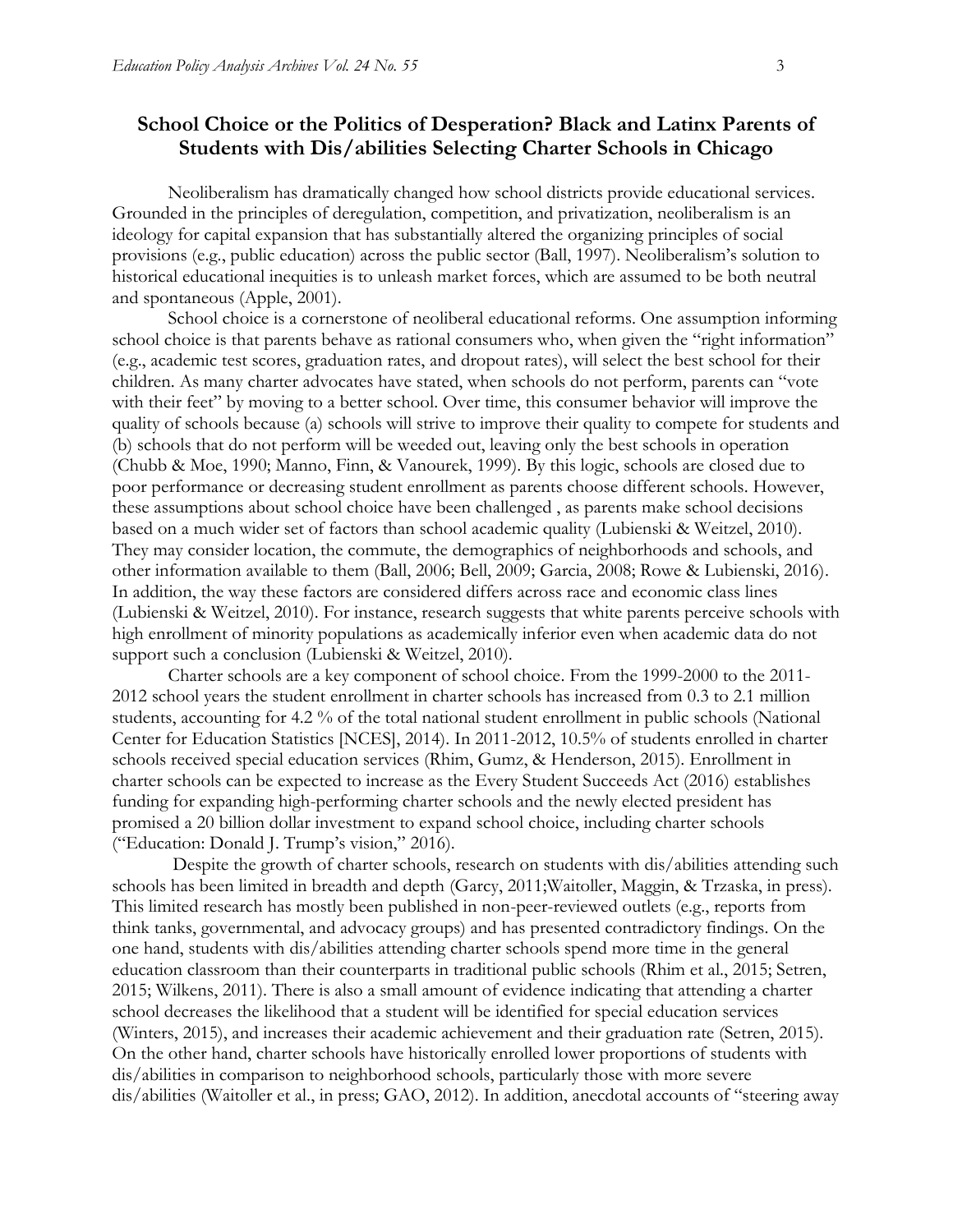## School Choice or the Politics of Desperation? Black and Latinx Parents of Students with Dis/abilities Selecting Charter Schools in Chicago

Neoliberalism has dramatically changed how school districts provide educational services. Grounded in the principles of deregulation, competition, and privatization, neoliberalism is an ideology for capital expansion that has substantially altered the organizing principles of social provisions (e.g., public education) across the public sector (Ball, 1997). Neoliberalism's solution to historical educational inequities is to unleash market forces, which are assumed to be both neutral and spontaneous (Apple, 2001).

School choice is a cornerstone of neoliberal educational reforms. One assumption informing school choice is that parents behave as rational consumers who, when given the "right information" (e.g., academic test scores, graduation rates, and dropout rates), will select the best school for their children. As many charter advocates have stated, when schools do not perform, parents can "vote with their feet" by moving to a better school. Over time, this consumer behavior will improve the quality of schools because (a) schools will strive to improve their quality to compete for students and (b) schools that do not perform will be weeded out, leaving only the best schools in operation (Chubb & Moe, 1990; Manno, Finn, & Vanourek, 1999). By this logic, schools are closed due to poor performance or decreasing student enrollment as parents choose different schools. However, these assumptions about school choice have been challenged , as parents make school decisions based on a much wider set of factors than school academic quality (Lubienski & Weitzel, 2010). They may consider location, the commute, the demographics of neighborhoods and schools, and other information available to them (Ball, 2006; Bell, 2009; Garcia, 2008; Rowe & Lubienski, 2016). In addition, the way these factors are considered differs across race and economic class lines (Lubienski & Weitzel, 2010). For instance, research suggests that white parents perceive schools with high enrollment of minority populations as academically inferior even when academic data do not support such a conclusion (Lubienski & Weitzel, 2010).

Charter schools are a key component of school choice. From the 1999-2000 to the 2011-2012 school years the student enrollment in charter schools has increased from 0.3 to 2.1 million students, accounting for 4.2 % of the total national student enrollment in public schools (National Center for Education Statistics [NCES], 2014). In 2011-2012, 10.5% of students enrolled in charter schools received special education services (Rhim, Gumz, & Henderson, 2015). Enrollment in charter schools can be expected to increase as the Every Student Succeeds Act (2016) establishes funding for expanding high-performing charter schools and the newly elected president has promised a 20 billion dollar investment to expand school choice, including charter schools ("Education: Donald J. Trump's vision," 2016).

Despite the growth of charter schools, research on students with dis/abilities attending such schools has been limited in breadth and depth (Garcy, 2011;Waitoller, Maggin, & Trzaska, in press). This limited research has mostly been published in non-peer-reviewed outlets (e.g., reports from think tanks, governmental, and advocacy groups) and has presented contradictory findings. On the one hand, students with dis/abilities attending charter schools spend more time in the general education classroom than their counterparts in traditional public schools (Rhim et al., 2015; Setren, 2015; Wilkens, 2011). There is also a small amount of evidence indicating that attending a charter school decreases the likelihood that a student will be identified for special education services (Winters, 2015), and increases their academic achievement and their graduation rate (Setren, 2015). On the other hand, charter schools have historically enrolled lower proportions of students with dis/abilities in comparison to neighborhood schools, particularly those with more severe dis/abilities (Waitoller et al., in press; GAO, 2012). In addition, anecdotal accounts of "steering away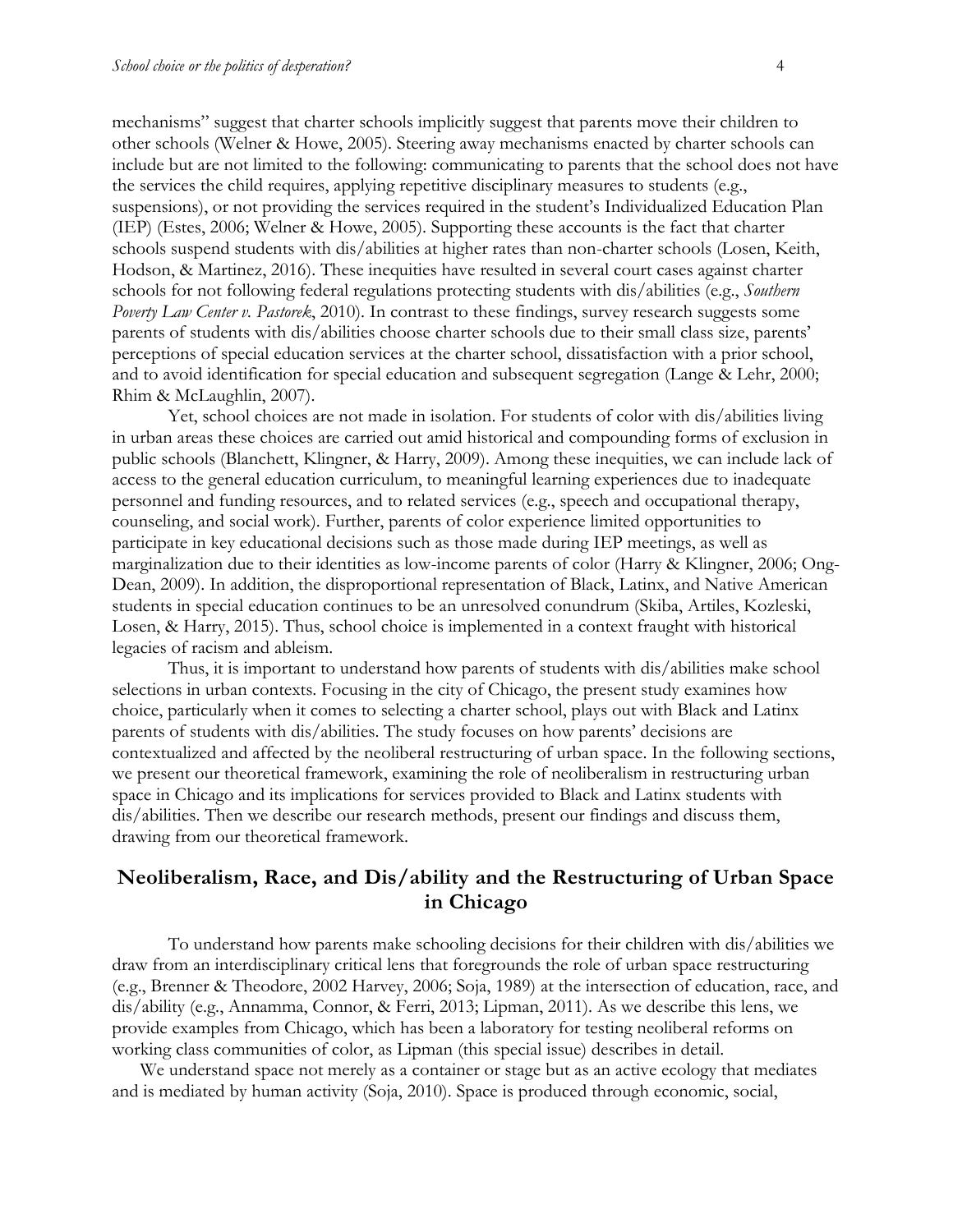mechanisms" suggest that charter schools implicitly suggest that parents move their children to other schools (Welner & Howe, 2005). Steering away mechanisms enacted by charter schools can include but are not limited to the following: communicating to parents that the school does not have the services the child requires, applying repetitive disciplinary measures to students (e.g., suspensions), or not providing the services required in the student's Individualized Education Plan (IEP) (Estes, 2006; Welner & Howe, 2005). Supporting these accounts is the fact that charter schools suspend students with dis/abilities at higher rates than non-charter schools (Losen, Keith, Hodson, & Martinez, 2016). These inequities have resulted in several court cases against charter schools for not following federal regulations protecting students with dis/abilities (e.g., *Southern Poverty Law Center v. Pastorek*, 2010). In contrast to these findings, survey research suggests some parents of students with dis/abilities choose charter schools due to their small class size, parents' perceptions of special education services at the charter school, dissatisfaction with a prior school, and to avoid identification for special education and subsequent segregation (Lange & Lehr, 2000; Rhim & McLaughlin, 2007).

Yet, school choices are not made in isolation. For students of color with dis/abilities living in urban areas these choices are carried out amid historical and compounding forms of exclusion in public schools (Blanchett, Klingner, & Harry, 2009). Among these inequities, we can include lack of access to the general education curriculum, to meaningful learning experiences due to inadequate personnel and funding resources, and to related services (e.g., speech and occupational therapy, counseling, and social work). Further, parents of color experience limited opportunities to participate in key educational decisions such as those made during IEP meetings, as well as marginalization due to their identities as low-income parents of color (Harry & Klingner, 2006; Ong-Dean, 2009). In addition, the disproportional representation of Black, Latinx, and Native American students in special education continues to be an unresolved conundrum (Skiba, Artiles, Kozleski, Losen, & Harry, 2015). Thus, school choice is implemented in a context fraught with historical legacies of racism and ableism.

Thus, it is important to understand how parents of students with dis/abilities make school selections in urban contexts. Focusing in the city of Chicago, the present study examines how choice, particularly when it comes to selecting a charter school, plays out with Black and Latinx parents of students with dis/abilities. The study focuses on how parents' decisions are contextualized and affected by the neoliberal restructuring of urban space. In the following sections, we present our theoretical framework, examining the role of neoliberalism in restructuring urban space in Chicago and its implications for services provided to Black and Latinx students with dis/abilities. Then we describe our research methods, present our findings and discuss them, drawing from our theoretical framework.

## Neoliberalism, Race, and Dis/ability and the Restructuring of Urban Space in Chicago

To understand how parents make schooling decisions for their children with dis/abilities we draw from an interdisciplinary critical lens that foregrounds the role of urban space restructuring (e.g., Brenner & Theodore, 2002 Harvey, 2006; Soja, 1989) at the intersection of education, race, and dis/ability (e.g., Annamma, Connor, & Ferri, 2013; Lipman, 2011). As we describe this lens, we provide examples from Chicago, which has been a laboratory for testing neoliberal reforms on working class communities of color, as Lipman (this special issue) describes in detail.

We understand space not merely as a container or stage but as an active ecology that mediates and is mediated by human activity (Soja, 2010). Space is produced through economic, social,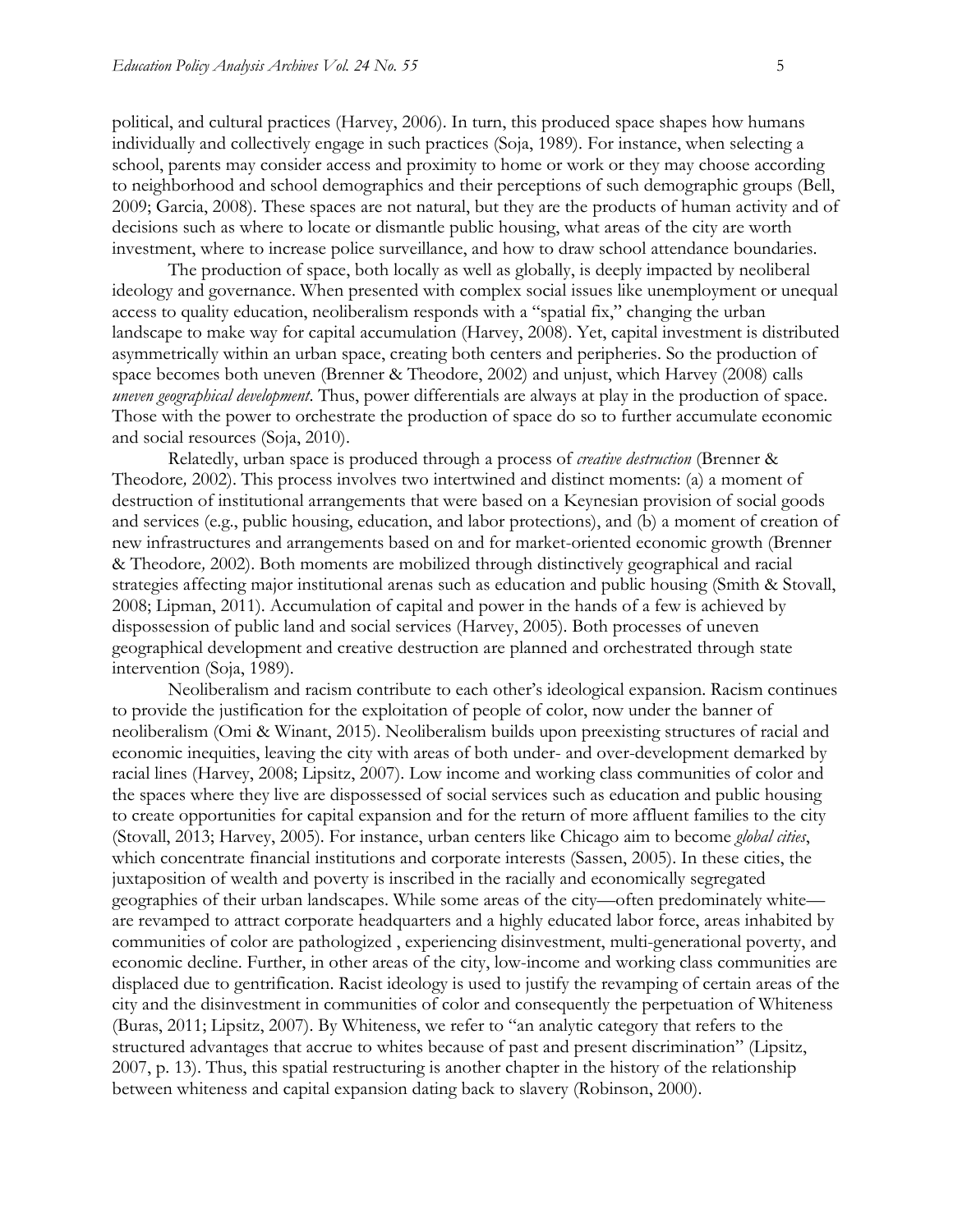political, and cultural practices (Harvey, 2006). In turn, this produced space shapes how humans individually and collectively engage in such practices (Soja, 1989). For instance, when selecting a school, parents may consider access and proximity to home or work or they may choose according to neighborhood and school demographics and their perceptions of such demographic groups (Bell, 2009; Garcia, 2008). These spaces are not natural, but they are the products of human activity and of decisions such as where to locate or dismantle public housing, what areas of the city are worth investment, where to increase police surveillance, and how to draw school attendance boundaries.

The production of space, both locally as well as globally, is deeply impacted by neoliberal ideology and governance. When presented with complex social issues like unemployment or unequal access to quality education, neoliberalism responds with a "spatial fix," changing the urban landscape to make way for capital accumulation (Harvey, 2008). Yet, capital investment is distributed asymmetrically within an urban space, creating both centers and peripheries. So the production of space becomes both uneven (Brenner & Theodore, 2002) and unjust, which Harvey (2008) calls *uneven geographical development*. Thus, power differentials are always at play in the production of space. Those with the power to orchestrate the production of space do so to further accumulate economic and social resources (Soja, 2010).

Relatedly, urban space is produced through a process of *creative destruction* (Brenner & Theodore, 2002). This process involves two intertwined and distinct moments: (a) a moment of destruction of institutional arrangements that were based on a Keynesian provision of social goods and services (e.g., public housing, education, and labor protections), and (b) a moment of creation of new infrastructures and arrangements based on and for market-oriented economic growth (Brenner & Theodore, 2002). Both moments are mobilized through distinctively geographical and racial strategies affecting major institutional arenas such as education and public housing (Smith & Stovall, 2008; Lipman, 2011). Accumulation of capital and power in the hands of a few is achieved by dispossession of public land and social services (Harvey, 2005). Both processes of uneven geographical development and creative destruction are planned and orchestrated through state intervention (Soja, 1989).

Neoliberalism and racism contribute to each other's ideological expansion. Racism continues to provide the justification for the exploitation of people of color, now under the banner of neoliberalism (Omi & Winant, 2015). Neoliberalism builds upon preexisting structures of racial and economic inequities, leaving the city with areas of both under- and over-development demarked by racial lines (Harvey, 2008; Lipsitz, 2007). Low income and working class communities of color and the spaces where they live are dispossessed of social services such as education and public housing to create opportunities for capital expansion and for the return of more affluent families to the city (Stovall, 2013; Harvey, 2005). For instance, urban centers like Chicago aim to become *global cities*, which concentrate financial institutions and corporate interests (Sassen, 2005). In these cities, the juxtaposition of wealth and poverty is inscribed in the racially and economically segregated geographies of their urban landscapes. While some areas of the city—often predominately white—are revamped to attract corporate headquarters and a highly educated labor force, areas inhabited by communities of color are pathologized , experiencing disinvestment, multi-generational poverty, and economic decline. Further, in other areas of the city, low-income and working class communities are displaced due to gentrification. Racist ideology is used to justify the revamping of certain areas of the city and the disinvestment in communities of color and consequently the perpetuation of Whiteness (Buras, 2011; Lipsitz, 2007). By Whiteness, we refer to "an analytic category that refers to the structured advantages that accrue to whites because of past and present discrimination" (Lipsitz, 2007, p. 13). Thus, this spatial restructuring is another chapter in the history of the relationship between whiteness and capital expansion dating back to slavery (Robinson, 2000).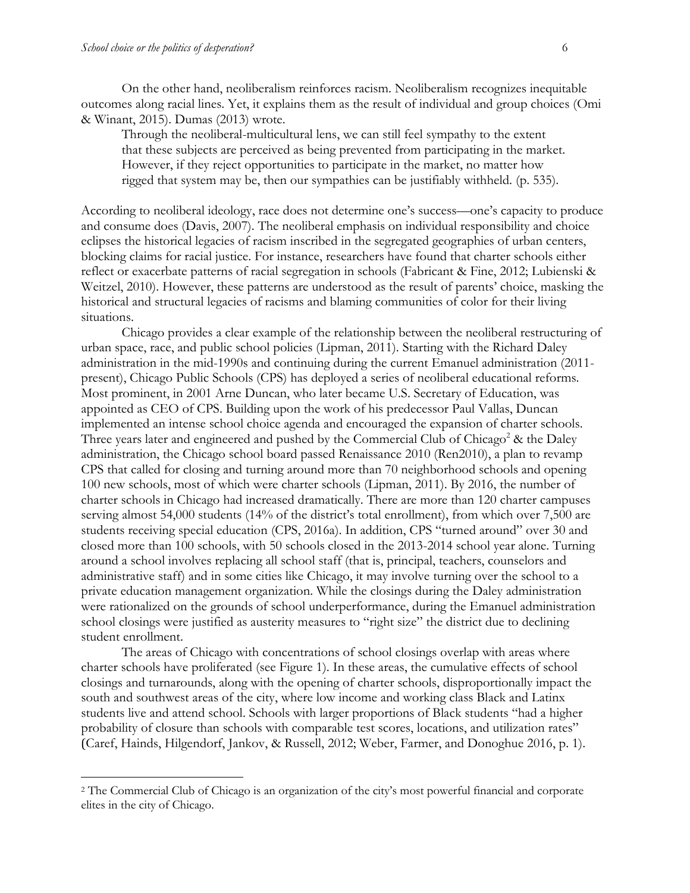On the other hand, neoliberalism reinforces racism. Neoliberalism recognizes inequitable outcomes along racial lines. Yet, it explains them as the result of individual and group choices (Omi & Winant, 2015). Dumas (2013) wrote.

> Through the neoliberal-multicultural lens, we can still feel sympathy to the extent that these subjects are perceived as being prevented from participating in the market. However, if they reject opportunities to participate in the market, no matter how rigged that system may be, then our sympathies can be justifiably withheld. (p. 535).

According to neoliberal ideology, race does not determine one's success—one's capacity to produce and consume does (Davis, 2007). The neoliberal emphasis on individual responsibility and choice eclipses the historical legacies of racism inscribed in the segregated geographies of urban centers, blocking claims for racial justice. For instance, researchers have found that charter schools either reflect or exacerbate patterns of racial segregation in schools (Fabricant & Fine, 2012; Lubienski & Weitzel, 2010). However, these patterns are understood as the result of parents' choice, masking the historical and structural legacies of racisms and blaming communities of color for their living situations.

Chicago provides a clear example of the relationship between the neoliberal restructuring of urban space, race, and public school policies (Lipman, 2011). Starting with the Richard Daley administration in the mid-1990s and continuing during the current Emanuel administration (2011-present), Chicago Public Schools (CPS) has deployed a series of neoliberal educational reforms. Most prominent, in 2001 Arne Duncan, who later became U.S. Secretary of Education, was appointed as CEO of CPS. Building upon the work of his predecessor Paul Vallas, Duncan implemented an intense school choice agenda and encouraged the expansion of charter schools. Three years later and engineered and pushed by the Commercial Club of Chicago[2] & the Daley administration, the Chicago school board passed Renaissance 2010 (Ren2010), a plan to revamp CPS that called for closing and turning around more than 70 neighborhood schools and opening 100 new schools, most of which were charter schools (Lipman, 2011). By 2016, the number of charter schools in Chicago had increased dramatically. There are more than 120 charter campuses serving almost 54,000 students (14% of the district's total enrollment), from which over 7,500 are students receiving special education (CPS, 2016a). In addition, CPS "turned around" over 30 and closed more than 100 schools, with 50 schools closed in the 2013-2014 school year alone. Turning around a school involves replacing all school staff (that is, principal, teachers, counselors and administrative staff) and in some cities like Chicago, it may involve turning over the school to a private education management organization. While the closings during the Daley administration were rationalized on the grounds of school underperformance, during the Emanuel administration school closings were justified as austerity measures to "right size" the district due to declining student enrollment.

The areas of Chicago with concentrations of school closings overlap with areas where charter schools have proliferated (see Figure 1). In these areas, the cumulative effects of school closings and turnarounds, along with the opening of charter schools, disproportionally impact the south and southwest areas of the city, where low income and working class Black and Latinx students live and attend school. Schools with larger proportions of Black students "had a higher probability of closure than schools with comparable test scores, locations, and utilization rates" (Caref, Hainds, Hilgendorf, Jankov, & Russell, 2012; Weber, Farmer, and Donoghue 2016, p. 1).

---

[2] The Commercial Club of Chicago is an organization of the city's most powerful financial and corporate elites in the city of Chicago.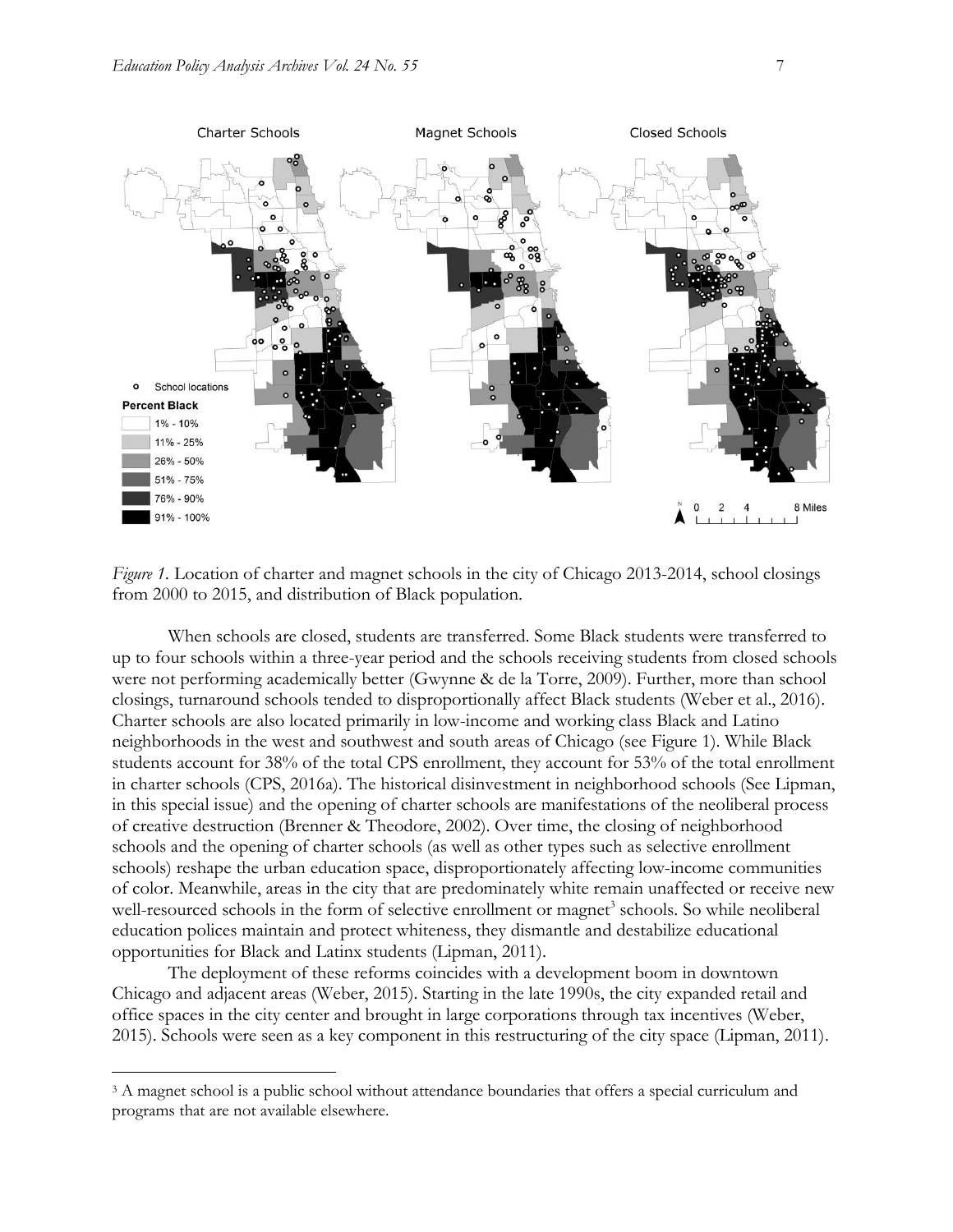*Figure 1.* Location of charter and magnet schools in the city of Chicago 2013-2014, school closings from 2000 to 2015, and distribution of Black population.

When schools are closed, students are transferred. Some Black students were transferred to up to four schools within a three-year period and the schools receiving students from closed schools were not performing academically better (Gwynne & de la Torre, 2009). Further, more than school closings, turnaround schools tended to disproportionally affect Black students (Weber et al., 2016). Charter schools are also located primarily in low-income and working class Black and Latino neighborhoods in the west and southwest and south areas of Chicago (see Figure 1). While Black students account for 38% of the total CPS enrollment, they account for 53% of the total enrollment in charter schools (CPS, 2016a). The historical disinvestment in neighborhood schools (See Lipman, in this special issue) and the opening of charter schools are manifestations of the neoliberal process of creative destruction (Brenner & Theodore, 2002). Over time, the closing of neighborhood schools and the opening of charter schools (as well as other types such as selective enrollment schools) reshape the urban education space, disproportionately affecting low-income communities of color. Meanwhile, areas in the city that are predominately white remain unaffected or receive new well-resourced schools in the form of selective enrollment or magnet[3] schools. So while neoliberal education polices maintain and protect whiteness, they dismantle and destabilize educational opportunities for Black and Latinx students (Lipman, 2011).

The deployment of these reforms coincides with a development boom in downtown Chicago and adjacent areas (Weber, 2015). Starting in the late 1990s, the city expanded retail and office spaces in the city center and brought in large corporations through tax incentives (Weber, 2015). Schools were seen as a key component in this restructuring of the city space (Lipman, 2011).

[3] A magnet school is a public school without attendance boundaries that offers a special curriculum and programs that are not available elsewhere.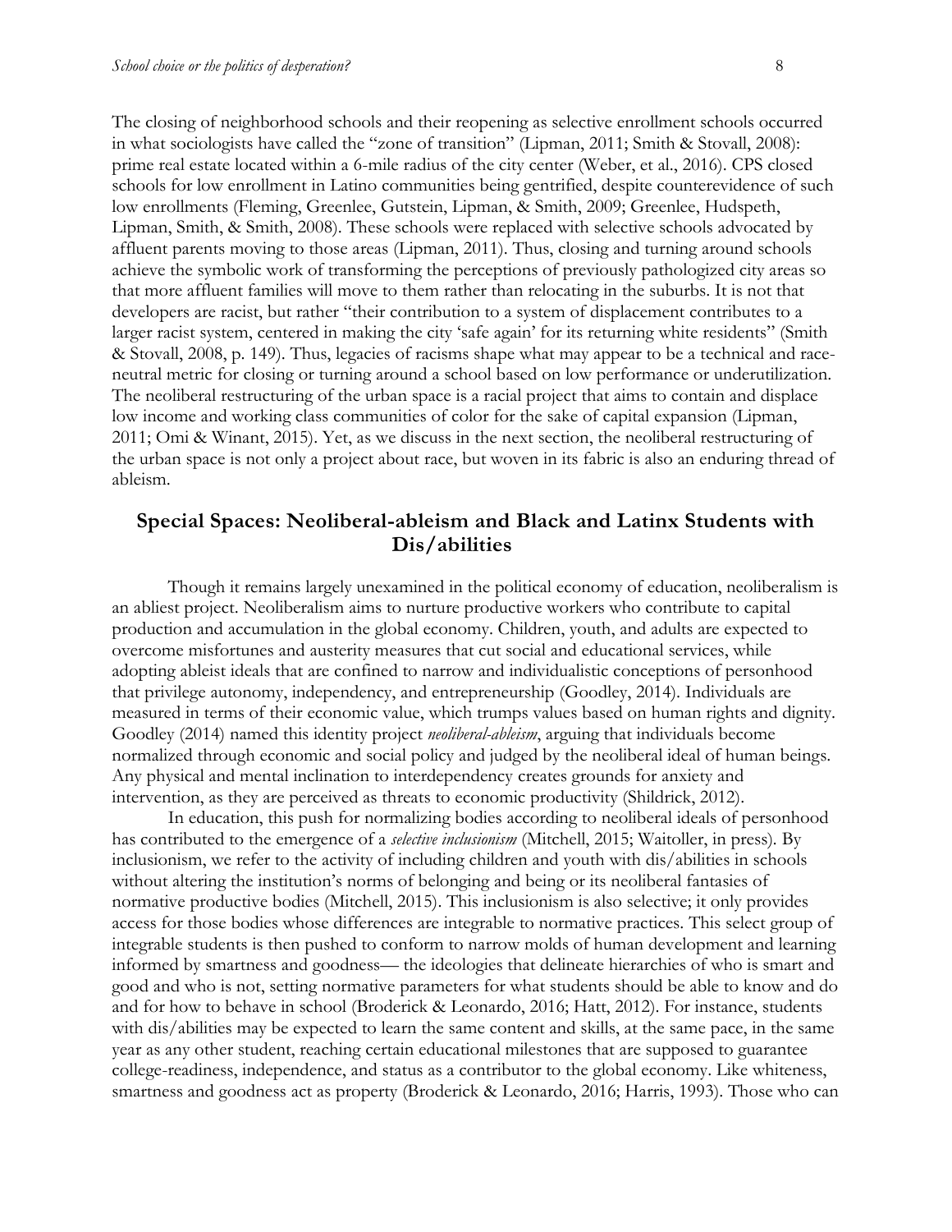The closing of neighborhood schools and their reopening as selective enrollment schools occurred in what sociologists have called the "zone of transition" (Lipman, 2011; Smith & Stovall, 2008): prime real estate located within a 6-mile radius of the city center (Weber, et al., 2016). CPS closed schools for low enrollment in Latino communities being gentrified, despite counterevidence of such low enrollments (Fleming, Greenlee, Gutstein, Lipman, & Smith, 2009; Greenlee, Hudspeth, Lipman, Smith, & Smith, 2008). These schools were replaced with selective schools advocated by affluent parents moving to those areas (Lipman, 2011). Thus, closing and turning around schools achieve the symbolic work of transforming the perceptions of previously pathologized city areas so that more affluent families will move to them rather than relocating in the suburbs. It is not that developers are racist, but rather "their contribution to a system of displacement contributes to a larger racist system, centered in making the city 'safe again' for its returning white residents" (Smith & Stovall, 2008, p. 149). Thus, legacies of racisms shape what may appear to be a technical and race-neutral metric for closing or turning around a school based on low performance or underutilization. The neoliberal restructuring of the urban space is a racial project that aims to contain and displace low income and working class communities of color for the sake of capital expansion (Lipman, 2011; Omi & Winant, 2015). Yet, as we discuss in the next section, the neoliberal restructuring of the urban space is not only a project about race, but woven in its fabric is also an enduring thread of ableism.

## Special Spaces: Neoliberal-ableism and Black and Latinx Students with Dis/abilities

Though it remains largely unexamined in the political economy of education, neoliberalism is an abliest project. Neoliberalism aims to nurture productive workers who contribute to capital production and accumulation in the global economy. Children, youth, and adults are expected to overcome misfortunes and austerity measures that cut social and educational services, while adopting ableist ideals that are confined to narrow and individualistic conceptions of personhood that privilege autonomy, independency, and entrepreneurship (Goodley, 2014). Individuals are measured in terms of their economic value, which trumps values based on human rights and dignity. Goodley (2014) named this identity project *neoliberal-ableism*, arguing that individuals become normalized through economic and social policy and judged by the neoliberal ideal of human beings. Any physical and mental inclination to interdependency creates grounds for anxiety and intervention, as they are perceived as threats to economic productivity (Shildrick, 2012).

In education, this push for normalizing bodies according to neoliberal ideals of personhood has contributed to the emergence of a *selective inclusionism* (Mitchell, 2015; Waitoller, in press). By inclusionism, we refer to the activity of including children and youth with dis/abilities in schools without altering the institution's norms of belonging and being or its neoliberal fantasies of normative productive bodies (Mitchell, 2015). This inclusionism is also selective; it only provides access for those bodies whose differences are integrable to normative practices. This select group of integrable students is then pushed to conform to narrow molds of human development and learning informed by smartness and goodness— the ideologies that delineate hierarchies of who is smart and good and who is not, setting normative parameters for what students should be able to know and do and for how to behave in school (Broderick & Leonardo, 2016; Hatt, 2012). For instance, students with dis/abilities may be expected to learn the same content and skills, at the same pace, in the same year as any other student, reaching certain educational milestones that are supposed to guarantee college-readiness, independence, and status as a contributor to the global economy. Like whiteness, smartness and goodness act as property (Broderick & Leonardo, 2016; Harris, 1993). Those who can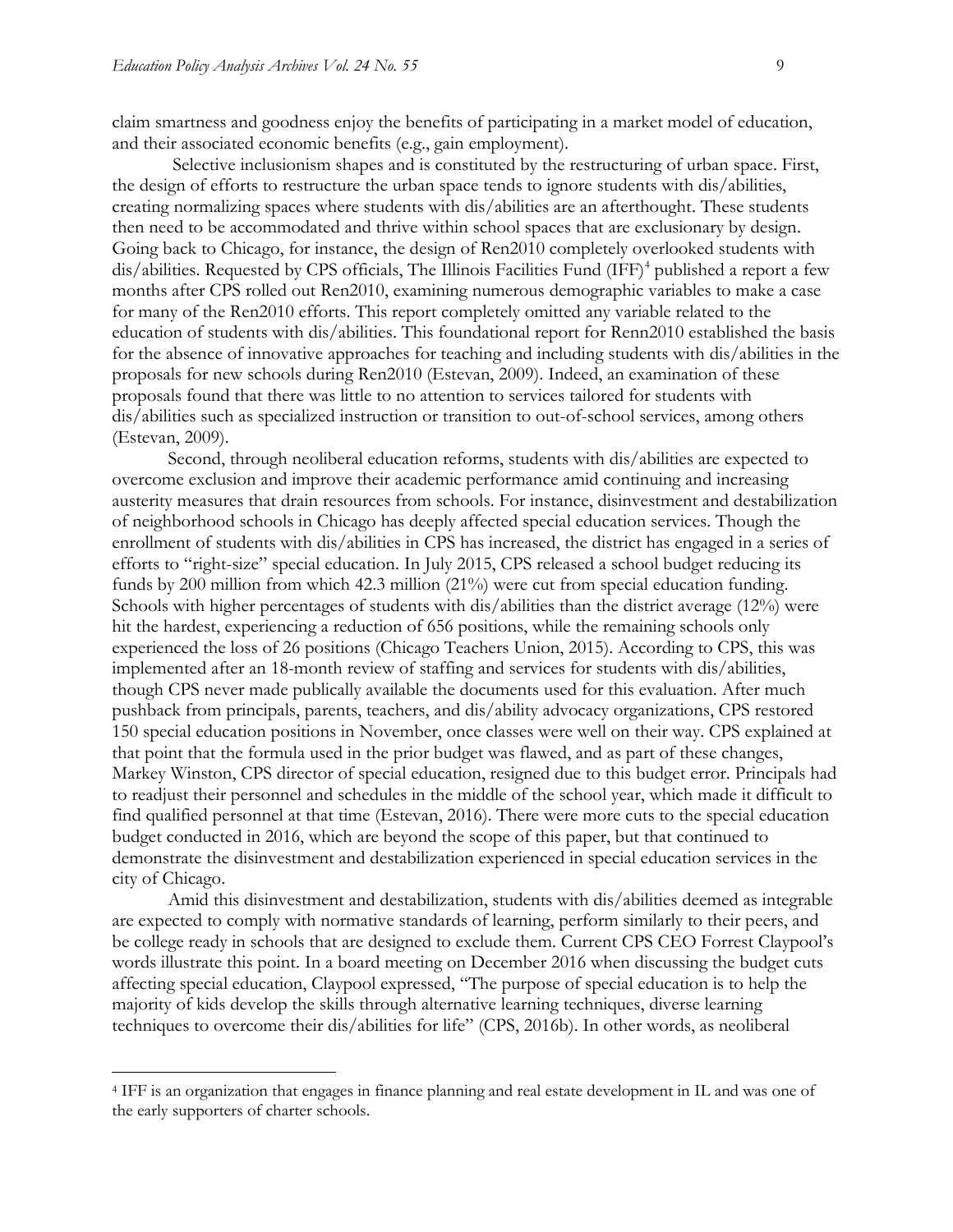claim smartness and goodness enjoy the benefits of participating in a market model of education, and their associated economic benefits (e.g., gain employment).

Selective inclusionism shapes and is constituted by the restructuring of urban space. First, the design of efforts to restructure the urban space tends to ignore students with dis/abilities, creating normalizing spaces where students with dis/abilities are an afterthought. These students then need to be accommodated and thrive within school spaces that are exclusionary by design. Going back to Chicago, for instance, the design of Ren2010 completely overlooked students with dis/abilities. Requested by CPS officials, The Illinois Facilities Fund (IFF)[4] published a report a few months after CPS rolled out Ren2010, examining numerous demographic variables to make a case for many of the Ren2010 efforts. This report completely omitted any variable related to the education of students with dis/abilities. This foundational report for Renn2010 established the basis for the absence of innovative approaches for teaching and including students with dis/abilities in the proposals for new schools during Ren2010 (Estevan, 2009). Indeed, an examination of these proposals found that there was little to no attention to services tailored for students with dis/abilities such as specialized instruction or transition to out-of-school services, among others (Estevan, 2009).

Second, through neoliberal education reforms, students with dis/abilities are expected to overcome exclusion and improve their academic performance amid continuing and increasing austerity measures that drain resources from schools. For instance, disinvestment and destabilization of neighborhood schools in Chicago has deeply affected special education services. Though the enrollment of students with dis/abilities in CPS has increased, the district has engaged in a series of efforts to "right-size" special education. In July 2015, CPS released a school budget reducing its funds by 200 million from which 42.3 million (21%) were cut from special education funding. Schools with higher percentages of students with dis/abilities than the district average (12%) were hit the hardest, experiencing a reduction of 656 positions, while the remaining schools only experienced the loss of 26 positions (Chicago Teachers Union, 2015). According to CPS, this was implemented after an 18-month review of staffing and services for students with dis/abilities, though CPS never made publically available the documents used for this evaluation. After much pushback from principals, parents, teachers, and dis/ability advocacy organizations, CPS restored 150 special education positions in November, once classes were well on their way. CPS explained at that point that the formula used in the prior budget was flawed, and as part of these changes, Markey Winston, CPS director of special education, resigned due to this budget error. Principals had to readjust their personnel and schedules in the middle of the school year, which made it difficult to find qualified personnel at that time (Estevan, 2016). There were more cuts to the special education budget conducted in 2016, which are beyond the scope of this paper, but that continued to demonstrate the disinvestment and destabilization experienced in special education services in the city of Chicago.

Amid this disinvestment and destabilization, students with dis/abilities deemed as integrable are expected to comply with normative standards of learning, perform similarly to their peers, and be college ready in schools that are designed to exclude them. Current CPS CEO Forrest Claypool's words illustrate this point. In a board meeting on December 2016 when discussing the budget cuts affecting special education, Claypool expressed, "The purpose of special education is to help the majority of kids develop the skills through alternative learning techniques, diverse learning techniques to overcome their dis/abilities for life" (CPS, 2016b). In other words, as neoliberal

---

[4] IFF is an organization that engages in finance planning and real estate development in IL and was one of the early supporters of charter schools.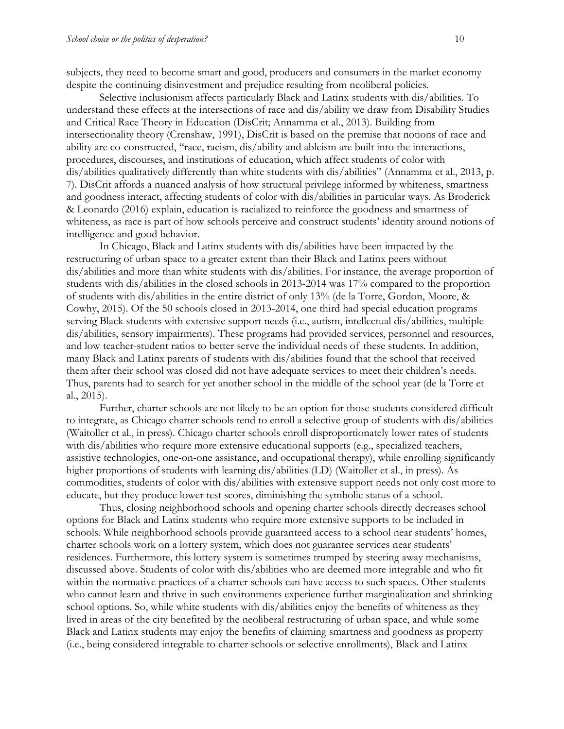subjects, they need to become smart and good, producers and consumers in the market economy despite the continuing disinvestment and prejudice resulting from neoliberal policies.

Selective inclusionism affects particularly Black and Latinx students with dis/abilities. To understand these effects at the intersections of race and dis/ability we draw from Disability Studies and Critical Race Theory in Education (DisCrit; Annamma et al., 2013). Building from intersectionality theory (Crenshaw, 1991), DisCrit is based on the premise that notions of race and ability are co-constructed, "race, racism, dis/ability and ableism are built into the interactions, procedures, discourses, and institutions of education, which affect students of color with dis/abilities qualitatively differently than white students with dis/abilities" (Annamma et al., 2013, p. 7). DisCrit affords a nuanced analysis of how structural privilege informed by whiteness, smartness and goodness interact, affecting students of color with dis/abilities in particular ways. As Broderick & Leonardo (2016) explain, education is racialized to reinforce the goodness and smartness of whiteness, as race is part of how schools perceive and construct students' identity around notions of intelligence and good behavior.

In Chicago, Black and Latinx students with dis/abilities have been impacted by the restructuring of urban space to a greater extent than their Black and Latinx peers without dis/abilities and more than white students with dis/abilities. For instance, the average proportion of students with dis/abilities in the closed schools in 2013-2014 was 17% compared to the proportion of students with dis/abilities in the entire district of only 13% (de la Torre, Gordon, Moore, & Cowhy, 2015). Of the 50 schools closed in 2013-2014, one third had special education programs serving Black students with extensive support needs (i.e., autism, intellectual dis/abilities, multiple dis/abilities, sensory impairments). These programs had provided services, personnel and resources, and low teacher-student ratios to better serve the individual needs of these students. In addition, many Black and Latinx parents of students with dis/abilities found that the school that received them after their school was closed did not have adequate services to meet their children's needs. Thus, parents had to search for yet another school in the middle of the school year (de la Torre et al., 2015).

Further, charter schools are not likely to be an option for those students considered difficult to integrate, as Chicago charter schools tend to enroll a selective group of students with dis/abilities (Waitoller et al., in press). Chicago charter schools enroll disproportionately lower rates of students with dis/abilities who require more extensive educational supports (e.g., specialized teachers, assistive technologies, one-on-one assistance, and occupational therapy), while enrolling significantly higher proportions of students with learning dis/abilities (LD) (Waitoller et al., in press). As commodities, students of color with dis/abilities with extensive support needs not only cost more to educate, but they produce lower test scores, diminishing the symbolic status of a school.

Thus, closing neighborhood schools and opening more charter schools directly decreases school options for Black and Latinx students who require more extensive supports to be included in schools. While neighborhood schools provide guaranteed access to a school near students' homes, charter schools work on a lottery system, which does not guarantee services near students' residences. Furthermore, this lottery system is sometimes trumped by steering away mechanisms, discussed above. Students of color with dis/abilities who are deemed more integrable and who fit within the normative practices of a charter schools can have access to such spaces. Other students who cannot learn and thrive in such environments experience further marginalization and shrinking school options. So, while white students with dis/abilities enjoy the benefits of whiteness as they lived in areas of the city benefited by the neoliberal restructuring of urban space, and while some Black and Latinx students may enjoy the benefits of claiming smartness and goodness as property (i.e., being considered integrable to charter schools or selective enrollments), Black and Latinx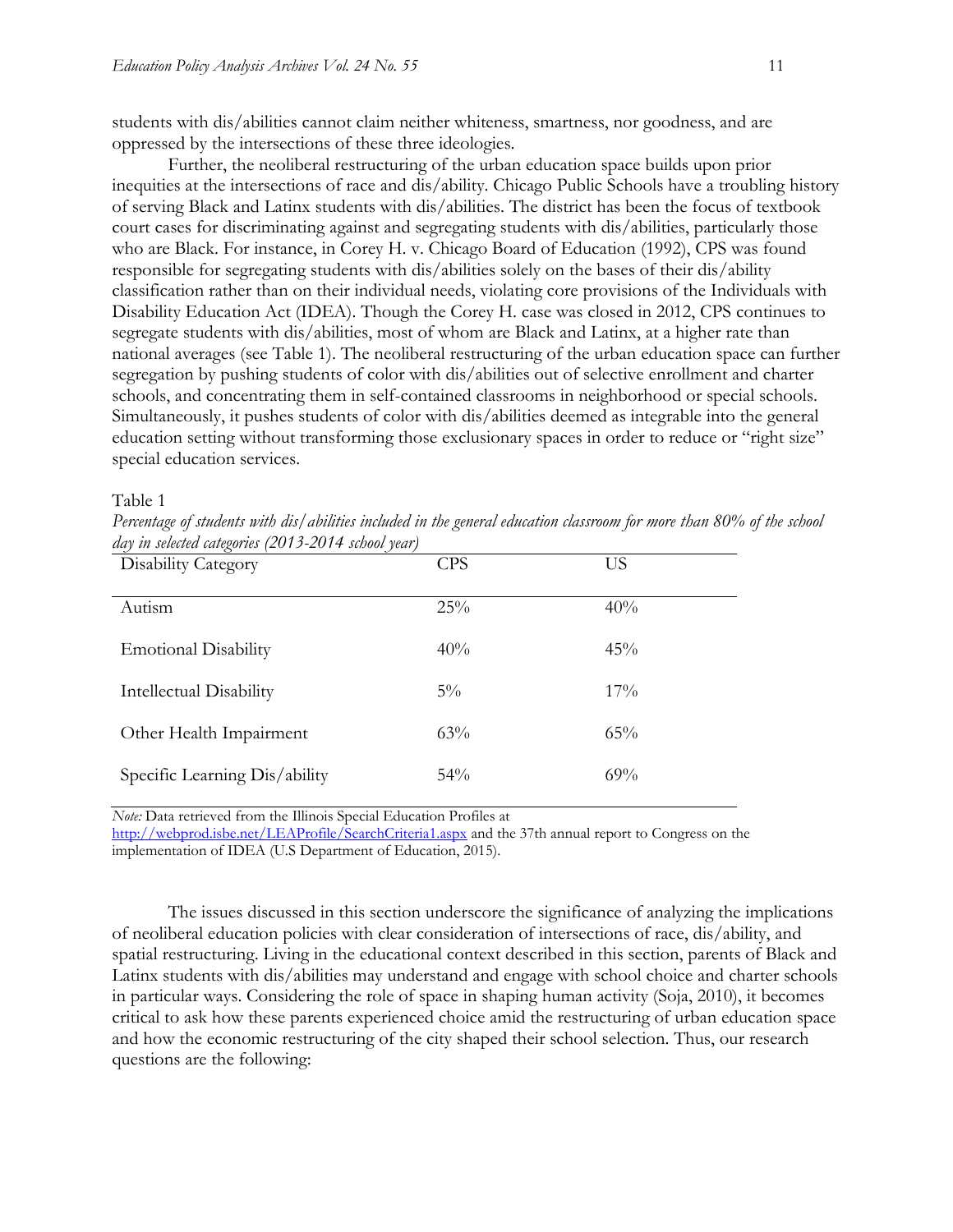students with dis/abilities cannot claim neither whiteness, smartness, nor goodness, and are oppressed by the intersections of these three ideologies.

Further, the neoliberal restructuring of the urban education space builds upon prior inequities at the intersections of race and dis/ability. Chicago Public Schools have a troubling history of serving Black and Latinx students with dis/abilities. The district has been the focus of textbook court cases for discriminating against and segregating students with dis/abilities, particularly those who are Black. For instance, in Corey H. v. Chicago Board of Education (1992), CPS was found responsible for segregating students with dis/abilities solely on the bases of their dis/ability classification rather than on their individual needs, violating core provisions of the Individuals with Disability Education Act (IDEA). Though the Corey H. case was closed in 2012, CPS continues to segregate students with dis/abilities, most of whom are Black and Latinx, at a higher rate than national averages (see Table 1). The neoliberal restructuring of the urban education space can further segregation by pushing students of color with dis/abilities out of selective enrollment and charter schools, and concentrating them in self-contained classrooms in neighborhood or special schools. Simultaneously, it pushes students of color with dis/abilities deemed as integrable into the general education setting without transforming those exclusionary spaces in order to reduce or "right size" special education services.

Table 1

*Percentage of students with dis/abilities included in the general education classroom for more than 80% of the school day in selected categories (2013-2014 school year)*

| Disability Category | CPS | US |
|---|---|---|
| Autism | 25% | 40% |
| Emotional Disability | 40% | 45% |
| Intellectual Disability | 5% | 17% |
| Other Health Impairment | 63% | 65% |
| Specific Learning Dis/ability | 54% | 69% |

*Note:* Data retrieved from the Illinois Special Education Profiles at http://webprod.isbe.net/LEAProfile/SearchCriteria1.aspx and the 37th annual report to Congress on the implementation of IDEA (U.S Department of Education, 2015).

The issues discussed in this section underscore the significance of analyzing the implications of neoliberal education policies with clear consideration of intersections of race, dis/ability, and spatial restructuring. Living in the educational context described in this section, parents of Black and Latinx students with dis/abilities may understand and engage with school choice and charter schools in particular ways. Considering the role of space in shaping human activity (Soja, 2010), it becomes critical to ask how these parents experienced choice amid the restructuring of urban education space and how the economic restructuring of the city shaped their school selection. Thus, our research questions are the following: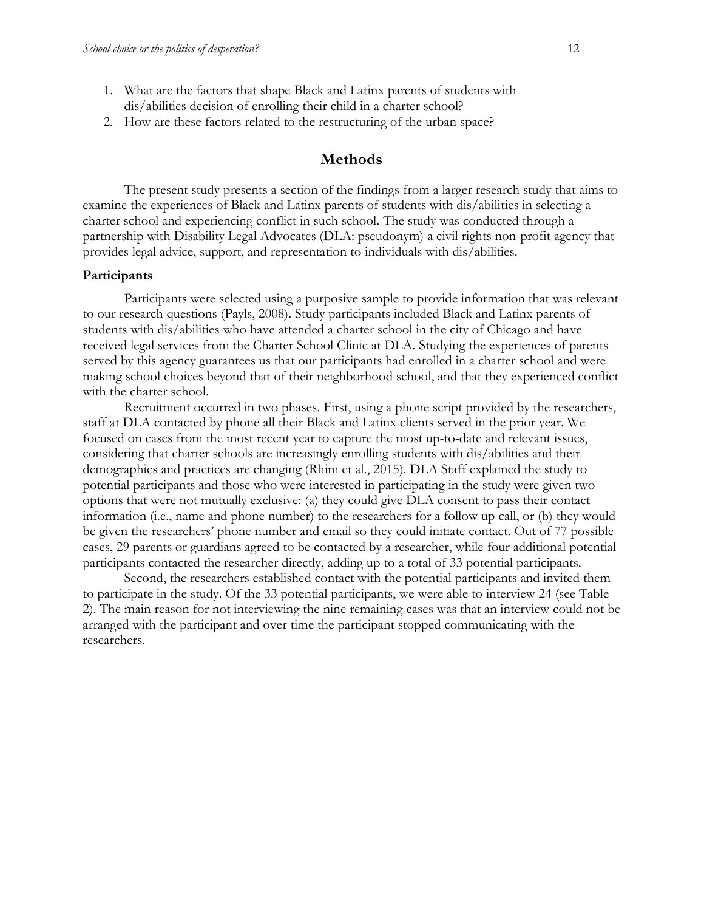1. What are the factors that shape Black and Latinx parents of students with dis/abilities decision of enrolling their child in a charter school?
2. How are these factors related to the restructuring of the urban space?

## Methods

The present study presents a section of the findings from a larger research study that aims to examine the experiences of Black and Latinx parents of students with dis/abilities in selecting a charter school and experiencing conflict in such school. The study was conducted through a partnership with Disability Legal Advocates (DLA: pseudonym) a civil rights non-profit agency that provides legal advice, support, and representation to individuals with dis/abilities.

### Participants

Participants were selected using a purposive sample to provide information that was relevant to our research questions (Payls, 2008). Study participants included Black and Latinx parents of students with dis/abilities who have attended a charter school in the city of Chicago and have received legal services from the Charter School Clinic at DLA. Studying the experiences of parents served by this agency guarantees us that our participants had enrolled in a charter school and were making school choices beyond that of their neighborhood school, and that they experienced conflict with the charter school.

Recruitment occurred in two phases. First, using a phone script provided by the researchers, staff at DLA contacted by phone all their Black and Latinx clients served in the prior year. We focused on cases from the most recent year to capture the most up-to-date and relevant issues, considering that charter schools are increasingly enrolling students with dis/abilities and their demographics and practices are changing (Rhim et al., 2015). DLA Staff explained the study to potential participants and those who were interested in participating in the study were given two options that were not mutually exclusive: (a) they could give DLA consent to pass their contact information (i.e., name and phone number) to the researchers for a follow up call, or (b) they would be given the researchers' phone number and email so they could initiate contact. Out of 77 possible cases, 29 parents or guardians agreed to be contacted by a researcher, while four additional potential participants contacted the researcher directly, adding up to a total of 33 potential participants.

Second, the researchers established contact with the potential participants and invited them to participate in the study. Of the 33 potential participants, we were able to interview 24 (see Table 2). The main reason for not interviewing the nine remaining cases was that an interview could not be arranged with the participant and over time the participant stopped communicating with the researchers.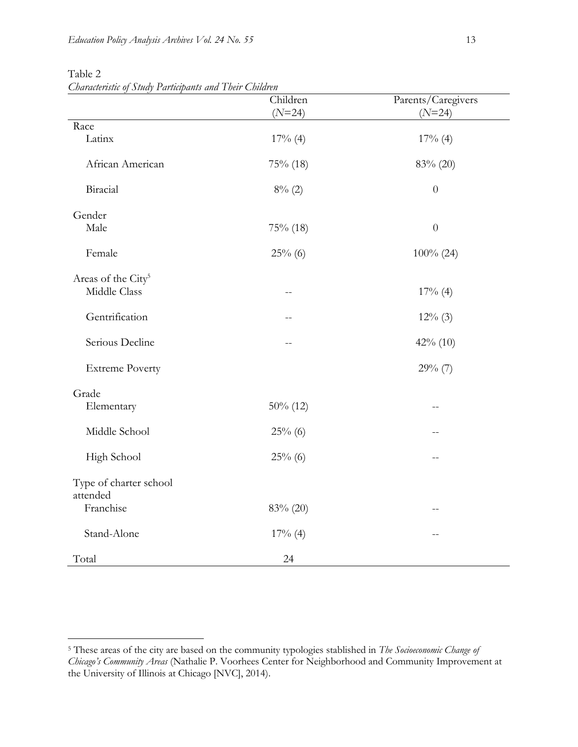Table 2

*Characteristic of Study Participants and Their Children*

| | Children (*N*=24) | Parents/Caregivers (*N*=24) |
|---|---|---|
| Race | | |
| Latinx | 17% (4) | 17% (4) |
| African American | 75% (18) | 83% (20) |
| Biracial | 8% (2) | 0 |
| Gender | | |
| Male | 75% (18) | 0 |
| Female | 25% (6) | 100% (24) |
| Areas of the City[5] | | |
| Middle Class | -- | 17% (4) |
| Gentrification | -- | 12% (3) |
| Serious Decline | -- | 42% (10) |
| Extreme Poverty | | 29% (7) |
| Grade | | |
| Elementary | 50% (12) | -- |
| Middle School | 25% (6) | -- |
| High School | 25% (6) | -- |
| Type of charter school attended | | |
| Franchise | 83% (20) | -- |
| Stand-Alone | 17% (4) | -- |
| Total | 24 | |

[5] These areas of the city are based on the community typologies stablished in *The Socioeconomic Change of Chicago's Community Areas* (Nathalie P. Voorhees Center for Neighborhood and Community Improvement at the University of Illinois at Chicago [NVC], 2014).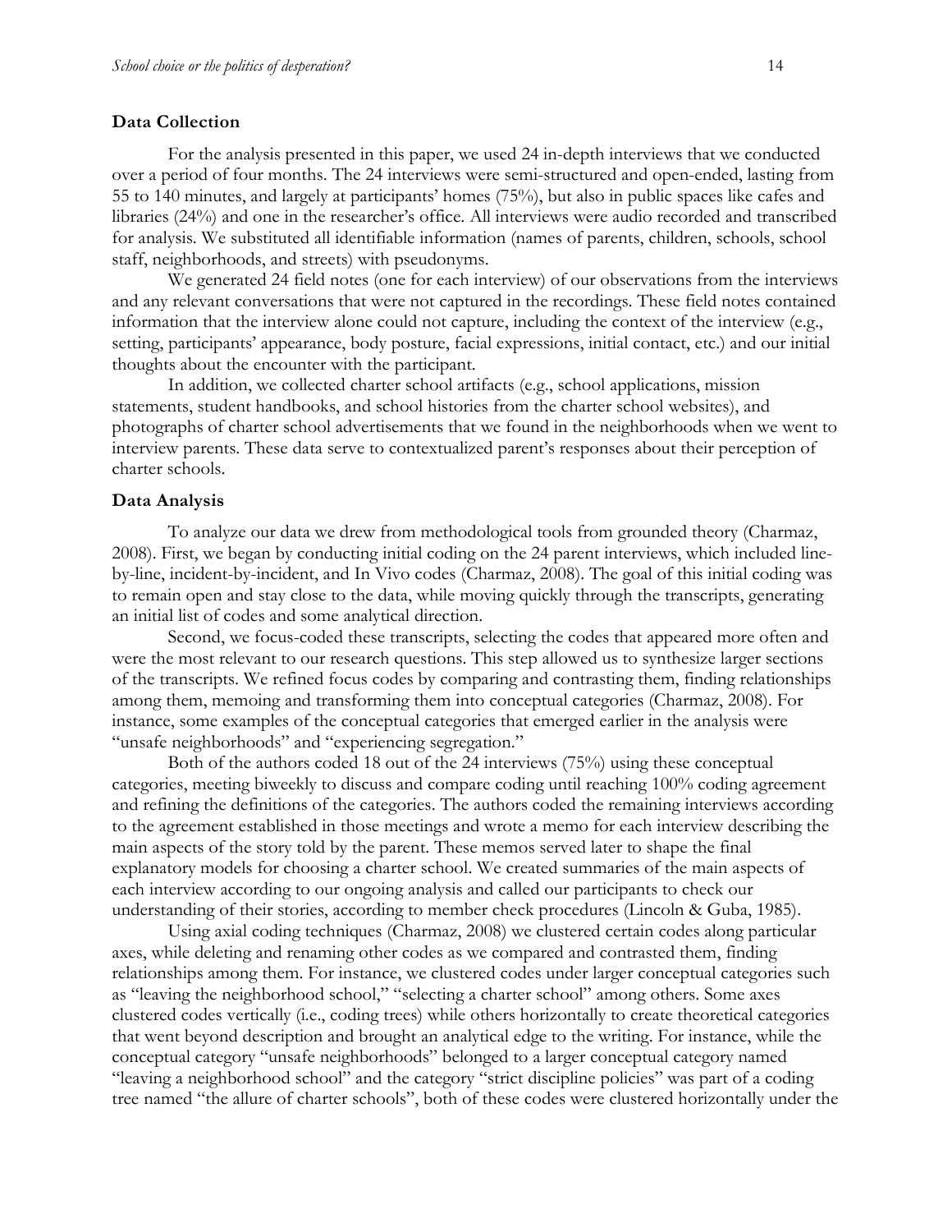### Data Collection

For the analysis presented in this paper, we used 24 in-depth interviews that we conducted over a period of four months. The 24 interviews were semi-structured and open-ended, lasting from 55 to 140 minutes, and largely at participants' homes (75%), but also in public spaces like cafes and libraries (24%) and one in the researcher's office. All interviews were audio recorded and transcribed for analysis. We substituted all identifiable information (names of parents, children, schools, school staff, neighborhoods, and streets) with pseudonyms.

We generated 24 field notes (one for each interview) of our observations from the interviews and any relevant conversations that were not captured in the recordings. These field notes contained information that the interview alone could not capture, including the context of the interview (e.g., setting, participants' appearance, body posture, facial expressions, initial contact, etc.) and our initial thoughts about the encounter with the participant.

In addition, we collected charter school artifacts (e.g., school applications, mission statements, student handbooks, and school histories from the charter school websites), and photographs of charter school advertisements that we found in the neighborhoods when we went to interview parents. These data serve to contextualized parent's responses about their perception of charter schools.

### Data Analysis

To analyze our data we drew from methodological tools from grounded theory (Charmaz, 2008). First, we began by conducting initial coding on the 24 parent interviews, which included line-by-line, incident-by-incident, and In Vivo codes (Charmaz, 2008). The goal of this initial coding was to remain open and stay close to the data, while moving quickly through the transcripts, generating an initial list of codes and some analytical direction.

Second, we focus-coded these transcripts, selecting the codes that appeared more often and were the most relevant to our research questions. This step allowed us to synthesize larger sections of the transcripts. We refined focus codes by comparing and contrasting them, finding relationships among them, memoing and transforming them into conceptual categories (Charmaz, 2008). For instance, some examples of the conceptual categories that emerged earlier in the analysis were "unsafe neighborhoods" and "experiencing segregation."

Both of the authors coded 18 out of the 24 interviews (75%) using these conceptual categories, meeting biweekly to discuss and compare coding until reaching 100% coding agreement and refining the definitions of the categories. The authors coded the remaining interviews according to the agreement established in those meetings and wrote a memo for each interview describing the main aspects of the story told by the parent. These memos served later to shape the final explanatory models for choosing a charter school. We created summaries of the main aspects of each interview according to our ongoing analysis and called our participants to check our understanding of their stories, according to member check procedures (Lincoln & Guba, 1985).

Using axial coding techniques (Charmaz, 2008) we clustered certain codes along particular axes, while deleting and renaming other codes as we compared and contrasted them, finding relationships among them. For instance, we clustered codes under larger conceptual categories such as "leaving the neighborhood school," "selecting a charter school" among others. Some axes clustered codes vertically (i.e., coding trees) while others horizontally to create theoretical categories that went beyond description and brought an analytical edge to the writing. For instance, while the conceptual category "unsafe neighborhoods" belonged to a larger conceptual category named "leaving a neighborhood school" and the category "strict discipline policies" was part of a coding tree named "the allure of charter schools", both of these codes were clustered horizontally under the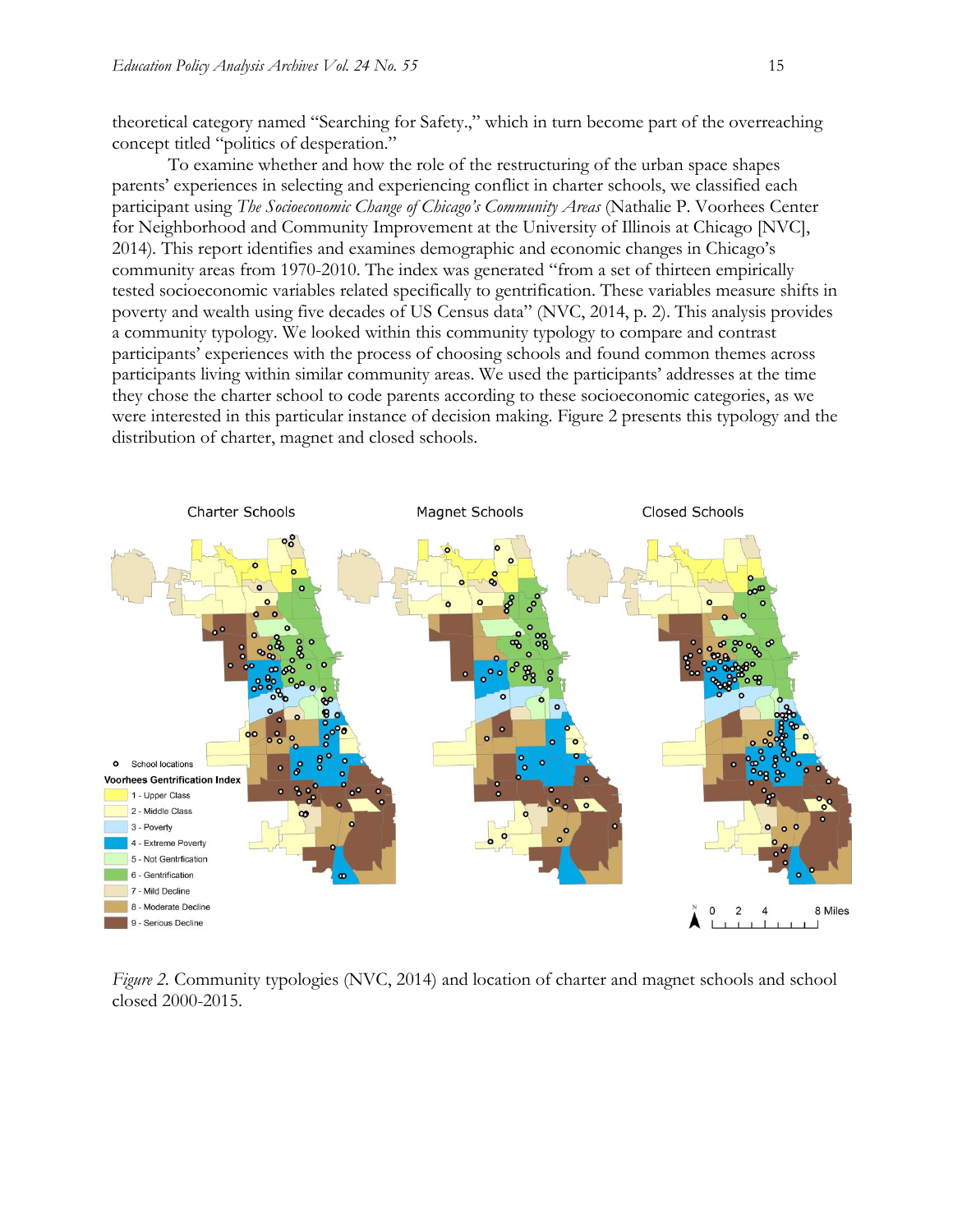theoretical category named "Searching for Safety.," which in turn become part of the overreaching concept titled "politics of desperation."

To examine whether and how the role of the restructuring of the urban space shapes parents' experiences in selecting and experiencing conflict in charter schools, we classified each participant using *The Socioeconomic Change of Chicago's Community Areas* (Nathalie P. Voorhees Center for Neighborhood and Community Improvement at the University of Illinois at Chicago [NVC], 2014). This report identifies and examines demographic and economic changes in Chicago's community areas from 1970-2010. The index was generated "from a set of thirteen empirically tested socioeconomic variables related specifically to gentrification. These variables measure shifts in poverty and wealth using five decades of US Census data" (NVC, 2014, p. 2). This analysis provides a community typology. We looked within this community typology to compare and contrast participants' experiences with the process of choosing schools and found common themes across participants living within similar community areas. We used the participants' addresses at the time they chose the charter school to code parents according to these socioeconomic categories, as we were interested in this particular instance of decision making. Figure 2 presents this typology and the distribution of charter, magnet and closed schools.

*Figure 2.* Community typologies (NVC, 2014) and location of charter and magnet schools and school closed 2000-2015.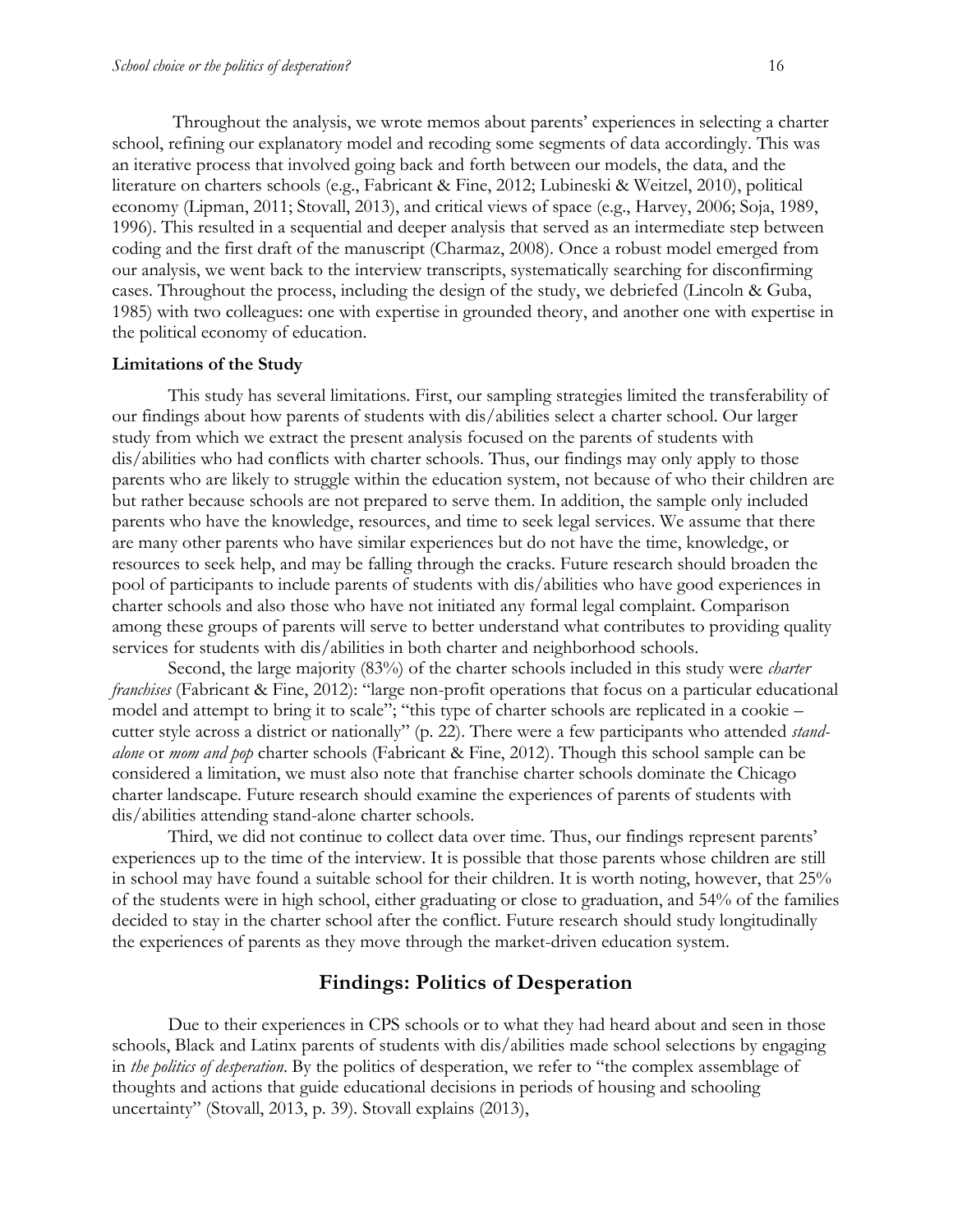Throughout the analysis, we wrote memos about parents' experiences in selecting a charter school, refining our explanatory model and recoding some segments of data accordingly. This was an iterative process that involved going back and forth between our models, the data, and the literature on charters schools (e.g., Fabricant & Fine, 2012; Lubineski & Weitzel, 2010), political economy (Lipman, 2011; Stovall, 2013), and critical views of space (e.g., Harvey, 2006; Soja, 1989, 1996). This resulted in a sequential and deeper analysis that served as an intermediate step between coding and the first draft of the manuscript (Charmaz, 2008). Once a robust model emerged from our analysis, we went back to the interview transcripts, systematically searching for disconfirming cases. Throughout the process, including the design of the study, we debriefed (Lincoln & Guba, 1985) with two colleagues: one with expertise in grounded theory, and another one with expertise in the political economy of education.

### Limitations of the Study

This study has several limitations. First, our sampling strategies limited the transferability of our findings about how parents of students with dis/abilities select a charter school. Our larger study from which we extract the present analysis focused on the parents of students with dis/abilities who had conflicts with charter schools. Thus, our findings may only apply to those parents who are likely to struggle within the education system, not because of who their children are but rather because schools are not prepared to serve them. In addition, the sample only included parents who have the knowledge, resources, and time to seek legal services. We assume that there are many other parents who have similar experiences but do not have the time, knowledge, or resources to seek help, and may be falling through the cracks. Future research should broaden the pool of participants to include parents of students with dis/abilities who have good experiences in charter schools and also those who have not initiated any formal legal complaint. Comparison among these groups of parents will serve to better understand what contributes to providing quality services for students with dis/abilities in both charter and neighborhood schools.

Second, the large majority (83%) of the charter schools included in this study were *charter franchises* (Fabricant & Fine, 2012): "large non-profit operations that focus on a particular educational model and attempt to bring it to scale"; "this type of charter schools are replicated in a cookie – cutter style across a district or nationally" (p. 22). There were a few participants who attended *stand-alone* or *mom and pop* charter schools (Fabricant & Fine, 2012). Though this school sample can be considered a limitation, we must also note that franchise charter schools dominate the Chicago charter landscape. Future research should examine the experiences of parents of students with dis/abilities attending stand-alone charter schools.

Third, we did not continue to collect data over time. Thus, our findings represent parents' experiences up to the time of the interview. It is possible that those parents whose children are still in school may have found a suitable school for their children. It is worth noting, however, that 25% of the students were in high school, either graduating or close to graduation, and 54% of the families decided to stay in the charter school after the conflict. Future research should study longitudinally the experiences of parents as they move through the market-driven education system.

## Findings: Politics of Desperation

Due to their experiences in CPS schools or to what they had heard about and seen in those schools, Black and Latinx parents of students with dis/abilities made school selections by engaging in *the politics of desperation*. By the politics of desperation, we refer to "the complex assemblage of thoughts and actions that guide educational decisions in periods of housing and schooling uncertainty" (Stovall, 2013, p. 39). Stovall explains (2013),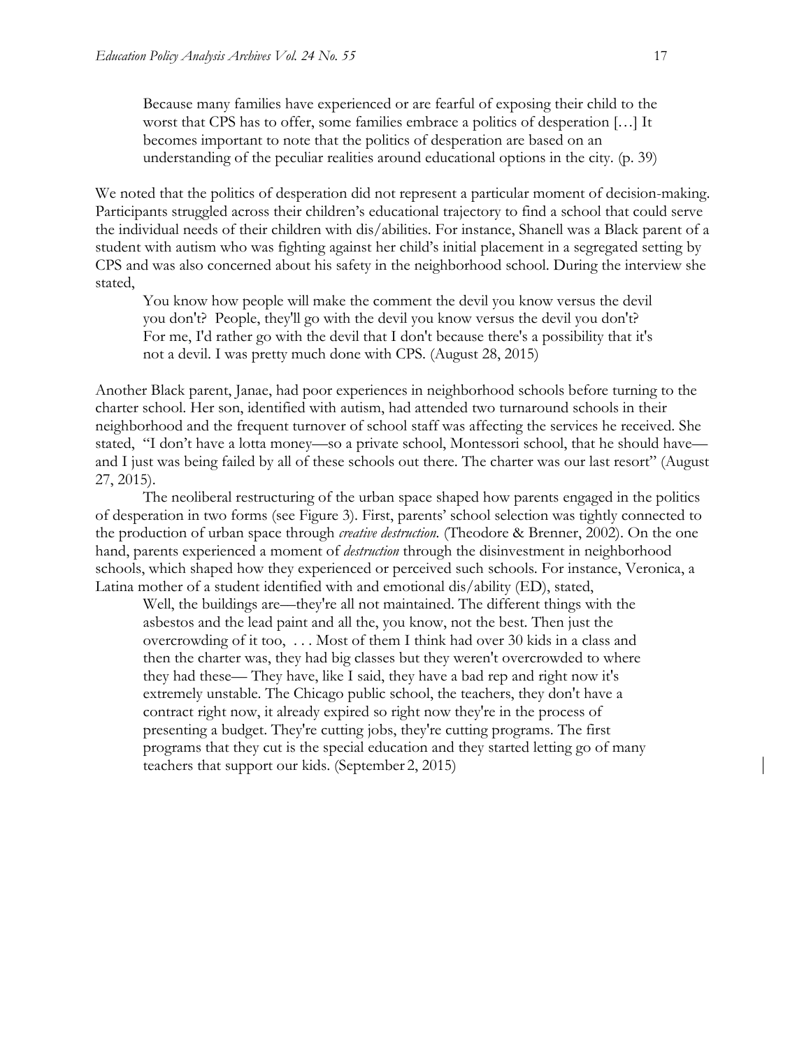> Because many families have experienced or are fearful of exposing their child to the worst that CPS has to offer, some families embrace a politics of desperation […] It becomes important to note that the politics of desperation are based on an understanding of the peculiar realities around educational options in the city. (p. 39)

We noted that the politics of desperation did not represent a particular moment of decision-making. Participants struggled across their children's educational trajectory to find a school that could serve the individual needs of their children with dis/abilities. For instance, Shanell was a Black parent of a student with autism who was fighting against her child's initial placement in a segregated setting by CPS and was also concerned about his safety in the neighborhood school. During the interview she stated,

> You know how people will make the comment the devil you know versus the devil you don't? People, they'll go with the devil you know versus the devil you don't? For me, I'd rather go with the devil that I don't because there's a possibility that it's not a devil. I was pretty much done with CPS. (August 28, 2015)

Another Black parent, Janae, had poor experiences in neighborhood schools before turning to the charter school. Her son, identified with autism, had attended two turnaround schools in their neighborhood and the frequent turnover of school staff was affecting the services he received. She stated, "I don't have a lotta money—so a private school, Montessori school, that he should have—and I just was being failed by all of these schools out there. The charter was our last resort" (August 27, 2015).

The neoliberal restructuring of the urban space shaped how parents engaged in the politics of desperation in two forms (see Figure 3). First, parents' school selection was tightly connected to the production of urban space through *creative destruction.* (Theodore & Brenner, 2002). On the one hand, parents experienced a moment of *destruction* through the disinvestment in neighborhood schools, which shaped how they experienced or perceived such schools. For instance, Veronica, a Latina mother of a student identified with and emotional dis/ability (ED), stated,

> Well, the buildings are—they're all not maintained. The different things with the asbestos and the lead paint and all the, you know, not the best. Then just the overcrowding of it too, . . . Most of them I think had over 30 kids in a class and then the charter was, they had big classes but they weren't overcrowded to where they had these— They have, like I said, they have a bad rep and right now it's extremely unstable. The Chicago public school, the teachers, they don't have a contract right now, it already expired so right now they're in the process of presenting a budget. They're cutting jobs, they're cutting programs. The first programs that they cut is the special education and they started letting go of many teachers that support our kids. (September 2, 2015)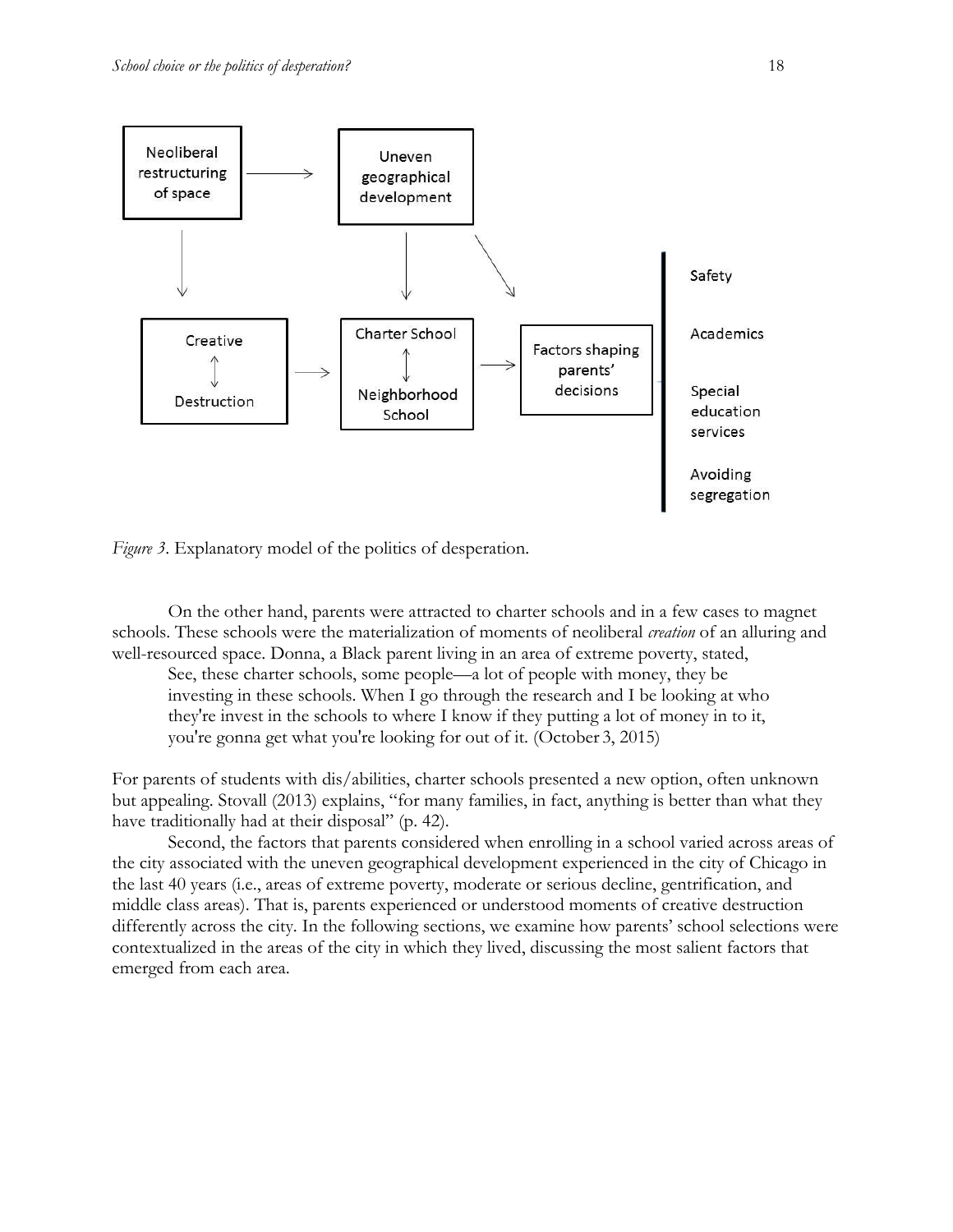Neoliberal restructuring of space → Uneven geographical development

Creative ↕ Destruction → Charter School ↕ Neighborhood School → Factors shaping parents' decisions

Safety

Academics

Special education services

Avoiding segregation

*Figure 3.* Explanatory model of the politics of desperation.

On the other hand, parents were attracted to charter schools and in a few cases to magnet schools. These schools were the materialization of moments of neoliberal *creation* of an alluring and well-resourced space. Donna, a Black parent living in an area of extreme poverty, stated,

> See, these charter schools, some people—a lot of people with money, they be investing in these schools. When I go through the research and I be looking at who they're invest in the schools to where I know if they putting a lot of money in to it, you're gonna get what you're looking for out of it. (October 3, 2015)

For parents of students with dis/abilities, charter schools presented a new option, often unknown but appealing. Stovall (2013) explains, "for many families, in fact, anything is better than what they have traditionally had at their disposal" (p. 42).

Second, the factors that parents considered when enrolling in a school varied across areas of the city associated with the uneven geographical development experienced in the city of Chicago in the last 40 years (i.e., areas of extreme poverty, moderate or serious decline, gentrification, and middle class areas). That is, parents experienced or understood moments of creative destruction differently across the city. In the following sections, we examine how parents' school selections were contextualized in the areas of the city in which they lived, discussing the most salient factors that emerged from each area.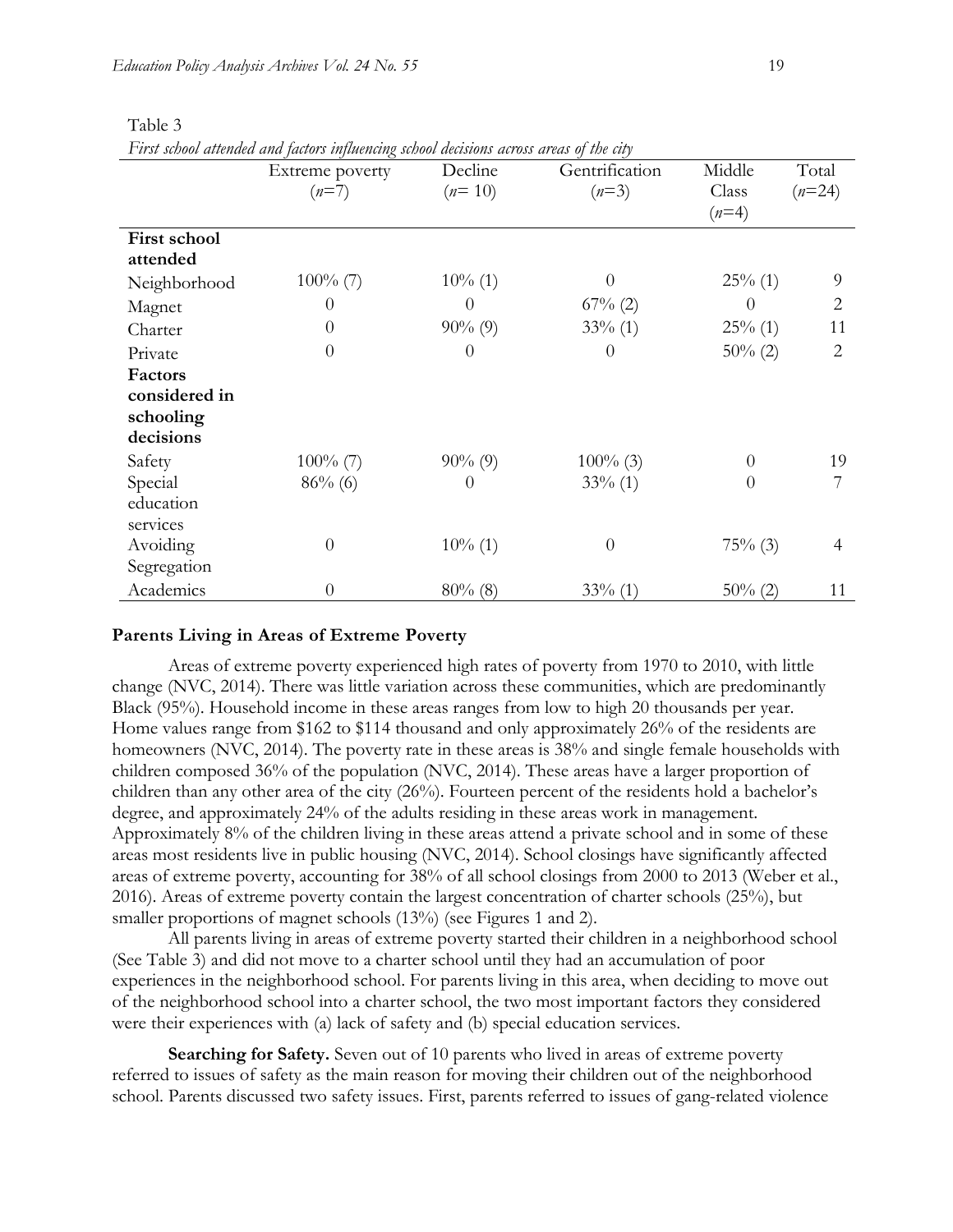Table 3

*First school attended and factors influencing school decisions across areas of the city*

| | Extreme poverty (*n*=7) | Decline (*n*= 10) | Gentrification (*n*=3) | Middle Class (*n*=4) | Total (*n*=24) |
|---|---|---|---|---|---|
| **First school attended** | | | | | |
| Neighborhood | 100% (7) | 10% (1) | 0 | 25% (1) | 9 |
| Magnet | 0 | 0 | 67% (2) | 0 | 2 |
| Charter | 0 | 90% (9) | 33% (1) | 25% (1) | 11 |
| Private | 0 | 0 | 0 | 50% (2) | 2 |
| **Factors considered in schooling decisions** | | | | | |
| Safety | 100% (7) | 90% (9) | 100% (3) | 0 | 19 |
| Special education services | 86% (6) | 0 | 33% (1) | 0 | 7 |
| Avoiding Segregation | 0 | 10% (1) | 0 | 75% (3) | 4 |
| Academics | 0 | 80% (8) | 33% (1) | 50% (2) | 11 |

## Parents Living in Areas of Extreme Poverty

Areas of extreme poverty experienced high rates of poverty from 1970 to 2010, with little change (NVC, 2014). There was little variation across these communities, which are predominantly Black (95%). Household income in these areas ranges from low to high 20 thousands per year. Home values range from $162 to $114 thousand and only approximately 26% of the residents are homeowners (NVC, 2014). The poverty rate in these areas is 38% and single female households with children composed 36% of the population (NVC, 2014). These areas have a larger proportion of children than any other area of the city (26%). Fourteen percent of the residents hold a bachelor's degree, and approximately 24% of the adults residing in these areas work in management. Approximately 8% of the children living in these areas attend a private school and in some of these areas most residents live in public housing (NVC, 2014). School closings have significantly affected areas of extreme poverty, accounting for 38% of all school closings from 2000 to 2013 (Weber et al., 2016). Areas of extreme poverty contain the largest concentration of charter schools (25%), but smaller proportions of magnet schools (13%) (see Figures 1 and 2).

All parents living in areas of extreme poverty started their children in a neighborhood school (See Table 3) and did not move to a charter school until they had an accumulation of poor experiences in the neighborhood school. For parents living in this area, when deciding to move out of the neighborhood school into a charter school, the two most important factors they considered were their experiences with (a) lack of safety and (b) special education services.

**Searching for Safety.** Seven out of 10 parents who lived in areas of extreme poverty referred to issues of safety as the main reason for moving their children out of the neighborhood school. Parents discussed two safety issues. First, parents referred to issues of gang-related violence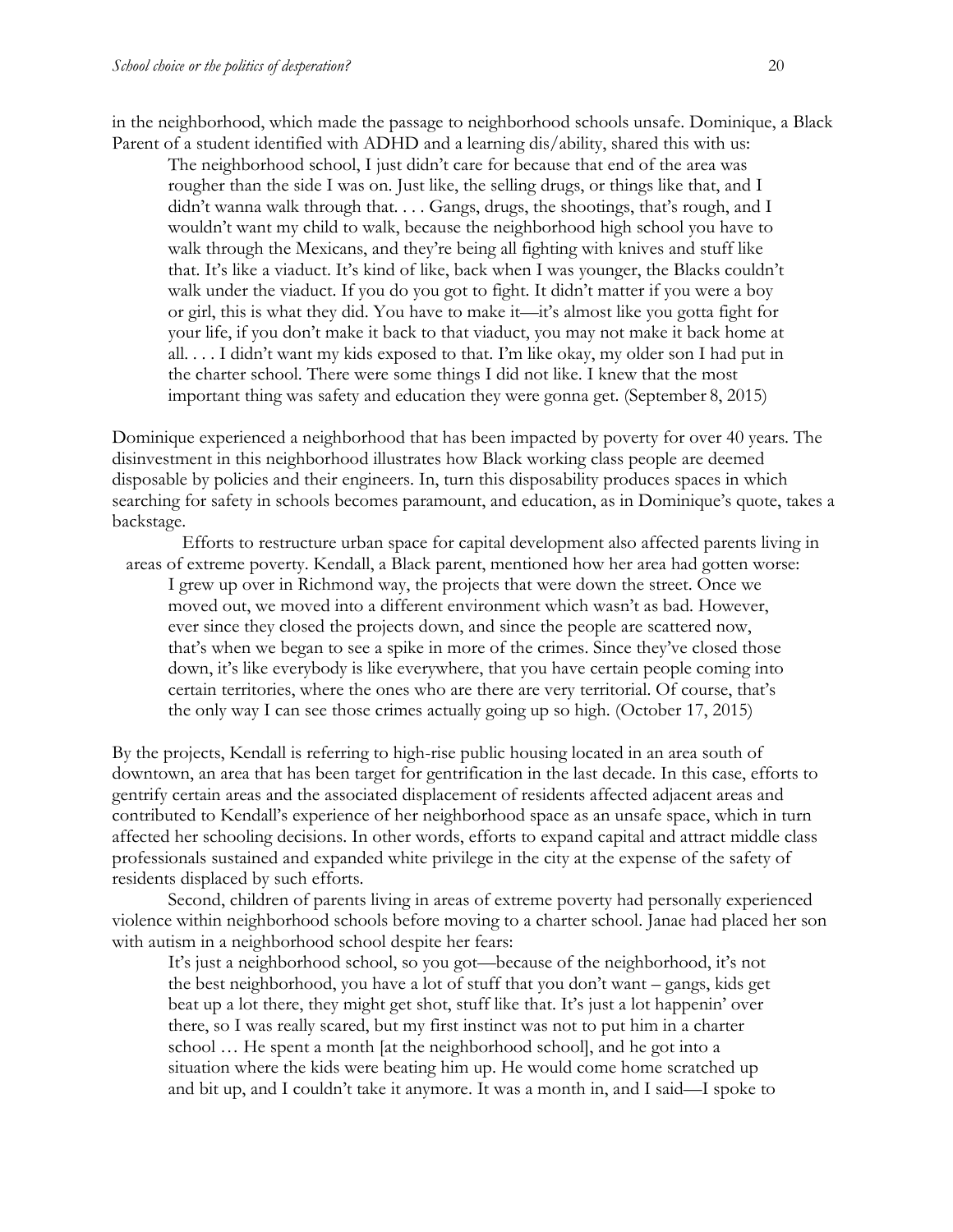in the neighborhood, which made the passage to neighborhood schools unsafe. Dominique, a Black Parent of a student identified with ADHD and a learning dis/ability, shared this with us:

> The neighborhood school, I just didn't care for because that end of the area was rougher than the side I was on. Just like, the selling drugs, or things like that, and I didn't wanna walk through that. . . . Gangs, drugs, the shootings, that's rough, and I wouldn't want my child to walk, because the neighborhood high school you have to walk through the Mexicans, and they're being all fighting with knives and stuff like that. It's like a viaduct. It's kind of like, back when I was younger, the Blacks couldn't walk under the viaduct. If you do you got to fight. It didn't matter if you were a boy or girl, this is what they did. You have to make it—it's almost like you gotta fight for your life, if you don't make it back to that viaduct, you may not make it back home at all. . . . I didn't want my kids exposed to that. I'm like okay, my older son I had put in the charter school. There were some things I did not like. I knew that the most important thing was safety and education they were gonna get. (September 8, 2015)

Dominique experienced a neighborhood that has been impacted by poverty for over 40 years. The disinvestment in this neighborhood illustrates how Black working class people are deemed disposable by policies and their engineers. In, turn this disposability produces spaces in which searching for safety in schools becomes paramount, and education, as in Dominique's quote, takes a backstage.

Efforts to restructure urban space for capital development also affected parents living in areas of extreme poverty. Kendall, a Black parent, mentioned how her area had gotten worse:

> I grew up over in Richmond way, the projects that were down the street. Once we moved out, we moved into a different environment which wasn't as bad. However, ever since they closed the projects down, and since the people are scattered now, that's when we began to see a spike in more of the crimes. Since they've closed those down, it's like everybody is like everywhere, that you have certain people coming into certain territories, where the ones who are there are very territorial. Of course, that's the only way I can see those crimes actually going up so high. (October 17, 2015)

By the projects, Kendall is referring to high-rise public housing located in an area south of downtown, an area that has been target for gentrification in the last decade. In this case, efforts to gentrify certain areas and the associated displacement of residents affected adjacent areas and contributed to Kendall's experience of her neighborhood space as an unsafe space, which in turn affected her schooling decisions. In other words, efforts to expand capital and attract middle class professionals sustained and expanded white privilege in the city at the expense of the safety of residents displaced by such efforts.

Second, children of parents living in areas of extreme poverty had personally experienced violence within neighborhood schools before moving to a charter school. Janae had placed her son with autism in a neighborhood school despite her fears:

> It's just a neighborhood school, so you got—because of the neighborhood, it's not the best neighborhood, you have a lot of stuff that you don't want – gangs, kids get beat up a lot there, they might get shot, stuff like that. It's just a lot happenin' over there, so I was really scared, but my first instinct was not to put him in a charter school … He spent a month [at the neighborhood school], and he got into a situation where the kids were beating him up. He would come home scratched up and bit up, and I couldn't take it anymore. It was a month in, and I said—I spoke to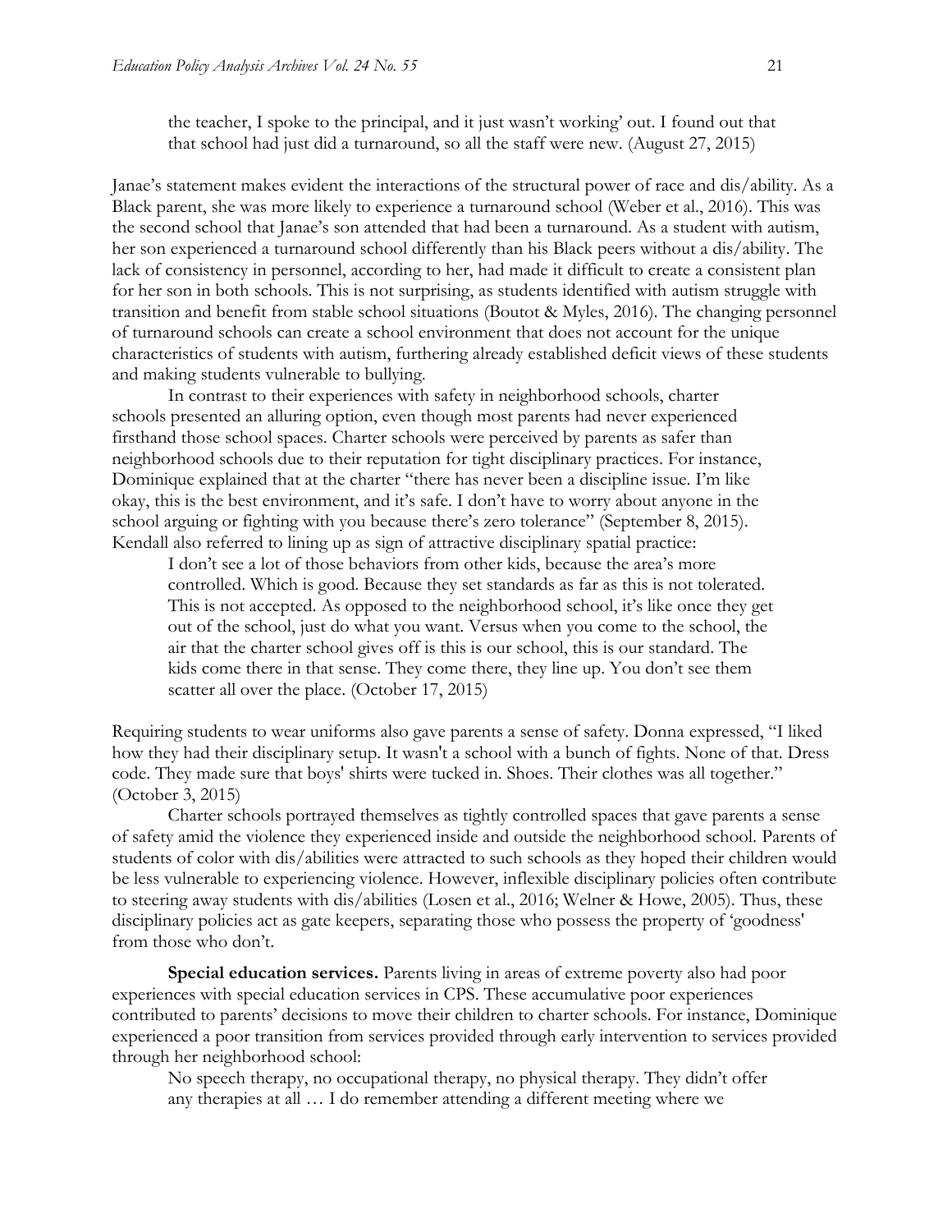> the teacher, I spoke to the principal, and it just wasn't working' out. I found out that that school had just did a turnaround, so all the staff were new. (August 27, 2015)

Janae's statement makes evident the interactions of the structural power of race and dis/ability. As a Black parent, she was more likely to experience a turnaround school (Weber et al., 2016). This was the second school that Janae's son attended that had been a turnaround. As a student with autism, her son experienced a turnaround school differently than his Black peers without a dis/ability. The lack of consistency in personnel, according to her, had made it difficult to create a consistent plan for her son in both schools. This is not surprising, as students identified with autism struggle with transition and benefit from stable school situations (Boutot & Myles, 2016). The changing personnel of turnaround schools can create a school environment that does not account for the unique characteristics of students with autism, furthering already established deficit views of these students and making students vulnerable to bullying.

In contrast to their experiences with safety in neighborhood schools, charter schools presented an alluring option, even though most parents had never experienced firsthand those school spaces. Charter schools were perceived by parents as safer than neighborhood schools due to their reputation for tight disciplinary practices. For instance, Dominique explained that at the charter "there has never been a discipline issue. I'm like okay, this is the best environment, and it's safe. I don't have to worry about anyone in the school arguing or fighting with you because there's zero tolerance" (September 8, 2015). Kendall also referred to lining up as sign of attractive disciplinary spatial practice:

> I don't see a lot of those behaviors from other kids, because the area's more controlled. Which is good. Because they set standards as far as this is not tolerated. This is not accepted. As opposed to the neighborhood school, it's like once they get out of the school, just do what you want. Versus when you come to the school, the air that the charter school gives off is this is our school, this is our standard. The kids come there in that sense. They come there, they line up. You don't see them scatter all over the place. (October 17, 2015)

Requiring students to wear uniforms also gave parents a sense of safety. Donna expressed, "I liked how they had their disciplinary setup. It wasn't a school with a bunch of fights. None of that. Dress code. They made sure that boys' shirts were tucked in. Shoes. Their clothes was all together." (October 3, 2015)

Charter schools portrayed themselves as tightly controlled spaces that gave parents a sense of safety amid the violence they experienced inside and outside the neighborhood school. Parents of students of color with dis/abilities were attracted to such schools as they hoped their children would be less vulnerable to experiencing violence. However, inflexible disciplinary policies often contribute to steering away students with dis/abilities (Losen et al., 2016; Welner & Howe, 2005). Thus, these disciplinary policies act as gate keepers, separating those who possess the property of 'goodness' from those who don't.

**Special education services.** Parents living in areas of extreme poverty also had poor experiences with special education services in CPS. These accumulative poor experiences contributed to parents' decisions to move their children to charter schools. For instance, Dominique experienced a poor transition from services provided through early intervention to services provided through her neighborhood school:

> No speech therapy, no occupational therapy, no physical therapy. They didn't offer any therapies at all … I do remember attending a different meeting where we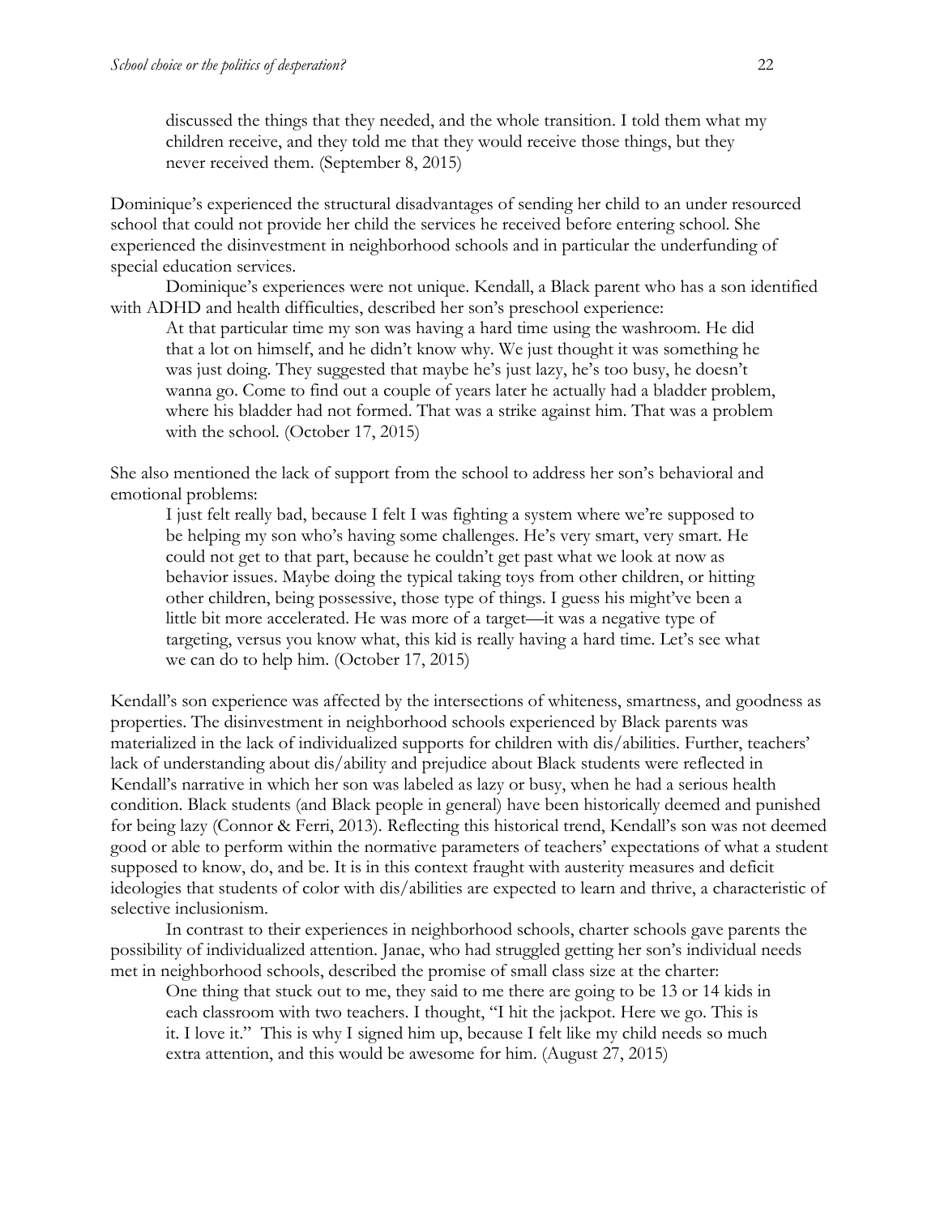> discussed the things that they needed, and the whole transition. I told them what my children receive, and they told me that they would receive those things, but they never received them. (September 8, 2015)

Dominique's experienced the structural disadvantages of sending her child to an under resourced school that could not provide her child the services he received before entering school. She experienced the disinvestment in neighborhood schools and in particular the underfunding of special education services.

Dominique's experiences were not unique. Kendall, a Black parent who has a son identified with ADHD and health difficulties, described her son's preschool experience:

> At that particular time my son was having a hard time using the washroom. He did that a lot on himself, and he didn't know why. We just thought it was something he was just doing. They suggested that maybe he's just lazy, he's too busy, he doesn't wanna go. Come to find out a couple of years later he actually had a bladder problem, where his bladder had not formed. That was a strike against him. That was a problem with the school. (October 17, 2015)

She also mentioned the lack of support from the school to address her son's behavioral and emotional problems:

> I just felt really bad, because I felt I was fighting a system where we're supposed to be helping my son who's having some challenges. He's very smart, very smart. He could not get to that part, because he couldn't get past what we look at now as behavior issues. Maybe doing the typical taking toys from other children, or hitting other children, being possessive, those type of things. I guess his might've been a little bit more accelerated. He was more of a target—it was a negative type of targeting, versus you know what, this kid is really having a hard time. Let's see what we can do to help him. (October 17, 2015)

Kendall's son experience was affected by the intersections of whiteness, smartness, and goodness as properties. The disinvestment in neighborhood schools experienced by Black parents was materialized in the lack of individualized supports for children with dis/abilities. Further, teachers' lack of understanding about dis/ability and prejudice about Black students were reflected in Kendall's narrative in which her son was labeled as lazy or busy, when he had a serious health condition. Black students (and Black people in general) have been historically deemed and punished for being lazy (Connor & Ferri, 2013). Reflecting this historical trend, Kendall's son was not deemed good or able to perform within the normative parameters of teachers' expectations of what a student supposed to know, do, and be. It is in this context fraught with austerity measures and deficit ideologies that students of color with dis/abilities are expected to learn and thrive, a characteristic of selective inclusionism.

In contrast to their experiences in neighborhood schools, charter schools gave parents the possibility of individualized attention. Janae, who had struggled getting her son's individual needs met in neighborhood schools, described the promise of small class size at the charter:

> One thing that stuck out to me, they said to me there are going to be 13 or 14 kids in each classroom with two teachers. I thought, "I hit the jackpot. Here we go. This is it. I love it." This is why I signed him up, because I felt like my child needs so much extra attention, and this would be awesome for him. (August 27, 2015)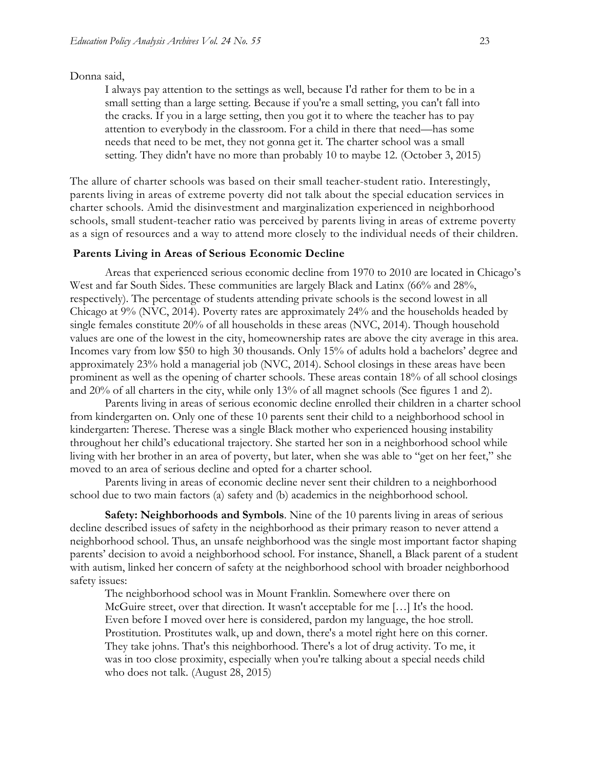Donna said,

> I always pay attention to the settings as well, because I'd rather for them to be in a small setting than a large setting. Because if you're a small setting, you can't fall into the cracks. If you in a large setting, then you got it to where the teacher has to pay attention to everybody in the classroom. For a child in there that need—has some needs that need to be met, they not gonna get it. The charter school was a small setting. They didn't have no more than probably 10 to maybe 12. (October 3, 2015)

The allure of charter schools was based on their small teacher-student ratio. Interestingly, parents living in areas of extreme poverty did not talk about the special education services in charter schools. Amid the disinvestment and marginalization experienced in neighborhood schools, small student-teacher ratio was perceived by parents living in areas of extreme poverty as a sign of resources and a way to attend more closely to the individual needs of their children.

### Parents Living in Areas of Serious Economic Decline

Areas that experienced serious economic decline from 1970 to 2010 are located in Chicago's West and far South Sides. These communities are largely Black and Latinx (66% and 28%, respectively). The percentage of students attending private schools is the second lowest in all Chicago at 9% (NVC, 2014). Poverty rates are approximately 24% and the households headed by single females constitute 20% of all households in these areas (NVC, 2014). Though household values are one of the lowest in the city, homeownership rates are above the city average in this area. Incomes vary from low $50 to high 30 thousands. Only 15% of adults hold a bachelors' degree and approximately 23% hold a managerial job (NVC, 2014). School closings in these areas have been prominent as well as the opening of charter schools. These areas contain 18% of all school closings and 20% of all charters in the city, while only 13% of all magnet schools (See figures 1 and 2).

Parents living in areas of serious economic decline enrolled their children in a charter school from kindergarten on. Only one of these 10 parents sent their child to a neighborhood school in kindergarten: Therese. Therese was a single Black mother who experienced housing instability throughout her child's educational trajectory. She started her son in a neighborhood school while living with her brother in an area of poverty, but later, when she was able to "get on her feet," she moved to an area of serious decline and opted for a charter school.

Parents living in areas of economic decline never sent their children to a neighborhood school due to two main factors (a) safety and (b) academics in the neighborhood school.

**Safety: Neighborhoods and Symbols**. Nine of the 10 parents living in areas of serious decline described issues of safety in the neighborhood as their primary reason to never attend a neighborhood school. Thus, an unsafe neighborhood was the single most important factor shaping parents' decision to avoid a neighborhood school. For instance, Shanell, a Black parent of a student with autism, linked her concern of safety at the neighborhood school with broader neighborhood safety issues:

> The neighborhood school was in Mount Franklin. Somewhere over there on McGuire street, over that direction. It wasn't acceptable for me […] It's the hood. Even before I moved over here is considered, pardon my language, the hoe stroll. Prostitution. Prostitutes walk, up and down, there's a motel right here on this corner. They take johns. That's this neighborhood. There's a lot of drug activity. To me, it was in too close proximity, especially when you're talking about a special needs child who does not talk. (August 28, 2015)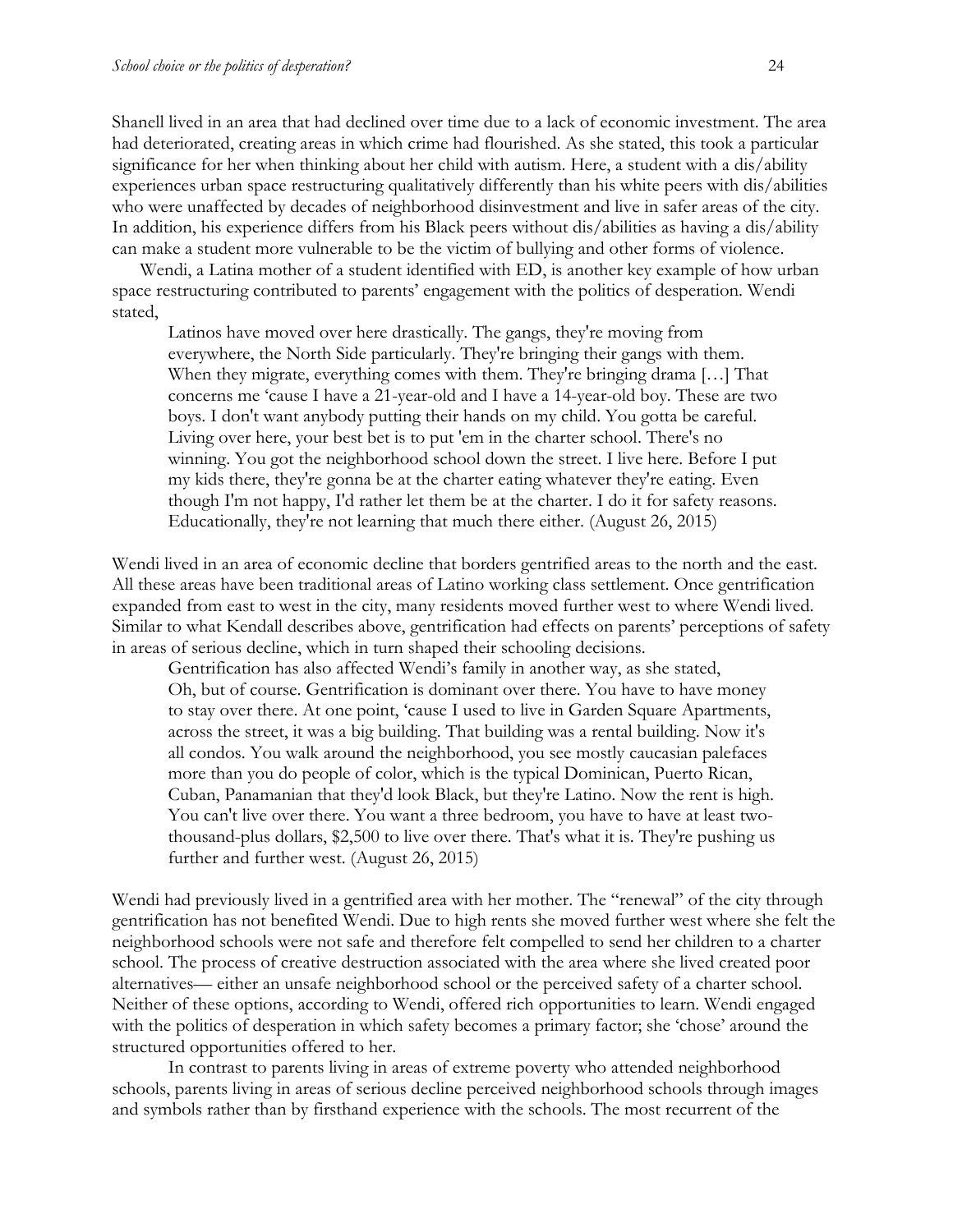Shanell lived in an area that had declined over time due to a lack of economic investment. The area had deteriorated, creating areas in which crime had flourished. As she stated, this took a particular significance for her when thinking about her child with autism. Here, a student with a dis/ability experiences urban space restructuring qualitatively differently than his white peers with dis/abilities who were unaffected by decades of neighborhood disinvestment and live in safer areas of the city. In addition, his experience differs from his Black peers without dis/abilities as having a dis/ability can make a student more vulnerable to be the victim of bullying and other forms of violence.

Wendi, a Latina mother of a student identified with ED, is another key example of how urban space restructuring contributed to parents' engagement with the politics of desperation. Wendi stated,

> Latinos have moved over here drastically. The gangs, they're moving from everywhere, the North Side particularly. They're bringing their gangs with them. When they migrate, everything comes with them. They're bringing drama […] That concerns me 'cause I have a 21-year-old and I have a 14-year-old boy. These are two boys. I don't want anybody putting their hands on my child. You gotta be careful. Living over here, your best bet is to put 'em in the charter school. There's no winning. You got the neighborhood school down the street. I live here. Before I put my kids there, they're gonna be at the charter eating whatever they're eating. Even though I'm not happy, I'd rather let them be at the charter. I do it for safety reasons. Educationally, they're not learning that much there either. (August 26, 2015)

Wendi lived in an area of economic decline that borders gentrified areas to the north and the east. All these areas have been traditional areas of Latino working class settlement. Once gentrification expanded from east to west in the city, many residents moved further west to where Wendi lived. Similar to what Kendall describes above, gentrification had effects on parents' perceptions of safety in areas of serious decline, which in turn shaped their schooling decisions.

Gentrification has also affected Wendi's family in another way, as she stated,

> Oh, but of course. Gentrification is dominant over there. You have to have money to stay over there. At one point, 'cause I used to live in Garden Square Apartments, across the street, it was a big building. That building was a rental building. Now it's all condos. You walk around the neighborhood, you see mostly caucasian palefaces more than you do people of color, which is the typical Dominican, Puerto Rican, Cuban, Panamanian that they'd look Black, but they're Latino. Now the rent is high. You can't live over there. You want a three bedroom, you have to have at least two-thousand-plus dollars, $2,500 to live over there. That's what it is. They're pushing us further and further west. (August 26, 2015)

Wendi had previously lived in a gentrified area with her mother. The "renewal" of the city through gentrification has not benefited Wendi. Due to high rents she moved further west where she felt the neighborhood schools were not safe and therefore felt compelled to send her children to a charter school. The process of creative destruction associated with the area where she lived created poor alternatives— either an unsafe neighborhood school or the perceived safety of a charter school. Neither of these options, according to Wendi, offered rich opportunities to learn. Wendi engaged with the politics of desperation in which safety becomes a primary factor; she 'chose' around the structured opportunities offered to her.

In contrast to parents living in areas of extreme poverty who attended neighborhood schools, parents living in areas of serious decline perceived neighborhood schools through images and symbols rather than by firsthand experience with the schools. The most recurrent of the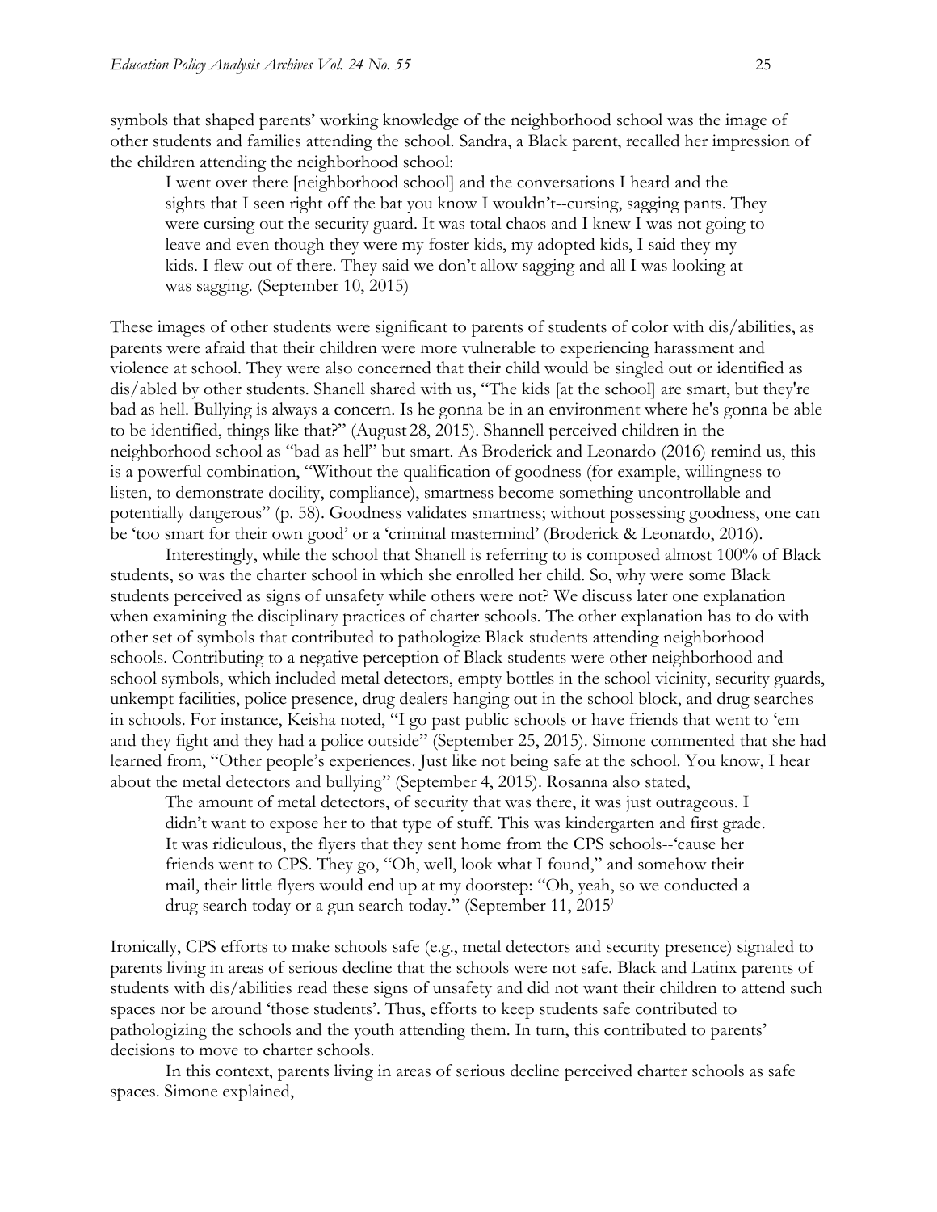symbols that shaped parents' working knowledge of the neighborhood school was the image of other students and families attending the school. Sandra, a Black parent, recalled her impression of the children attending the neighborhood school:

> I went over there [neighborhood school] and the conversations I heard and the sights that I seen right off the bat you know I wouldn't--cursing, sagging pants. They were cursing out the security guard. It was total chaos and I knew I was not going to leave and even though they were my foster kids, my adopted kids, I said they my kids. I flew out of there. They said we don't allow sagging and all I was looking at was sagging. (September 10, 2015)

These images of other students were significant to parents of students of color with dis/abilities, as parents were afraid that their children were more vulnerable to experiencing harassment and violence at school. They were also concerned that their child would be singled out or identified as dis/abled by other students. Shanell shared with us, "The kids [at the school] are smart, but they're bad as hell. Bullying is always a concern. Is he gonna be in an environment where he's gonna be able to be identified, things like that?" (August 28, 2015). Shannell perceived children in the neighborhood school as "bad as hell" but smart. As Broderick and Leonardo (2016) remind us, this is a powerful combination, "Without the qualification of goodness (for example, willingness to listen, to demonstrate docility, compliance), smartness become something uncontrollable and potentially dangerous" (p. 58). Goodness validates smartness; without possessing goodness, one can be 'too smart for their own good' or a 'criminal mastermind' (Broderick & Leonardo, 2016).

Interestingly, while the school that Shanell is referring to is composed almost 100% of Black students, so was the charter school in which she enrolled her child. So, why were some Black students perceived as signs of unsafety while others were not? We discuss later one explanation when examining the disciplinary practices of charter schools. The other explanation has to do with other set of symbols that contributed to pathologize Black students attending neighborhood schools. Contributing to a negative perception of Black students were other neighborhood and school symbols, which included metal detectors, empty bottles in the school vicinity, security guards, unkempt facilities, police presence, drug dealers hanging out in the school block, and drug searches in schools. For instance, Keisha noted, "I go past public schools or have friends that went to 'em and they fight and they had a police outside" (September 25, 2015). Simone commented that she had learned from, "Other people's experiences. Just like not being safe at the school. You know, I hear about the metal detectors and bullying" (September 4, 2015). Rosanna also stated,

> The amount of metal detectors, of security that was there, it was just outrageous. I didn't want to expose her to that type of stuff. This was kindergarten and first grade. It was ridiculous, the flyers that they sent home from the CPS schools--'cause her friends went to CPS. They go, "Oh, well, look what I found," and somehow their mail, their little flyers would end up at my doorstep: "Oh, yeah, so we conducted a drug search today or a gun search today." (September 11, 2015)

Ironically, CPS efforts to make schools safe (e.g., metal detectors and security presence) signaled to parents living in areas of serious decline that the schools were not safe. Black and Latinx parents of students with dis/abilities read these signs of unsafety and did not want their children to attend such spaces nor be around 'those students'. Thus, efforts to keep students safe contributed to pathologizing the schools and the youth attending them. In turn, this contributed to parents' decisions to move to charter schools.

In this context, parents living in areas of serious decline perceived charter schools as safe spaces. Simone explained,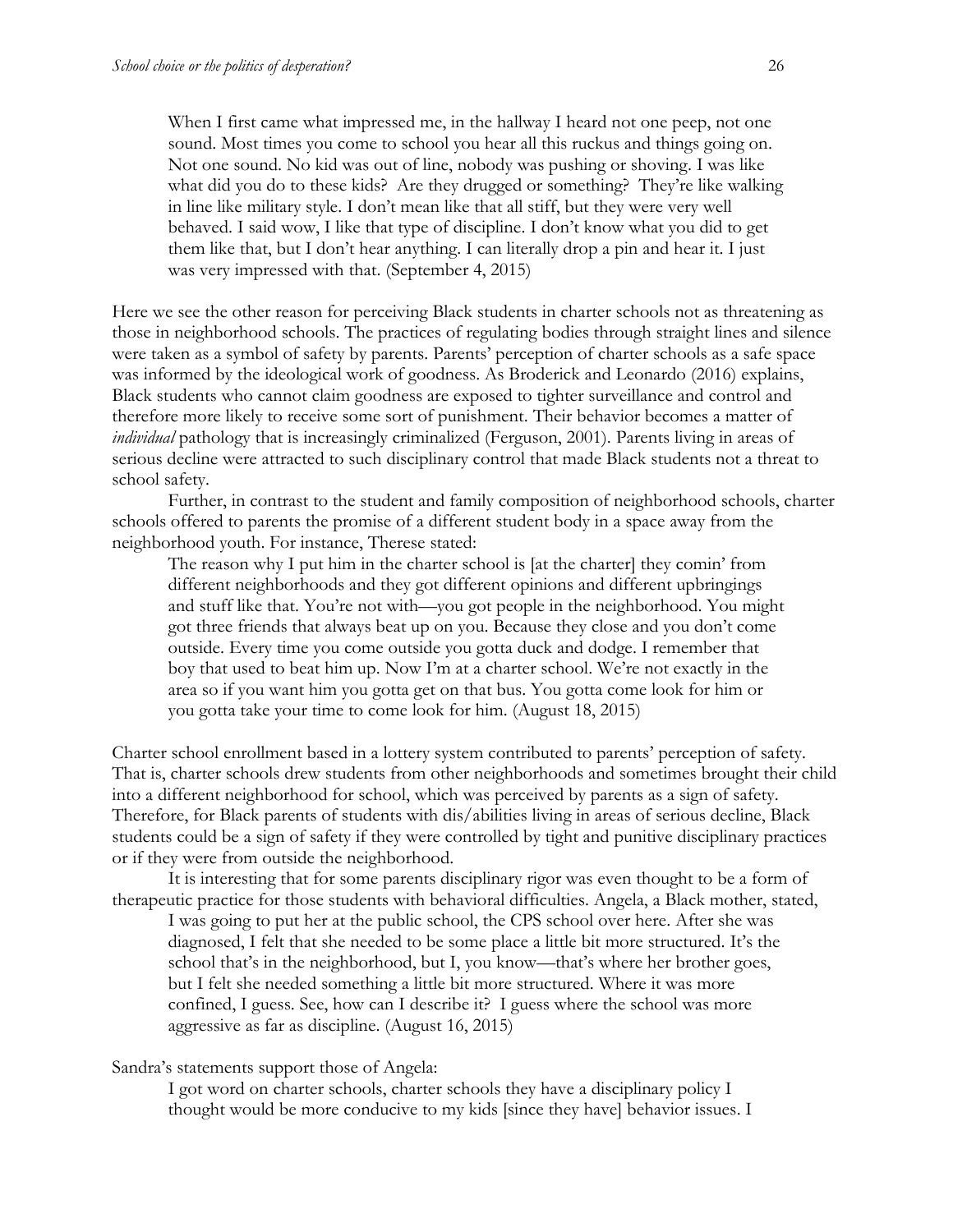> When I first came what impressed me, in the hallway I heard not one peep, not one sound. Most times you come to school you hear all this ruckus and things going on. Not one sound. No kid was out of line, nobody was pushing or shoving. I was like what did you do to these kids? Are they drugged or something? They're like walking in line like military style. I don't mean like that all stiff, but they were very well behaved. I said wow, I like that type of discipline. I don't know what you did to get them like that, but I don't hear anything. I can literally drop a pin and hear it. I just was very impressed with that. (September 4, 2015)

Here we see the other reason for perceiving Black students in charter schools not as threatening as those in neighborhood schools. The practices of regulating bodies through straight lines and silence were taken as a symbol of safety by parents. Parents' perception of charter schools as a safe space was informed by the ideological work of goodness. As Broderick and Leonardo (2016) explains, Black students who cannot claim goodness are exposed to tighter surveillance and control and therefore more likely to receive some sort of punishment. Their behavior becomes a matter of *individual* pathology that is increasingly criminalized (Ferguson, 2001). Parents living in areas of serious decline were attracted to such disciplinary control that made Black students not a threat to school safety.

Further, in contrast to the student and family composition of neighborhood schools, charter schools offered to parents the promise of a different student body in a space away from the neighborhood youth. For instance, Therese stated:

> The reason why I put him in the charter school is [at the charter] they comin' from different neighborhoods and they got different opinions and different upbringings and stuff like that. You're not with—you got people in the neighborhood. You might got three friends that always beat up on you. Because they close and you don't come outside. Every time you come outside you gotta duck and dodge. I remember that boy that used to beat him up. Now I'm at a charter school. We're not exactly in the area so if you want him you gotta get on that bus. You gotta come look for him or you gotta take your time to come look for him. (August 18, 2015)

Charter school enrollment based in a lottery system contributed to parents' perception of safety. That is, charter schools drew students from other neighborhoods and sometimes brought their child into a different neighborhood for school, which was perceived by parents as a sign of safety. Therefore, for Black parents of students with dis/abilities living in areas of serious decline, Black students could be a sign of safety if they were controlled by tight and punitive disciplinary practices or if they were from outside the neighborhood.

It is interesting that for some parents disciplinary rigor was even thought to be a form of therapeutic practice for those students with behavioral difficulties. Angela, a Black mother, stated,

> I was going to put her at the public school, the CPS school over here. After she was diagnosed, I felt that she needed to be some place a little bit more structured. It's the school that's in the neighborhood, but I, you know—that's where her brother goes, but I felt she needed something a little bit more structured. Where it was more confined, I guess. See, how can I describe it? I guess where the school was more aggressive as far as discipline. (August 16, 2015)

Sandra's statements support those of Angela:

> I got word on charter schools, charter schools they have a disciplinary policy I thought would be more conducive to my kids [since they have] behavior issues. I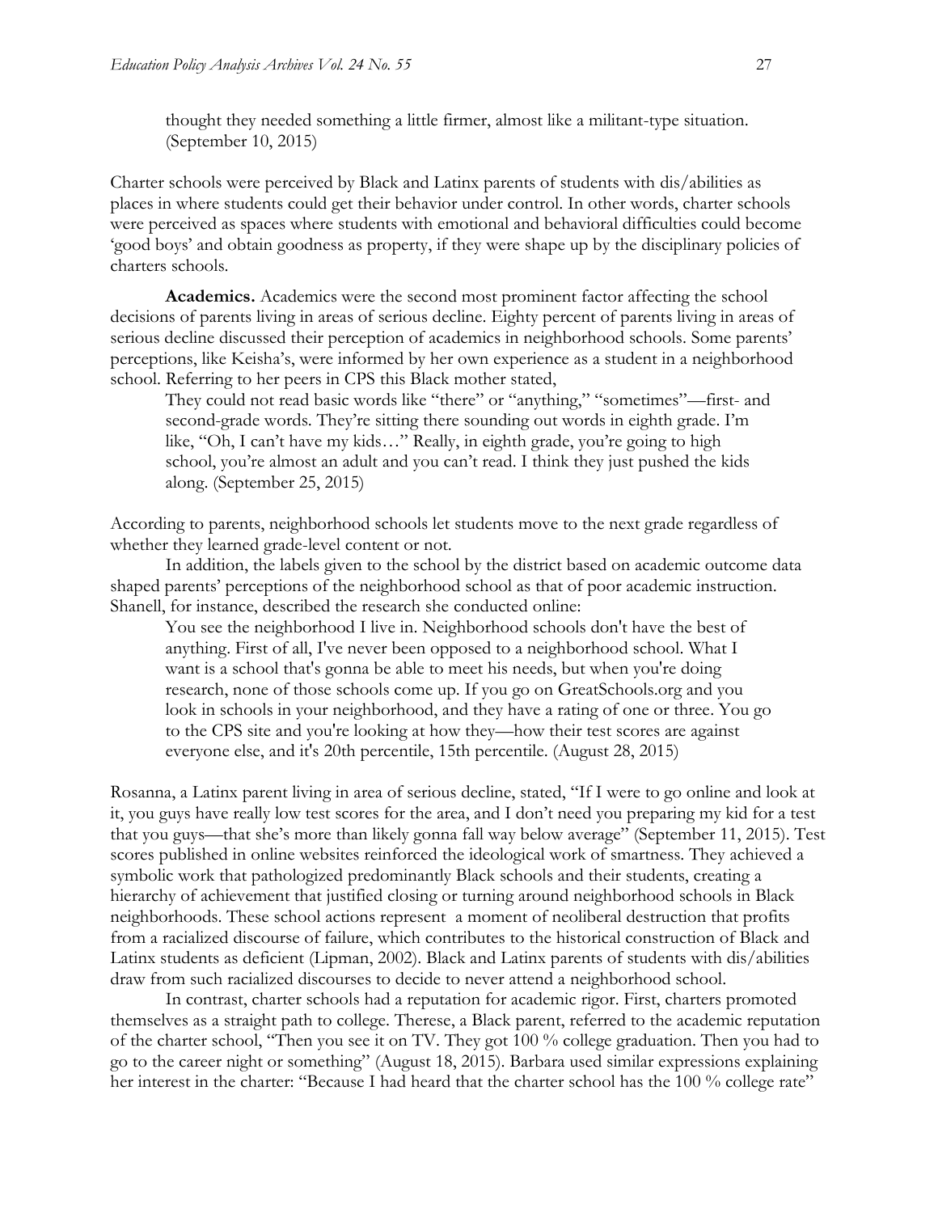> thought they needed something a little firmer, almost like a militant-type situation. (September 10, 2015)

Charter schools were perceived by Black and Latinx parents of students with dis/abilities as places in where students could get their behavior under control. In other words, charter schools were perceived as spaces where students with emotional and behavioral difficulties could become 'good boys' and obtain goodness as property, if they were shape up by the disciplinary policies of charters schools.

**Academics.** Academics were the second most prominent factor affecting the school decisions of parents living in areas of serious decline. Eighty percent of parents living in areas of serious decline discussed their perception of academics in neighborhood schools. Some parents' perceptions, like Keisha's, were informed by her own experience as a student in a neighborhood school. Referring to her peers in CPS this Black mother stated,

> They could not read basic words like "there" or "anything," "sometimes"—first- and second-grade words. They're sitting there sounding out words in eighth grade. I'm like, "Oh, I can't have my kids…" Really, in eighth grade, you're going to high school, you're almost an adult and you can't read. I think they just pushed the kids along. (September 25, 2015)

According to parents, neighborhood schools let students move to the next grade regardless of whether they learned grade-level content or not.

In addition, the labels given to the school by the district based on academic outcome data shaped parents' perceptions of the neighborhood school as that of poor academic instruction. Shanell, for instance, described the research she conducted online:

> You see the neighborhood I live in. Neighborhood schools don't have the best of anything. First of all, I've never been opposed to a neighborhood school. What I want is a school that's gonna be able to meet his needs, but when you're doing research, none of those schools come up. If you go on GreatSchools.org and you look in schools in your neighborhood, and they have a rating of one or three. You go to the CPS site and you're looking at how they—how their test scores are against everyone else, and it's 20th percentile, 15th percentile. (August 28, 2015)

Rosanna, a Latinx parent living in area of serious decline, stated, "If I were to go online and look at it, you guys have really low test scores for the area, and I don't need you preparing my kid for a test that you guys—that she's more than likely gonna fall way below average" (September 11, 2015). Test scores published in online websites reinforced the ideological work of smartness. They achieved a symbolic work that pathologized predominantly Black schools and their students, creating a hierarchy of achievement that justified closing or turning around neighborhood schools in Black neighborhoods. These school actions represent a moment of neoliberal destruction that profits from a racialized discourse of failure, which contributes to the historical construction of Black and Latinx students as deficient (Lipman, 2002). Black and Latinx parents of students with dis/abilities draw from such racialized discourses to decide to never attend a neighborhood school.

In contrast, charter schools had a reputation for academic rigor. First, charters promoted themselves as a straight path to college. Therese, a Black parent, referred to the academic reputation of the charter school, "Then you see it on TV. They got 100 % college graduation. Then you had to go to the career night or something" (August 18, 2015). Barbara used similar expressions explaining her interest in the charter: "Because I had heard that the charter school has the 100 % college rate"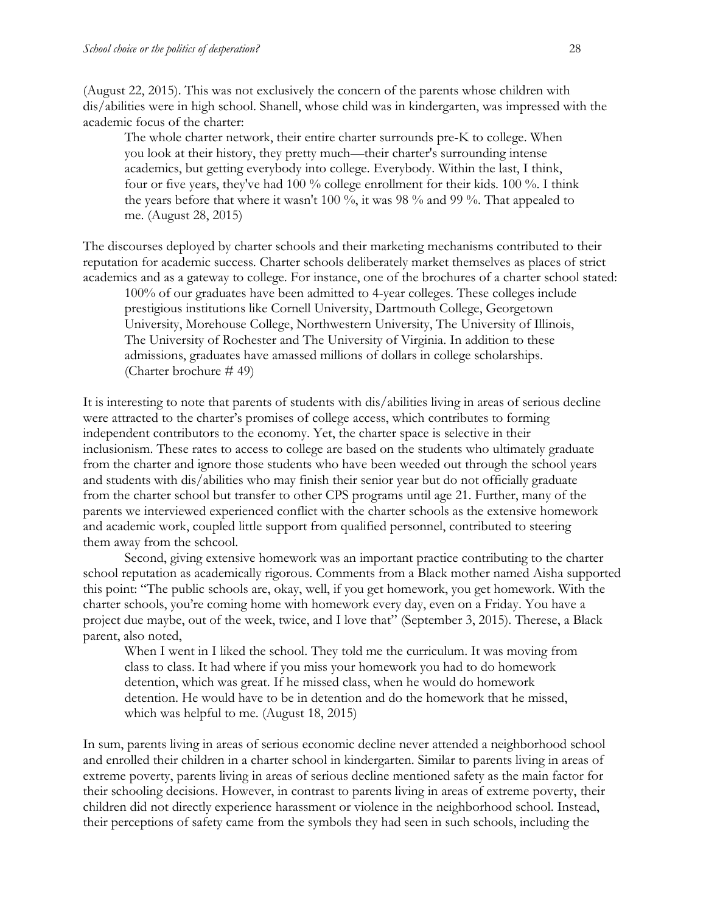(August 22, 2015). This was not exclusively the concern of the parents whose children with dis/abilities were in high school. Shanell, whose child was in kindergarten, was impressed with the academic focus of the charter:

> The whole charter network, their entire charter surrounds pre-K to college. When you look at their history, they pretty much—their charter's surrounding intense academics, but getting everybody into college. Everybody. Within the last, I think, four or five years, they've had 100 % college enrollment for their kids. 100 %. I think the years before that where it wasn't 100 %, it was 98 % and 99 %. That appealed to me. (August 28, 2015)

The discourses deployed by charter schools and their marketing mechanisms contributed to their reputation for academic success. Charter schools deliberately market themselves as places of strict academics and as a gateway to college. For instance, one of the brochures of a charter school stated:

> 100% of our graduates have been admitted to 4-year colleges. These colleges include prestigious institutions like Cornell University, Dartmouth College, Georgetown University, Morehouse College, Northwestern University, The University of Illinois, The University of Rochester and The University of Virginia. In addition to these admissions, graduates have amassed millions of dollars in college scholarships. (Charter brochure # 49)

It is interesting to note that parents of students with dis/abilities living in areas of serious decline were attracted to the charter's promises of college access, which contributes to forming independent contributors to the economy. Yet, the charter space is selective in their inclusionism. These rates to access to college are based on the students who ultimately graduate from the charter and ignore those students who have been weeded out through the school years and students with dis/abilities who may finish their senior year but do not officially graduate from the charter school but transfer to other CPS programs until age 21. Further, many of the parents we interviewed experienced conflict with the charter schools as the extensive homework and academic work, coupled little support from qualified personnel, contributed to steering them away from the schcool.

Second, giving extensive homework was an important practice contributing to the charter school reputation as academically rigorous. Comments from a Black mother named Aisha supported this point: "The public schools are, okay, well, if you get homework, you get homework. With the charter schools, you're coming home with homework every day, even on a Friday. You have a project due maybe, out of the week, twice, and I love that" (September 3, 2015). Therese, a Black parent, also noted,

> When I went in I liked the school. They told me the curriculum. It was moving from class to class. It had where if you miss your homework you had to do homework detention, which was great. If he missed class, when he would do homework detention. He would have to be in detention and do the homework that he missed, which was helpful to me. (August 18, 2015)

In sum, parents living in areas of serious economic decline never attended a neighborhood school and enrolled their children in a charter school in kindergarten. Similar to parents living in areas of extreme poverty, parents living in areas of serious decline mentioned safety as the main factor for their schooling decisions. However, in contrast to parents living in areas of extreme poverty, their children did not directly experience harassment or violence in the neighborhood school. Instead, their perceptions of safety came from the symbols they had seen in such schools, including the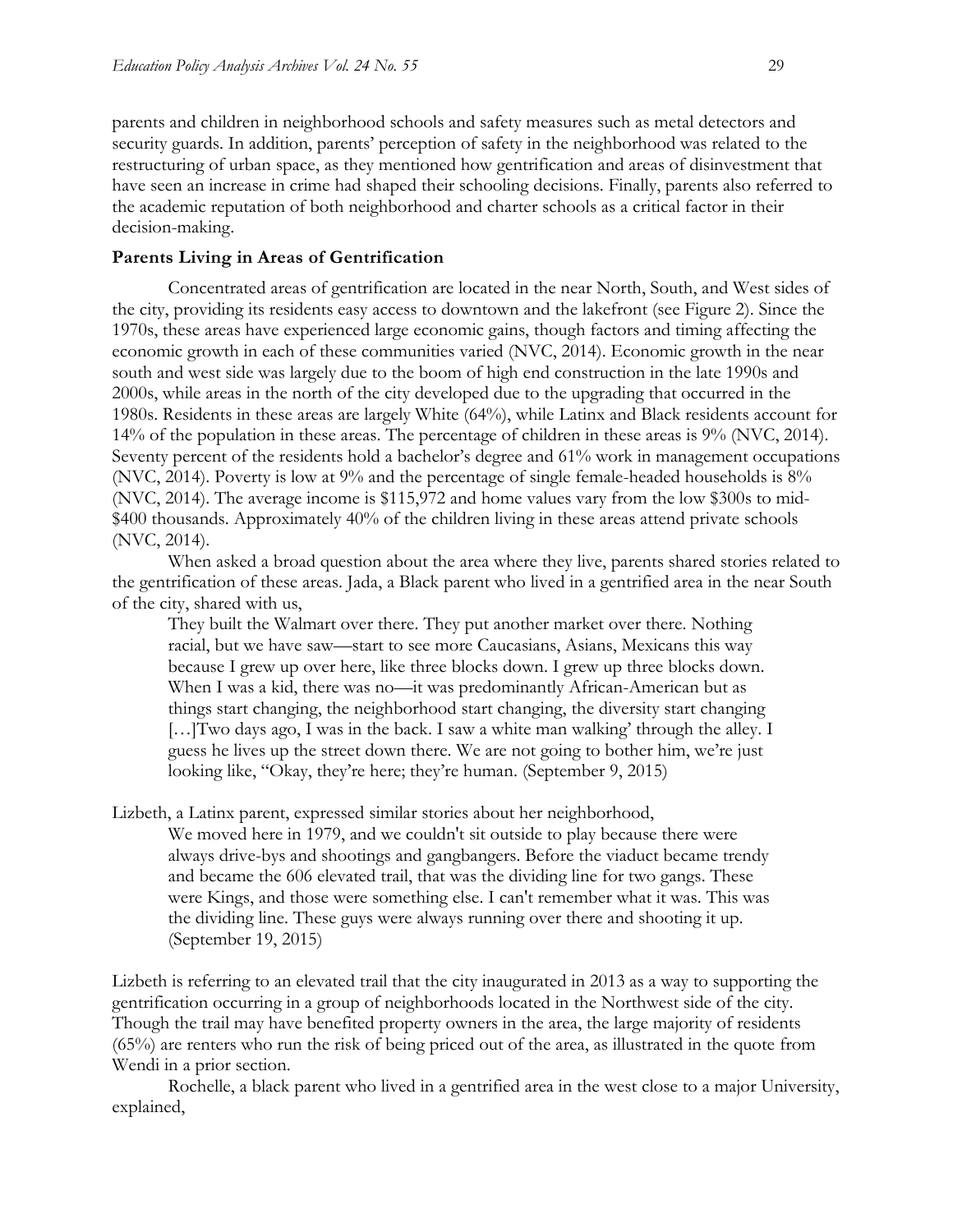parents and children in neighborhood schools and safety measures such as metal detectors and security guards. In addition, parents' perception of safety in the neighborhood was related to the restructuring of urban space, as they mentioned how gentrification and areas of disinvestment that have seen an increase in crime had shaped their schooling decisions. Finally, parents also referred to the academic reputation of both neighborhood and charter schools as a critical factor in their decision-making.

**Parents Living in Areas of Gentrification**

Concentrated areas of gentrification are located in the near North, South, and West sides of the city, providing its residents easy access to downtown and the lakefront (see Figure 2). Since the 1970s, these areas have experienced large economic gains, though factors and timing affecting the economic growth in each of these communities varied (NVC, 2014). Economic growth in the near south and west side was largely due to the boom of high end construction in the late 1990s and 2000s, while areas in the north of the city developed due to the upgrading that occurred in the 1980s. Residents in these areas are largely White (64%), while Latinx and Black residents account for 14% of the population in these areas. The percentage of children in these areas is 9% (NVC, 2014). Seventy percent of the residents hold a bachelor's degree and 61% work in management occupations (NVC, 2014). Poverty is low at 9% and the percentage of single female-headed households is 8% (NVC, 2014). The average income is $115,972 and home values vary from the low $300s to mid-$400 thousands. Approximately 40% of the children living in these areas attend private schools (NVC, 2014).

When asked a broad question about the area where they live, parents shared stories related to the gentrification of these areas. Jada, a Black parent who lived in a gentrified area in the near South of the city, shared with us,

> They built the Walmart over there. They put another market over there. Nothing racial, but we have saw—start to see more Caucasians, Asians, Mexicans this way because I grew up over here, like three blocks down. I grew up three blocks down. When I was a kid, there was no—it was predominantly African-American but as things start changing, the neighborhood start changing, the diversity start changing […]Two days ago, I was in the back. I saw a white man walking' through the alley. I guess he lives up the street down there. We are not going to bother him, we're just looking like, "Okay, they're here; they're human. (September 9, 2015)

Lizbeth, a Latinx parent, expressed similar stories about her neighborhood,

> We moved here in 1979, and we couldn't sit outside to play because there were always drive-bys and shootings and gangbangers. Before the viaduct became trendy and became the 606 elevated trail, that was the dividing line for two gangs. These were Kings, and those were something else. I can't remember what it was. This was the dividing line. These guys were always running over there and shooting it up. (September 19, 2015)

Lizbeth is referring to an elevated trail that the city inaugurated in 2013 as a way to supporting the gentrification occurring in a group of neighborhoods located in the Northwest side of the city. Though the trail may have benefited property owners in the area, the large majority of residents (65%) are renters who run the risk of being priced out of the area, as illustrated in the quote from Wendi in a prior section.

Rochelle, a black parent who lived in a gentrified area in the west close to a major University, explained,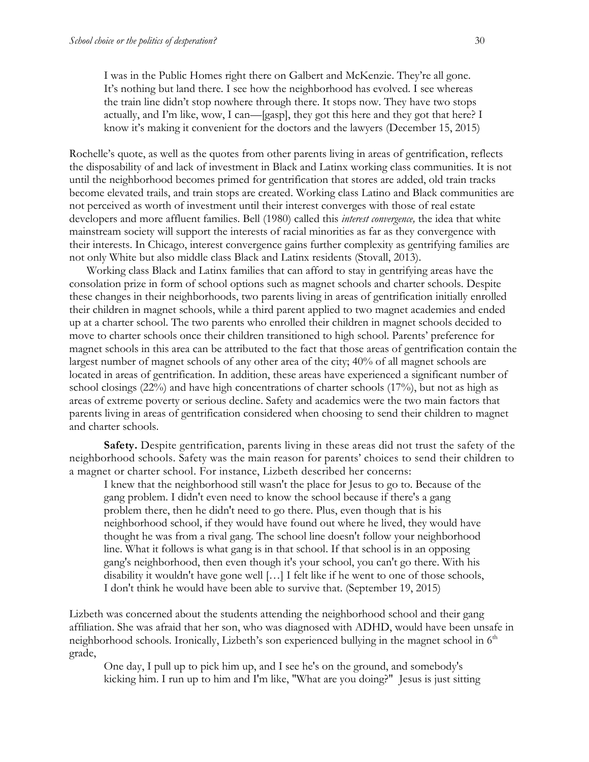> I was in the Public Homes right there on Galbert and McKenzie. They're all gone. It's nothing but land there. I see how the neighborhood has evolved. I see whereas the train line didn't stop nowhere through there. It stops now. They have two stops actually, and I'm like, wow, I can—[gasp], they got this here and they got that here? I know it's making it convenient for the doctors and the lawyers (December 15, 2015)

Rochelle's quote, as well as the quotes from other parents living in areas of gentrification, reflects the disposability of and lack of investment in Black and Latinx working class communities. It is not until the neighborhood becomes primed for gentrification that stores are added, old train tracks become elevated trails, and train stops are created. Working class Latino and Black communities are not perceived as worth of investment until their interest converges with those of real estate developers and more affluent families. Bell (1980) called this *interest convergence,* the idea that white mainstream society will support the interests of racial minorities as far as they convergence with their interests. In Chicago, interest convergence gains further complexity as gentrifying families are not only White but also middle class Black and Latinx residents (Stovall, 2013).

Working class Black and Latinx families that can afford to stay in gentrifying areas have the consolation prize in form of school options such as magnet schools and charter schools. Despite these changes in their neighborhoods, two parents living in areas of gentrification initially enrolled their children in magnet schools, while a third parent applied to two magnet academies and ended up at a charter school. The two parents who enrolled their children in magnet schools decided to move to charter schools once their children transitioned to high school. Parents' preference for magnet schools in this area can be attributed to the fact that those areas of gentrification contain the largest number of magnet schools of any other area of the city; 40% of all magnet schools are located in areas of gentrification. In addition, these areas have experienced a significant number of school closings (22%) and have high concentrations of charter schools (17%), but not as high as areas of extreme poverty or serious decline. Safety and academics were the two main factors that parents living in areas of gentrification considered when choosing to send their children to magnet and charter schools.

**Safety.** Despite gentrification, parents living in these areas did not trust the safety of the neighborhood schools. Safety was the main reason for parents' choices to send their children to a magnet or charter school. For instance, Lizbeth described her concerns:

> I knew that the neighborhood still wasn't the place for Jesus to go to. Because of the gang problem. I didn't even need to know the school because if there's a gang problem there, then he didn't need to go there. Plus, even though that is his neighborhood school, if they would have found out where he lived, they would have thought he was from a rival gang. The school line doesn't follow your neighborhood line. What it follows is what gang is in that school. If that school is in an opposing gang's neighborhood, then even though it's your school, you can't go there. With his disability it wouldn't have gone well […] I felt like if he went to one of those schools, I don't think he would have been able to survive that. (September 19, 2015)

Lizbeth was concerned about the students attending the neighborhood school and their gang affiliation. She was afraid that her son, who was diagnosed with ADHD, would have been unsafe in neighborhood schools. Ironically, Lizbeth's son experienced bullying in the magnet school in 6th grade,

> One day, I pull up to pick him up, and I see he's on the ground, and somebody's kicking him. I run up to him and I'm like, "What are you doing?" Jesus is just sitting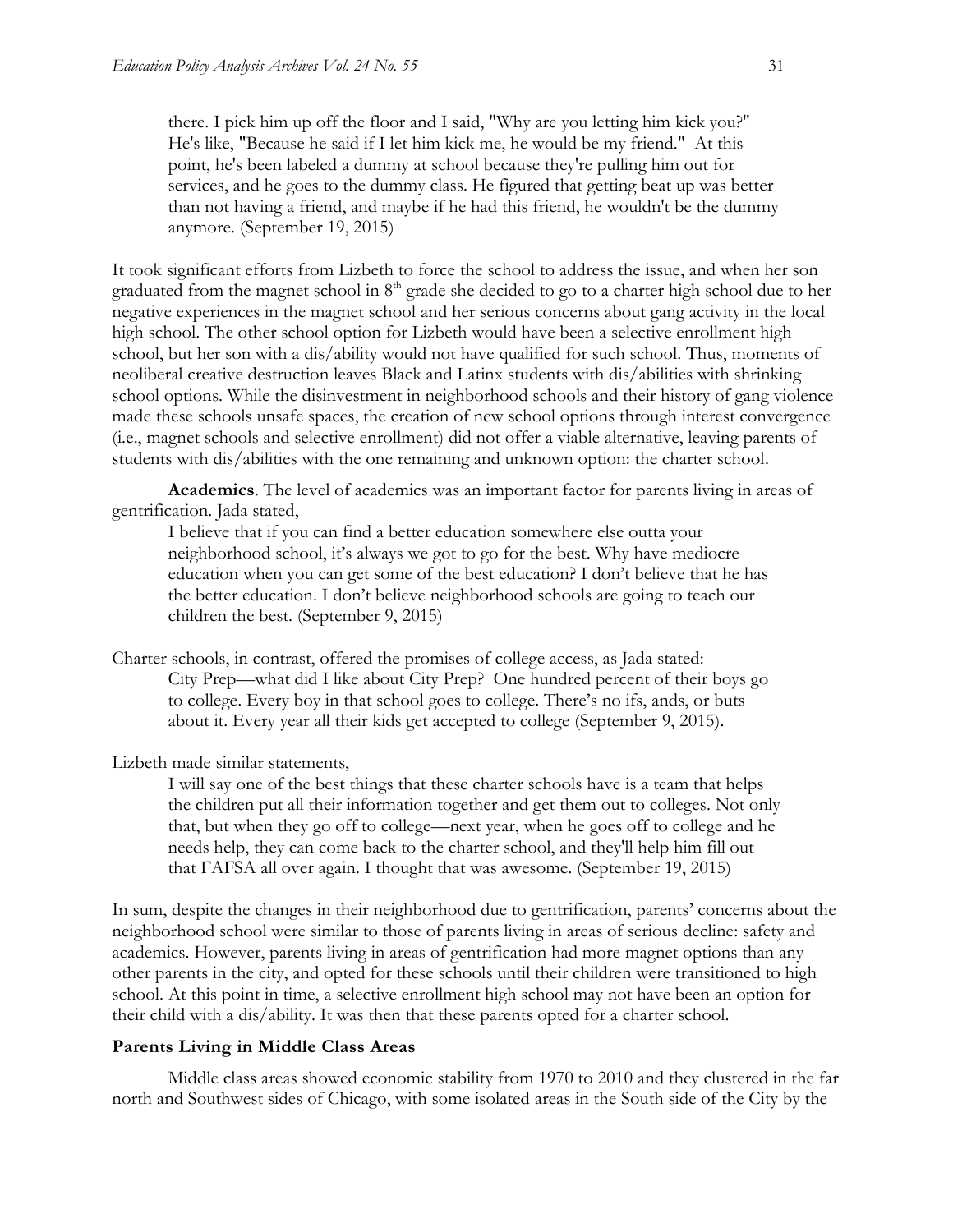> there. I pick him up off the floor and I said, "Why are you letting him kick you?" He's like, "Because he said if I let him kick me, he would be my friend." At this point, he's been labeled a dummy at school because they're pulling him out for services, and he goes to the dummy class. He figured that getting beat up was better than not having a friend, and maybe if he had this friend, he wouldn't be the dummy anymore. (September 19, 2015)

It took significant efforts from Lizbeth to force the school to address the issue, and when her son graduated from the magnet school in 8th grade she decided to go to a charter high school due to her negative experiences in the magnet school and her serious concerns about gang activity in the local high school. The other school option for Lizbeth would have been a selective enrollment high school, but her son with a dis/ability would not have qualified for such school. Thus, moments of neoliberal creative destruction leaves Black and Latinx students with dis/abilities with shrinking school options. While the disinvestment in neighborhood schools and their history of gang violence made these schools unsafe spaces, the creation of new school options through interest convergence (i.e., magnet schools and selective enrollment) did not offer a viable alternative, leaving parents of students with dis/abilities with the one remaining and unknown option: the charter school.

**Academics**. The level of academics was an important factor for parents living in areas of gentrification. Jada stated,

> I believe that if you can find a better education somewhere else outta your neighborhood school, it's always we got to go for the best. Why have mediocre education when you can get some of the best education? I don't believe that he has the better education. I don't believe neighborhood schools are going to teach our children the best. (September 9, 2015)

Charter schools, in contrast, offered the promises of college access, as Jada stated:

> City Prep—what did I like about City Prep? One hundred percent of their boys go to college. Every boy in that school goes to college. There's no ifs, ands, or buts about it. Every year all their kids get accepted to college (September 9, 2015).

Lizbeth made similar statements,

> I will say one of the best things that these charter schools have is a team that helps the children put all their information together and get them out to colleges. Not only that, but when they go off to college—next year, when he goes off to college and he needs help, they can come back to the charter school, and they'll help him fill out that FAFSA all over again. I thought that was awesome. (September 19, 2015)

In sum, despite the changes in their neighborhood due to gentrification, parents' concerns about the neighborhood school were similar to those of parents living in areas of serious decline: safety and academics. However, parents living in areas of gentrification had more magnet options than any other parents in the city, and opted for these schools until their children were transitioned to high school. At this point in time, a selective enrollment high school may not have been an option for their child with a dis/ability. It was then that these parents opted for a charter school.

### Parents Living in Middle Class Areas

Middle class areas showed economic stability from 1970 to 2010 and they clustered in the far north and Southwest sides of Chicago, with some isolated areas in the South side of the City by the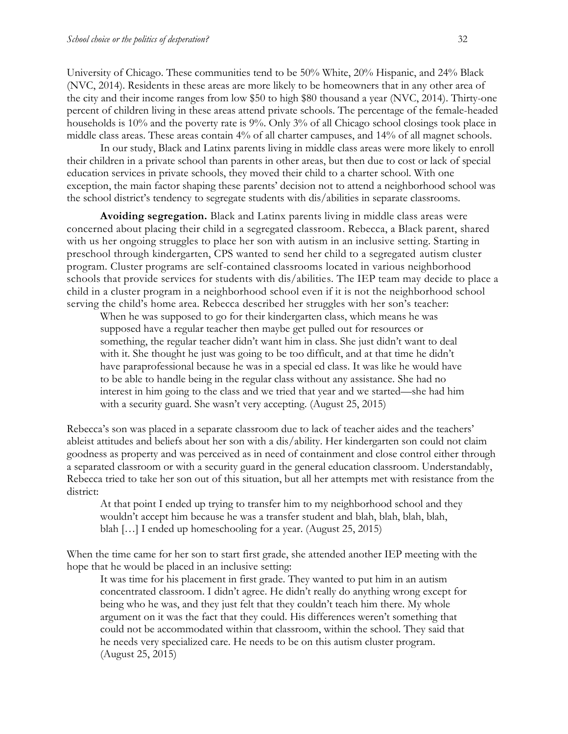University of Chicago. These communities tend to be 50% White, 20% Hispanic, and 24% Black (NVC, 2014). Residents in these areas are more likely to be homeowners that in any other area of the city and their income ranges from low $50 to high $80 thousand a year (NVC, 2014). Thirty-one percent of children living in these areas attend private schools. The percentage of the female-headed households is 10% and the poverty rate is 9%. Only 3% of all Chicago school closings took place in middle class areas. These areas contain 4% of all charter campuses, and 14% of all magnet schools.

In our study, Black and Latinx parents living in middle class areas were more likely to enroll their children in a private school than parents in other areas, but then due to cost or lack of special education services in private schools, they moved their child to a charter school. With one exception, the main factor shaping these parents' decision not to attend a neighborhood school was the school district's tendency to segregate students with dis/abilities in separate classrooms.

**Avoiding segregation.** Black and Latinx parents living in middle class areas were concerned about placing their child in a segregated classroom. Rebecca, a Black parent, shared with us her ongoing struggles to place her son with autism in an inclusive setting. Starting in preschool through kindergarten, CPS wanted to send her child to a segregated autism cluster program. Cluster programs are self-contained classrooms located in various neighborhood schools that provide services for students with dis/abilities. The IEP team may decide to place a child in a cluster program in a neighborhood school even if it is not the neighborhood school serving the child's home area. Rebecca described her struggles with her son's teacher:

> When he was supposed to go for their kindergarten class, which means he was supposed have a regular teacher then maybe get pulled out for resources or something, the regular teacher didn't want him in class. She just didn't want to deal with it. She thought he just was going to be too difficult, and at that time he didn't have paraprofessional because he was in a special ed class. It was like he would have to be able to handle being in the regular class without any assistance. She had no interest in him going to the class and we tried that year and we started—she had him with a security guard. She wasn't very accepting. (August 25, 2015)

Rebecca's son was placed in a separate classroom due to lack of teacher aides and the teachers' ableist attitudes and beliefs about her son with a dis/ability. Her kindergarten son could not claim goodness as property and was perceived as in need of containment and close control either through a separated classroom or with a security guard in the general education classroom. Understandably, Rebecca tried to take her son out of this situation, but all her attempts met with resistance from the district:

> At that point I ended up trying to transfer him to my neighborhood school and they wouldn't accept him because he was a transfer student and blah, blah, blah, blah, blah […] I ended up homeschooling for a year. (August 25, 2015)

When the time came for her son to start first grade, she attended another IEP meeting with the hope that he would be placed in an inclusive setting:

> It was time for his placement in first grade. They wanted to put him in an autism concentrated classroom. I didn't agree. He didn't really do anything wrong except for being who he was, and they just felt that they couldn't teach him there. My whole argument on it was the fact that they could. His differences weren't something that could not be accommodated within that classroom, within the school. They said that he needs very specialized care. He needs to be on this autism cluster program. (August 25, 2015)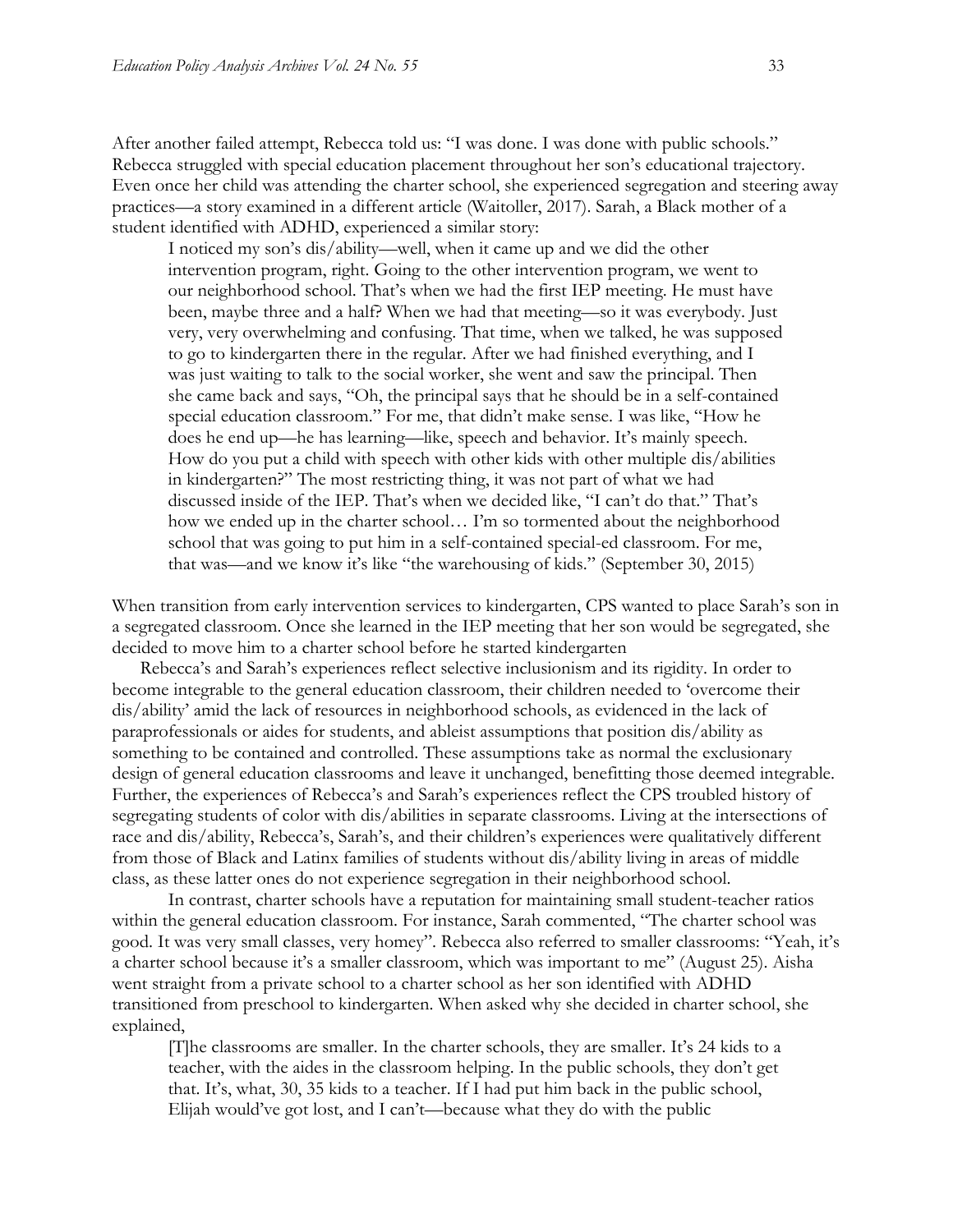After another failed attempt, Rebecca told us: "I was done. I was done with public schools." Rebecca struggled with special education placement throughout her son's educational trajectory. Even once her child was attending the charter school, she experienced segregation and steering away practices—a story examined in a different article (Waitoller, 2017). Sarah, a Black mother of a student identified with ADHD, experienced a similar story:

> I noticed my son's dis/ability—well, when it came up and we did the other intervention program, right. Going to the other intervention program, we went to our neighborhood school. That's when we had the first IEP meeting. He must have been, maybe three and a half? When we had that meeting—so it was everybody. Just very, very overwhelming and confusing. That time, when we talked, he was supposed to go to kindergarten there in the regular. After we had finished everything, and I was just waiting to talk to the social worker, she went and saw the principal. Then she came back and says, "Oh, the principal says that he should be in a self-contained special education classroom." For me, that didn't make sense. I was like, "How he does he end up—he has learning—like, speech and behavior. It's mainly speech. How do you put a child with speech with other kids with other multiple dis/abilities in kindergarten?" The most restricting thing, it was not part of what we had discussed inside of the IEP. That's when we decided like, "I can't do that." That's how we ended up in the charter school… I'm so tormented about the neighborhood school that was going to put him in a self-contained special-ed classroom. For me, that was—and we know it's like "the warehousing of kids." (September 30, 2015)

When transition from early intervention services to kindergarten, CPS wanted to place Sarah's son in a segregated classroom. Once she learned in the IEP meeting that her son would be segregated, she decided to move him to a charter school before he started kindergarten

Rebecca's and Sarah's experiences reflect selective inclusionism and its rigidity. In order to become integrable to the general education classroom, their children needed to 'overcome their dis/ability' amid the lack of resources in neighborhood schools, as evidenced in the lack of paraprofessionals or aides for students, and ableist assumptions that position dis/ability as something to be contained and controlled. These assumptions take as normal the exclusionary design of general education classrooms and leave it unchanged, benefitting those deemed integrable. Further, the experiences of Rebecca's and Sarah's experiences reflect the CPS troubled history of segregating students of color with dis/abilities in separate classrooms. Living at the intersections of race and dis/ability, Rebecca's, Sarah's, and their children's experiences were qualitatively different from those of Black and Latinx families of students without dis/ability living in areas of middle class, as these latter ones do not experience segregation in their neighborhood school.

In contrast, charter schools have a reputation for maintaining small student-teacher ratios within the general education classroom. For instance, Sarah commented, "The charter school was good. It was very small classes, very homey". Rebecca also referred to smaller classrooms: "Yeah, it's a charter school because it's a smaller classroom, which was important to me" (August 25). Aisha went straight from a private school to a charter school as her son identified with ADHD transitioned from preschool to kindergarten. When asked why she decided in charter school, she explained,

> [T]he classrooms are smaller. In the charter schools, they are smaller. It's 24 kids to a teacher, with the aides in the classroom helping. In the public schools, they don't get that. It's, what, 30, 35 kids to a teacher. If I had put him back in the public school, Elijah would've got lost, and I can't—because what they do with the public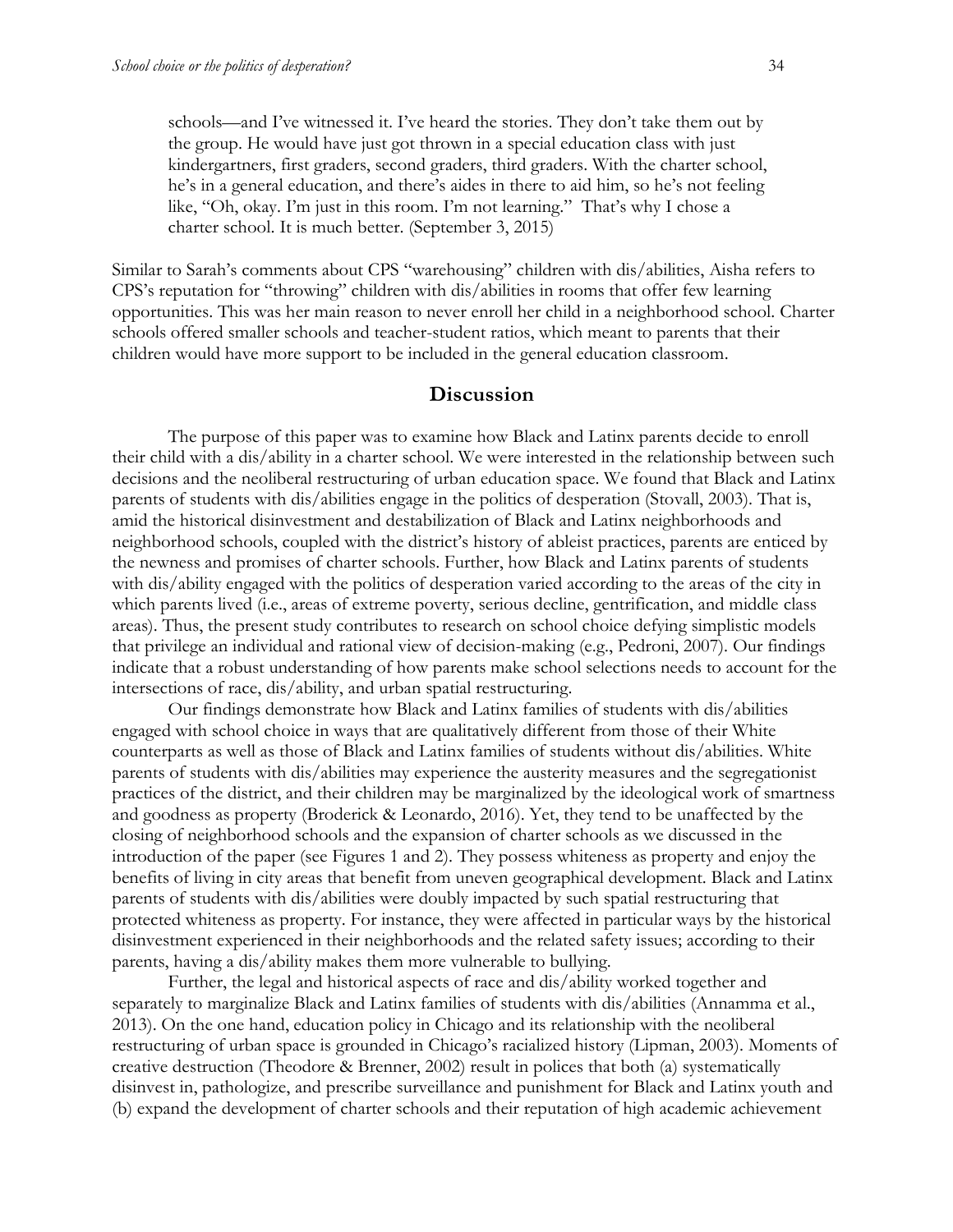> schools—and I've witnessed it. I've heard the stories. They don't take them out by the group. He would have just got thrown in a special education class with just kindergartners, first graders, second graders, third graders. With the charter school, he's in a general education, and there's aides in there to aid him, so he's not feeling like, "Oh, okay. I'm just in this room. I'm not learning." That's why I chose a charter school. It is much better. (September 3, 2015)

Similar to Sarah's comments about CPS "warehousing" children with dis/abilities, Aisha refers to CPS's reputation for "throwing" children with dis/abilities in rooms that offer few learning opportunities. This was her main reason to never enroll her child in a neighborhood school. Charter schools offered smaller schools and teacher-student ratios, which meant to parents that their children would have more support to be included in the general education classroom.

## Discussion

The purpose of this paper was to examine how Black and Latinx parents decide to enroll their child with a dis/ability in a charter school. We were interested in the relationship between such decisions and the neoliberal restructuring of urban education space. We found that Black and Latinx parents of students with dis/abilities engage in the politics of desperation (Stovall, 2003). That is, amid the historical disinvestment and destabilization of Black and Latinx neighborhoods and neighborhood schools, coupled with the district's history of ableist practices, parents are enticed by the newness and promises of charter schools. Further, how Black and Latinx parents of students with dis/ability engaged with the politics of desperation varied according to the areas of the city in which parents lived (i.e., areas of extreme poverty, serious decline, gentrification, and middle class areas). Thus, the present study contributes to research on school choice defying simplistic models that privilege an individual and rational view of decision-making (e.g., Pedroni, 2007). Our findings indicate that a robust understanding of how parents make school selections needs to account for the intersections of race, dis/ability, and urban spatial restructuring.

Our findings demonstrate how Black and Latinx families of students with dis/abilities engaged with school choice in ways that are qualitatively different from those of their White counterparts as well as those of Black and Latinx families of students without dis/abilities. White parents of students with dis/abilities may experience the austerity measures and the segregationist practices of the district, and their children may be marginalized by the ideological work of smartness and goodness as property (Broderick & Leonardo, 2016). Yet, they tend to be unaffected by the closing of neighborhood schools and the expansion of charter schools as we discussed in the introduction of the paper (see Figures 1 and 2). They possess whiteness as property and enjoy the benefits of living in city areas that benefit from uneven geographical development. Black and Latinx parents of students with dis/abilities were doubly impacted by such spatial restructuring that protected whiteness as property. For instance, they were affected in particular ways by the historical disinvestment experienced in their neighborhoods and the related safety issues; according to their parents, having a dis/ability makes them more vulnerable to bullying.

Further, the legal and historical aspects of race and dis/ability worked together and separately to marginalize Black and Latinx families of students with dis/abilities (Annamma et al., 2013). On the one hand, education policy in Chicago and its relationship with the neoliberal restructuring of urban space is grounded in Chicago's racialized history (Lipman, 2003). Moments of creative destruction (Theodore & Brenner, 2002) result in polices that both (a) systematically disinvest in, pathologize, and prescribe surveillance and punishment for Black and Latinx youth and (b) expand the development of charter schools and their reputation of high academic achievement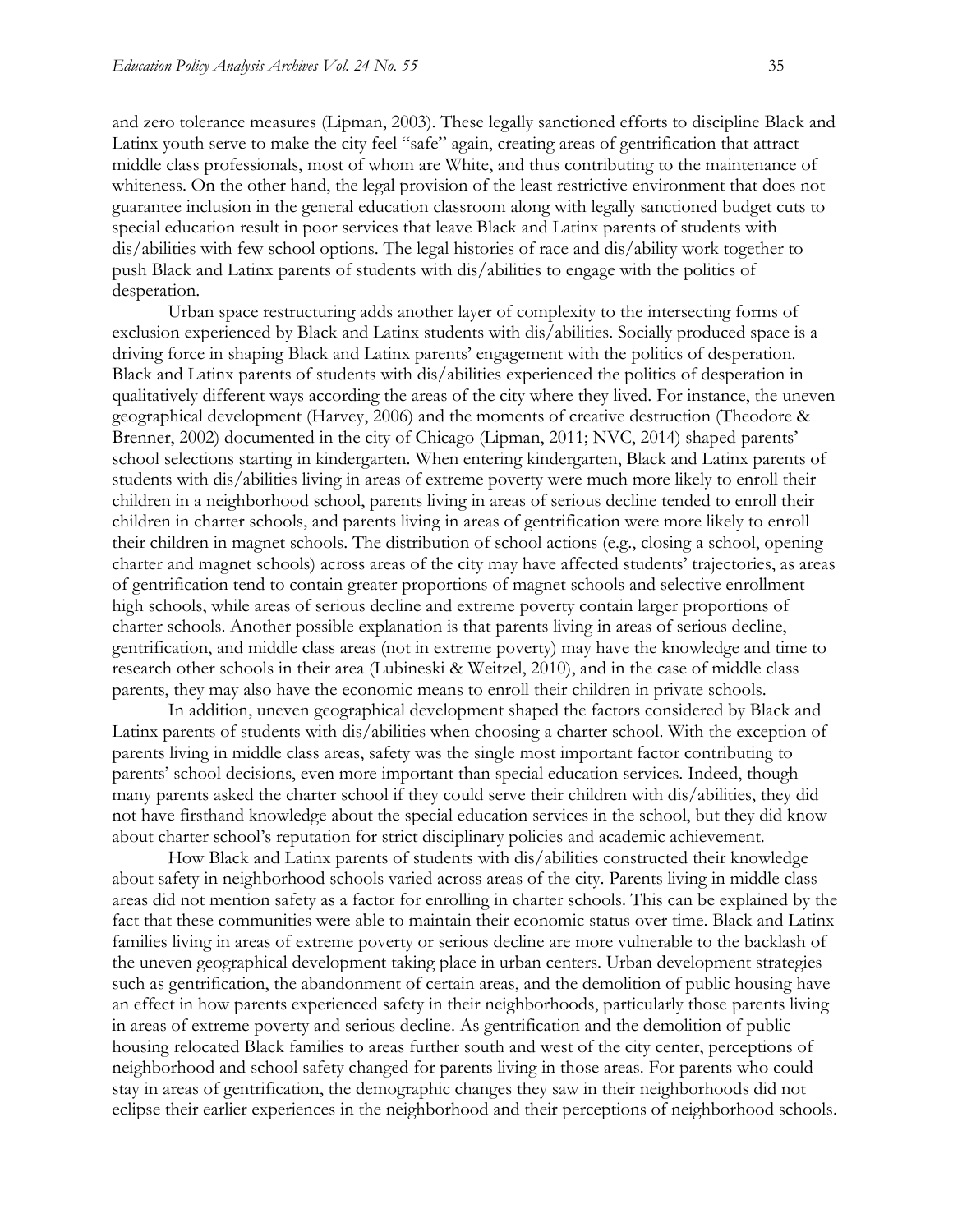and zero tolerance measures (Lipman, 2003). These legally sanctioned efforts to discipline Black and Latinx youth serve to make the city feel "safe" again, creating areas of gentrification that attract middle class professionals, most of whom are White, and thus contributing to the maintenance of whiteness. On the other hand, the legal provision of the least restrictive environment that does not guarantee inclusion in the general education classroom along with legally sanctioned budget cuts to special education result in poor services that leave Black and Latinx parents of students with dis/abilities with few school options. The legal histories of race and dis/ability work together to push Black and Latinx parents of students with dis/abilities to engage with the politics of desperation.

Urban space restructuring adds another layer of complexity to the intersecting forms of exclusion experienced by Black and Latinx students with dis/abilities. Socially produced space is a driving force in shaping Black and Latinx parents' engagement with the politics of desperation. Black and Latinx parents of students with dis/abilities experienced the politics of desperation in qualitatively different ways according the areas of the city where they lived. For instance, the uneven geographical development (Harvey, 2006) and the moments of creative destruction (Theodore & Brenner, 2002) documented in the city of Chicago (Lipman, 2011; NVC, 2014) shaped parents' school selections starting in kindergarten. When entering kindergarten, Black and Latinx parents of students with dis/abilities living in areas of extreme poverty were much more likely to enroll their children in a neighborhood school, parents living in areas of serious decline tended to enroll their children in charter schools, and parents living in areas of gentrification were more likely to enroll their children in magnet schools. The distribution of school actions (e.g., closing a school, opening charter and magnet schools) across areas of the city may have affected students' trajectories, as areas of gentrification tend to contain greater proportions of magnet schools and selective enrollment high schools, while areas of serious decline and extreme poverty contain larger proportions of charter schools. Another possible explanation is that parents living in areas of serious decline, gentrification, and middle class areas (not in extreme poverty) may have the knowledge and time to research other schools in their area (Lubineski & Weitzel, 2010), and in the case of middle class parents, they may also have the economic means to enroll their children in private schools.

In addition, uneven geographical development shaped the factors considered by Black and Latinx parents of students with dis/abilities when choosing a charter school. With the exception of parents living in middle class areas, safety was the single most important factor contributing to parents' school decisions, even more important than special education services. Indeed, though many parents asked the charter school if they could serve their children with dis/abilities, they did not have firsthand knowledge about the special education services in the school, but they did know about charter school's reputation for strict disciplinary policies and academic achievement.

How Black and Latinx parents of students with dis/abilities constructed their knowledge about safety in neighborhood schools varied across areas of the city. Parents living in middle class areas did not mention safety as a factor for enrolling in charter schools. This can be explained by the fact that these communities were able to maintain their economic status over time. Black and Latinx families living in areas of extreme poverty or serious decline are more vulnerable to the backlash of the uneven geographical development taking place in urban centers. Urban development strategies such as gentrification, the abandonment of certain areas, and the demolition of public housing have an effect in how parents experienced safety in their neighborhoods, particularly those parents living in areas of extreme poverty and serious decline. As gentrification and the demolition of public housing relocated Black families to areas further south and west of the city center, perceptions of neighborhood and school safety changed for parents living in those areas. For parents who could stay in areas of gentrification, the demographic changes they saw in their neighborhoods did not eclipse their earlier experiences in the neighborhood and their perceptions of neighborhood schools.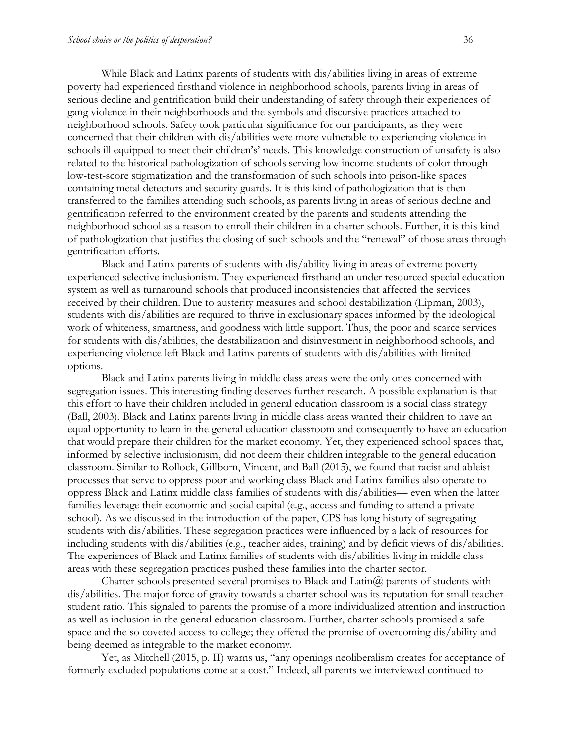While Black and Latinx parents of students with dis/abilities living in areas of extreme poverty had experienced firsthand violence in neighborhood schools, parents living in areas of serious decline and gentrification build their understanding of safety through their experiences of gang violence in their neighborhoods and the symbols and discursive practices attached to neighborhood schools. Safety took particular significance for our participants, as they were concerned that their children with dis/abilities were more vulnerable to experiencing violence in schools ill equipped to meet their children's' needs. This knowledge construction of unsafety is also related to the historical pathologization of schools serving low income students of color through low-test-score stigmatization and the transformation of such schools into prison-like spaces containing metal detectors and security guards. It is this kind of pathologization that is then transferred to the families attending such schools, as parents living in areas of serious decline and gentrification referred to the environment created by the parents and students attending the neighborhood school as a reason to enroll their children in a charter schools. Further, it is this kind of pathologization that justifies the closing of such schools and the "renewal" of those areas through gentrification efforts.

Black and Latinx parents of students with dis/ability living in areas of extreme poverty experienced selective inclusionism. They experienced firsthand an under resourced special education system as well as turnaround schools that produced inconsistencies that affected the services received by their children. Due to austerity measures and school destabilization (Lipman, 2003), students with dis/abilities are required to thrive in exclusionary spaces informed by the ideological work of whiteness, smartness, and goodness with little support. Thus, the poor and scarce services for students with dis/abilities, the destabilization and disinvestment in neighborhood schools, and experiencing violence left Black and Latinx parents of students with dis/abilities with limited options.

Black and Latinx parents living in middle class areas were the only ones concerned with segregation issues. This interesting finding deserves further research. A possible explanation is that this effort to have their children included in general education classroom is a social class strategy (Ball, 2003). Black and Latinx parents living in middle class areas wanted their children to have an equal opportunity to learn in the general education classroom and consequently to have an education that would prepare their children for the market economy. Yet, they experienced school spaces that, informed by selective inclusionism, did not deem their children integrable to the general education classroom. Similar to Rollock, Gillborn, Vincent, and Ball (2015), we found that racist and ableist processes that serve to oppress poor and working class Black and Latinx families also operate to oppress Black and Latinx middle class families of students with dis/abilities— even when the latter families leverage their economic and social capital (e.g., access and funding to attend a private school). As we discussed in the introduction of the paper, CPS has long history of segregating students with dis/abilities. These segregation practices were influenced by a lack of resources for including students with dis/abilities (e.g., teacher aides, training) and by deficit views of dis/abilities. The experiences of Black and Latinx families of students with dis/abilities living in middle class areas with these segregation practices pushed these families into the charter sector.

Charter schools presented several promises to Black and Latin@ parents of students with dis/abilities. The major force of gravity towards a charter school was its reputation for small teacher-student ratio. This signaled to parents the promise of a more individualized attention and instruction as well as inclusion in the general education classroom. Further, charter schools promised a safe space and the so coveted access to college; they offered the promise of overcoming dis/ability and being deemed as integrable to the market economy.

Yet, as Mitchell (2015, p. II) warns us, "any openings neoliberalism creates for acceptance of formerly excluded populations come at a cost." Indeed, all parents we interviewed continued to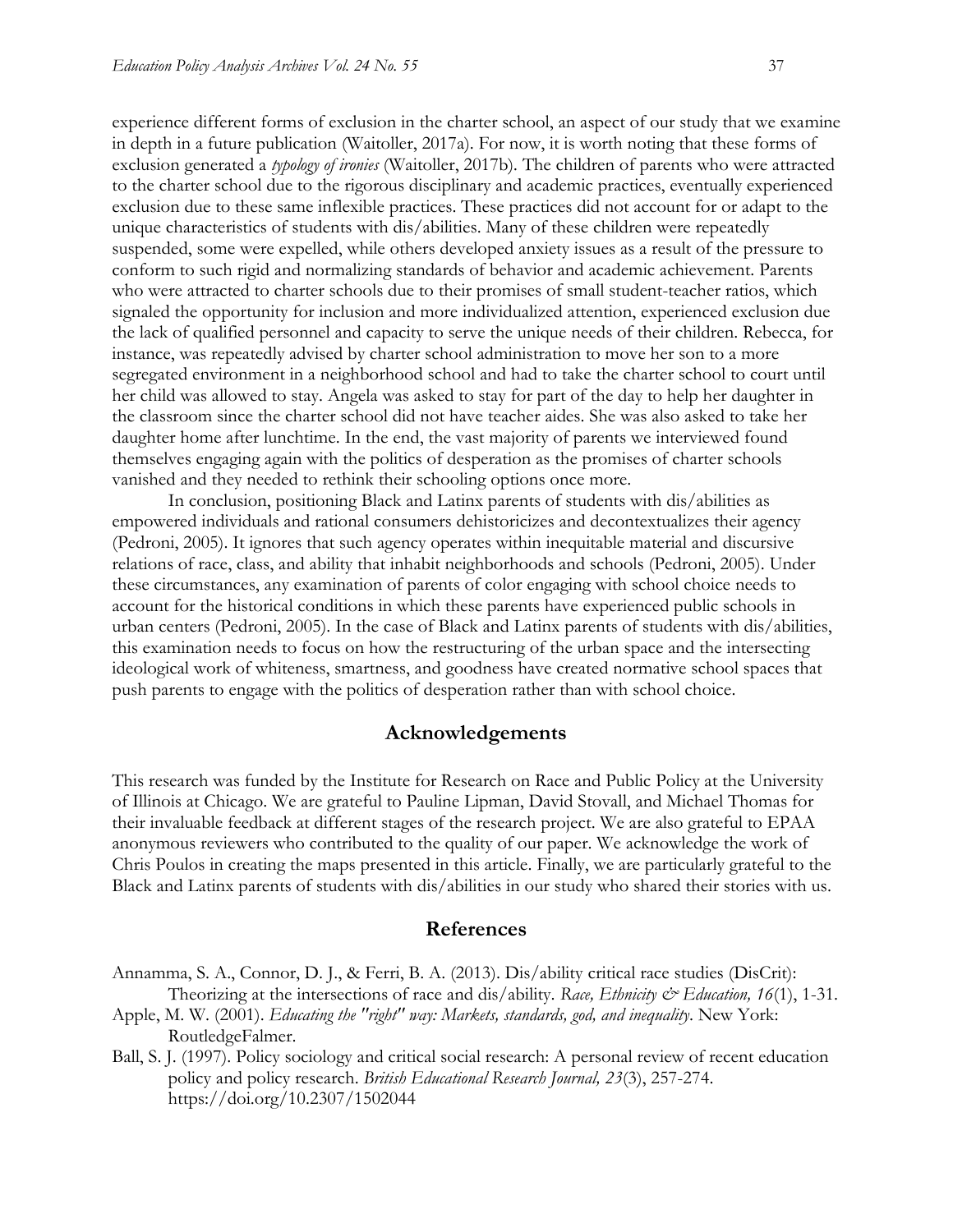experience different forms of exclusion in the charter school, an aspect of our study that we examine in depth in a future publication (Waitoller, 2017a). For now, it is worth noting that these forms of exclusion generated a *typology of ironies* (Waitoller, 2017b). The children of parents who were attracted to the charter school due to the rigorous disciplinary and academic practices, eventually experienced exclusion due to these same inflexible practices. These practices did not account for or adapt to the unique characteristics of students with dis/abilities. Many of these children were repeatedly suspended, some were expelled, while others developed anxiety issues as a result of the pressure to conform to such rigid and normalizing standards of behavior and academic achievement. Parents who were attracted to charter schools due to their promises of small student-teacher ratios, which signaled the opportunity for inclusion and more individualized attention, experienced exclusion due the lack of qualified personnel and capacity to serve the unique needs of their children. Rebecca, for instance, was repeatedly advised by charter school administration to move her son to a more segregated environment in a neighborhood school and had to take the charter school to court until her child was allowed to stay. Angela was asked to stay for part of the day to help her daughter in the classroom since the charter school did not have teacher aides. She was also asked to take her daughter home after lunchtime. In the end, the vast majority of parents we interviewed found themselves engaging again with the politics of desperation as the promises of charter schools vanished and they needed to rethink their schooling options once more.

In conclusion, positioning Black and Latinx parents of students with dis/abilities as empowered individuals and rational consumers dehistoricizes and decontextualizes their agency (Pedroni, 2005). It ignores that such agency operates within inequitable material and discursive relations of race, class, and ability that inhabit neighborhoods and schools (Pedroni, 2005). Under these circumstances, any examination of parents of color engaging with school choice needs to account for the historical conditions in which these parents have experienced public schools in urban centers (Pedroni, 2005). In the case of Black and Latinx parents of students with dis/abilities, this examination needs to focus on how the restructuring of the urban space and the intersecting ideological work of whiteness, smartness, and goodness have created normative school spaces that push parents to engage with the politics of desperation rather than with school choice.

## Acknowledgements

This research was funded by the Institute for Research on Race and Public Policy at the University of Illinois at Chicago. We are grateful to Pauline Lipman, David Stovall, and Michael Thomas for their invaluable feedback at different stages of the research project. We are also grateful to EPAA anonymous reviewers who contributed to the quality of our paper. We acknowledge the work of Chris Poulos in creating the maps presented in this article. Finally, we are particularly grateful to the Black and Latinx parents of students with dis/abilities in our study who shared their stories with us.

## References

Annamma, S. A., Connor, D. J., & Ferri, B. A. (2013). Dis/ability critical race studies (DisCrit): Theorizing at the intersections of race and dis/ability. *Race, Ethnicity & Education, 16*(1), 1-31.

Apple, M. W. (2001). *Educating the "right" way: Markets, standards, god, and inequality*. New York: RoutledgeFalmer.

Ball, S. J. (1997). Policy sociology and critical social research: A personal review of recent education policy and policy research. *British Educational Research Journal, 23*(3), 257-274. https://doi.org/10.2307/1502044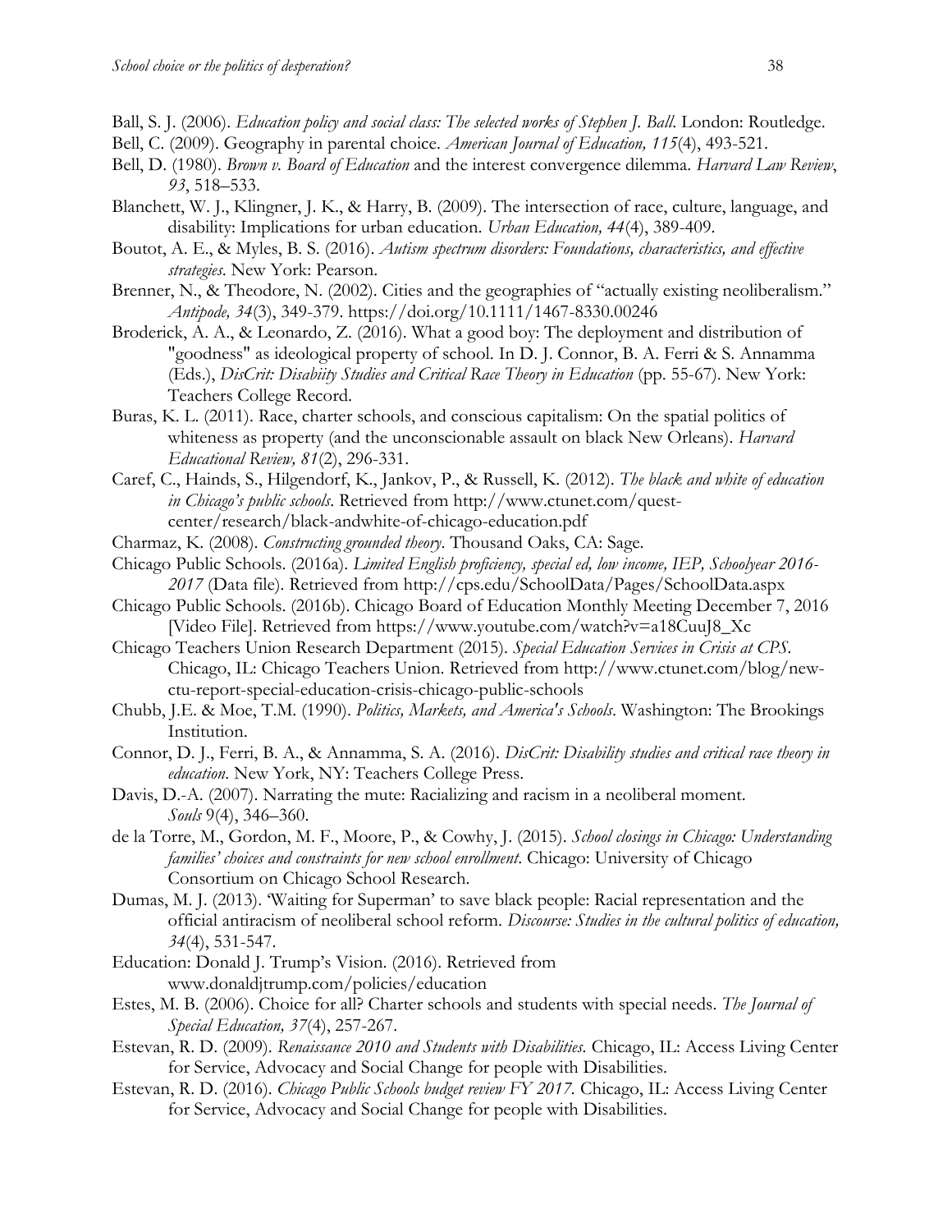Ball, S. J. (2006). *Education policy and social class: The selected works of Stephen J. Ball*. London: Routledge.

Bell, C. (2009). Geography in parental choice. *American Journal of Education, 115*(4), 493-521.

Bell, D. (1980). *Brown v. Board of Education* and the interest convergence dilemma. *Harvard Law Review*, *93*, 518–533.

Blanchett, W. J., Klingner, J. K., & Harry, B. (2009). The intersection of race, culture, language, and disability: Implications for urban education. *Urban Education, 44*(4), 389-409.

Boutot, A. E., & Myles, B. S. (2016). *Autism spectrum disorders: Foundations, characteristics, and effective strategies*. New York: Pearson.

Brenner, N., & Theodore, N. (2002). Cities and the geographies of "actually existing neoliberalism." *Antipode, 34*(3), 349-379. https://doi.org/10.1111/1467-8330.00246

Broderick, A. A., & Leonardo, Z. (2016). What a good boy: The deployment and distribution of "goodness" as ideological property of school. In D. J. Connor, B. A. Ferri & S. Annamma (Eds.), *DisCrit: Disabiity Studies and Critical Race Theory in Education* (pp. 55-67). New York: Teachers College Record.

Buras, K. L. (2011). Race, charter schools, and conscious capitalism: On the spatial politics of whiteness as property (and the unconscionable assault on black New Orleans). *Harvard Educational Review, 81*(2), 296-331.

Caref, C., Hainds, S., Hilgendorf, K., Jankov, P., & Russell, K. (2012). *The black and white of education in Chicago's public schools*. Retrieved from http://www.ctunet.com/quest-center/research/black-andwhite-of-chicago-education.pdf

Charmaz, K. (2008). *Constructing grounded theory*. Thousand Oaks, CA: Sage.

Chicago Public Schools. (2016a). *Limited English proficiency, special ed, low income, IEP, Schoolyear 2016-2017* (Data file). Retrieved from http://cps.edu/SchoolData/Pages/SchoolData.aspx

Chicago Public Schools. (2016b). Chicago Board of Education Monthly Meeting December 7, 2016 [Video File]. Retrieved from https://www.youtube.com/watch?v=a18CuuJ8_Xc

Chicago Teachers Union Research Department (2015). *Special Education Services in Crisis at CPS*. Chicago, IL: Chicago Teachers Union. Retrieved from http://www.ctunet.com/blog/new-ctu-report-special-education-crisis-chicago-public-schools

Chubb, J.E. & Moe, T.M. (1990). *Politics, Markets, and America's Schools*. Washington: The Brookings Institution.

Connor, D. J., Ferri, B. A., & Annamma, S. A. (2016). *DisCrit: Disability studies and critical race theory in education*. New York, NY: Teachers College Press.

Davis, D.-A. (2007). Narrating the mute: Racializing and racism in a neoliberal moment. *Souls* 9(4), 346–360.

de la Torre, M., Gordon, M. F., Moore, P., & Cowhy, J. (2015). *School closings in Chicago: Understanding families' choices and constraints for new school enrollment*. Chicago: University of Chicago Consortium on Chicago School Research.

Dumas, M. J. (2013). 'Waiting for Superman' to save black people: Racial representation and the official antiracism of neoliberal school reform. *Discourse: Studies in the cultural politics of education, 34*(4), 531-547.

Education: Donald J. Trump's Vision. (2016). Retrieved from www.donaldjtrump.com/policies/education

Estes, M. B. (2006). Choice for all? Charter schools and students with special needs. *The Journal of Special Education, 37*(4), 257-267.

Estevan, R. D. (2009). *Renaissance 2010 and Students with Disabilities.* Chicago, IL: Access Living Center for Service, Advocacy and Social Change for people with Disabilities.

Estevan, R. D. (2016). *Chicago Public Schools budget review FY 2017.* Chicago, IL: Access Living Center for Service, Advocacy and Social Change for people with Disabilities.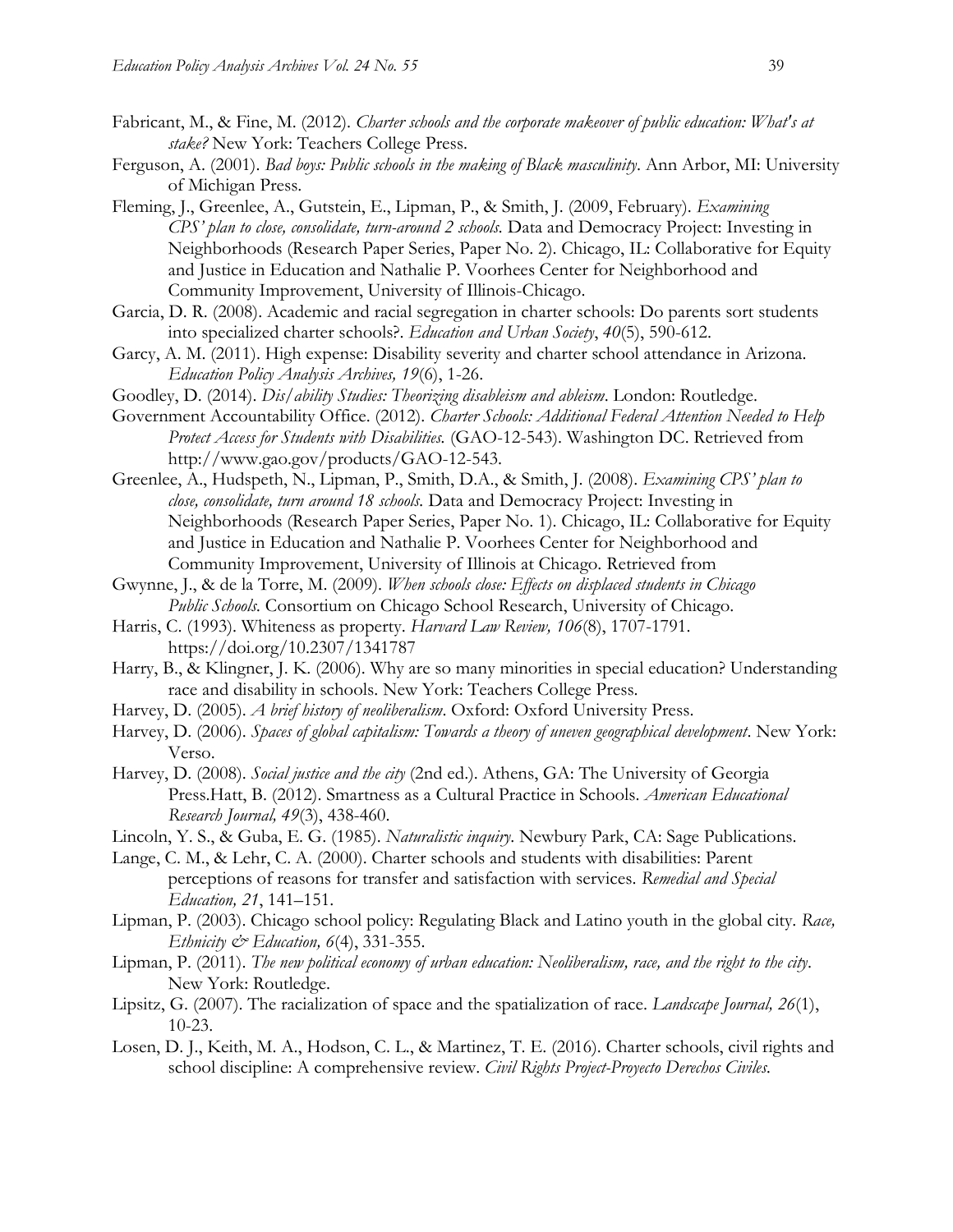Fabricant, M., & Fine, M. (2012). *Charter schools and the corporate makeover of public education: What's at stake?* New York: Teachers College Press.

Ferguson, A. (2001). *Bad boys: Public schools in the making of Black masculinity*. Ann Arbor, MI: University of Michigan Press.

Fleming, J., Greenlee, A., Gutstein, E., Lipman, P., & Smith, J. (2009, February). *Examining CPS' plan to close, consolidate, turn-around 2 schools.* Data and Democracy Project: Investing in Neighborhoods (Research Paper Series, Paper No. 2). Chicago, IL: Collaborative for Equity and Justice in Education and Nathalie P. Voorhees Center for Neighborhood and Community Improvement, University of Illinois-Chicago.

Garcia, D. R. (2008). Academic and racial segregation in charter schools: Do parents sort students into specialized charter schools?. *Education and Urban Society*, *40*(5), 590-612.

Garcy, A. M. (2011). High expense: Disability severity and charter school attendance in Arizona. *Education Policy Analysis Archives, 19*(6), 1-26.

Goodley, D. (2014). *Dis/ability Studies: Theorizing disableism and ableism*. London: Routledge.

Government Accountability Office. (2012). *Charter Schools: Additional Federal Attention Needed to Help Protect Access for Students with Disabilities.* (GAO-12-543). Washington DC. Retrieved from http://www.gao.gov/products/GAO-12-543.

Greenlee, A., Hudspeth, N., Lipman, P., Smith, D.A., & Smith, J. (2008). *Examining CPS' plan to close, consolidate, turn around 18 schools.* Data and Democracy Project: Investing in Neighborhoods (Research Paper Series, Paper No. 1). Chicago, IL: Collaborative for Equity and Justice in Education and Nathalie P. Voorhees Center for Neighborhood and Community Improvement, University of Illinois at Chicago. Retrieved from

Gwynne, J., & de la Torre, M. (2009). *When schools close: Effects on displaced students in Chicago Public Schools.* Consortium on Chicago School Research, University of Chicago.

Harris, C. (1993). Whiteness as property. *Harvard Law Review, 106*(8), 1707-1791. https://doi.org/10.2307/1341787

Harry, B., & Klingner, J. K. (2006). Why are so many minorities in special education? Understanding race and disability in schools. New York: Teachers College Press.

Harvey, D. (2005). *A brief history of neoliberalism*. Oxford: Oxford University Press.

Harvey, D. (2006). *Spaces of global capitalism: Towards a theory of uneven geographical development*. New York: Verso.

Harvey, D. (2008). *Social justice and the city* (2nd ed.). Athens, GA: The University of Georgia Press.Hatt, B. (2012). Smartness as a Cultural Practice in Schools. *American Educational Research Journal, 49*(3), 438-460.

Lincoln, Y. S., & Guba, E. G. (1985). *Naturalistic inquiry*. Newbury Park, CA: Sage Publications.

Lange, C. M., & Lehr, C. A. (2000). Charter schools and students with disabilities: Parent perceptions of reasons for transfer and satisfaction with services. *Remedial and Special Education, 21*, 141–151.

Lipman, P. (2003). Chicago school policy: Regulating Black and Latino youth in the global city. *Race, Ethnicity & Education, 6*(4), 331-355.

Lipman, P. (2011). *The new political economy of urban education: Neoliberalism, race, and the right to the city*. New York: Routledge.

Lipsitz, G. (2007). The racialization of space and the spatialization of race. *Landscape Journal, 26*(1), 10-23.

Losen, D. J., Keith, M. A., Hodson, C. L., & Martinez, T. E. (2016). Charter schools, civil rights and school discipline: A comprehensive review. *Civil Rights Project-Proyecto Derechos Civiles.*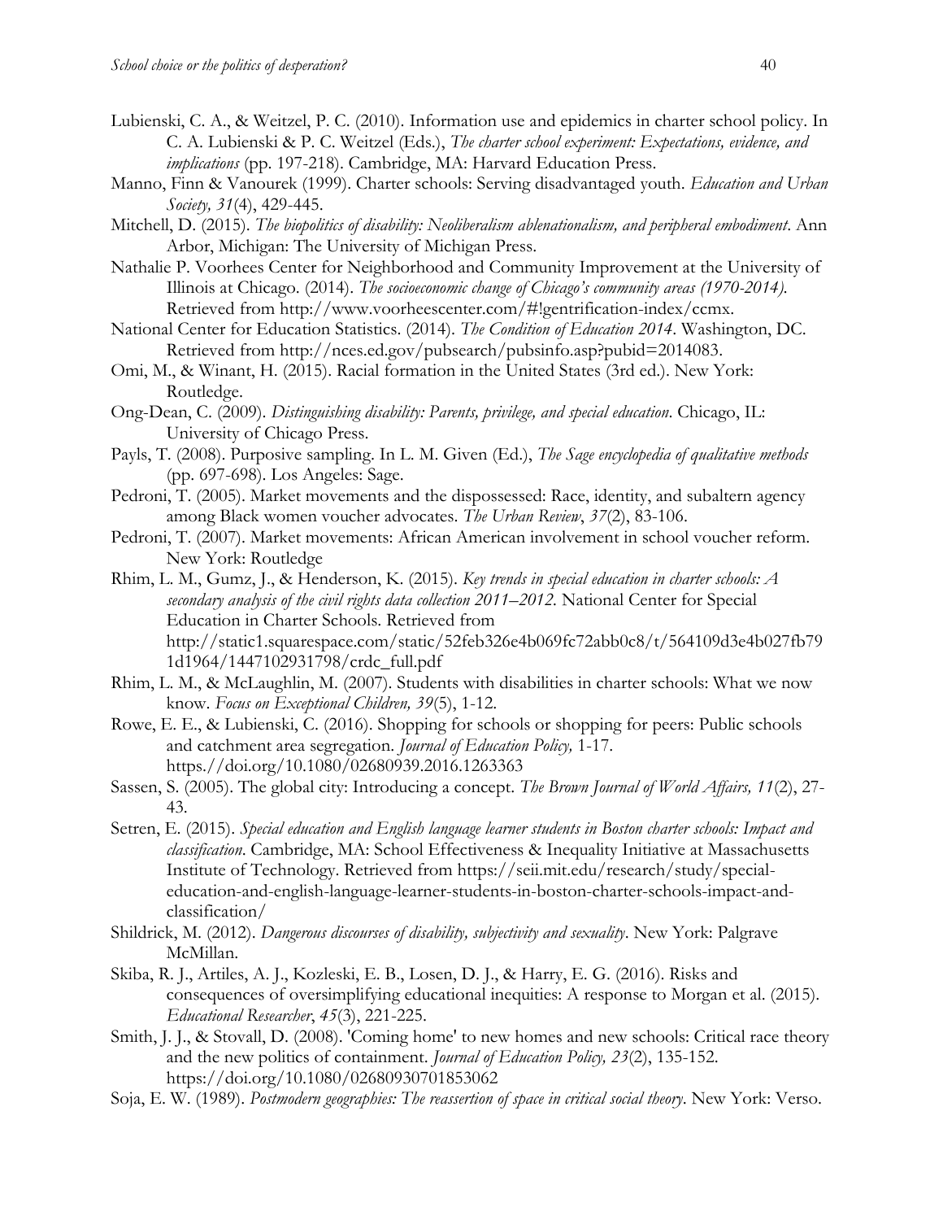Lubienski, C. A., & Weitzel, P. C. (2010). Information use and epidemics in charter school policy. In C. A. Lubienski & P. C. Weitzel (Eds.), *The charter school experiment: Expectations, evidence, and implications* (pp. 197-218). Cambridge, MA: Harvard Education Press.

Manno, Finn & Vanourek (1999). Charter schools: Serving disadvantaged youth. *Education and Urban Society, 31*(4), 429-445.

Mitchell, D. (2015). *The biopolitics of disability: Neoliberalism ablenationalism, and peripheral embodiment*. Ann Arbor, Michigan: The University of Michigan Press.

Nathalie P. Voorhees Center for Neighborhood and Community Improvement at the University of Illinois at Chicago. (2014). *The socioeconomic change of Chicago's community areas (1970-2014).* Retrieved from http://www.voorheescenter.com/#!gentrification-index/ccmx.

National Center for Education Statistics. (2014). *The Condition of Education 2014*. Washington, DC. Retrieved from http://nces.ed.gov/pubsearch/pubsinfo.asp?pubid=2014083.

Omi, M., & Winant, H. (2015). Racial formation in the United States (3rd ed.). New York: Routledge.

Ong-Dean, C. (2009). *Distinguishing disability: Parents, privilege, and special education*. Chicago, IL: University of Chicago Press.

Payls, T. (2008). Purposive sampling. In L. M. Given (Ed.), *The Sage encyclopedia of qualitative methods* (pp. 697-698). Los Angeles: Sage.

Pedroni, T. (2005). Market movements and the dispossessed: Race, identity, and subaltern agency among Black women voucher advocates. *The Urban Review*, *37*(2), 83-106.

Pedroni, T. (2007). Market movements: African American involvement in school voucher reform. New York: Routledge

Rhim, L. M., Gumz, J., & Henderson, K. (2015). *Key trends in special education in charter schools: A secondary analysis of the civil rights data collection 2011–2012*. National Center for Special Education in Charter Schools. Retrieved from http://static1.squarespace.com/static/52feb326e4b069fc72abb0c8/t/564109d3e4b027fb791d1964/1447102931798/crdc_full.pdf

Rhim, L. M., & McLaughlin, M. (2007). Students with disabilities in charter schools: What we now know. *Focus on Exceptional Children, 39*(5), 1-12.

Rowe, E. E., & Lubienski, C. (2016). Shopping for schools or shopping for peers: Public schools and catchment area segregation. *Journal of Education Policy,* 1-17. https://doi.org/10.1080/02680939.2016.1263363

Sassen, S. (2005). The global city: Introducing a concept. *The Brown Journal of World Affairs, 11*(2), 27-43.

Setren, E. (2015). *Special education and English language learner students in Boston charter schools: Impact and classification*. Cambridge, MA: School Effectiveness & Inequality Initiative at Massachusetts Institute of Technology. Retrieved from https://seii.mit.edu/research/study/special-education-and-english-language-learner-students-in-boston-charter-schools-impact-and-classification/

Shildrick, M. (2012). *Dangerous discourses of disability, subjectivity and sexuality*. New York: Palgrave McMillan.

Skiba, R. J., Artiles, A. J., Kozleski, E. B., Losen, D. J., & Harry, E. G. (2016). Risks and consequences of oversimplifying educational inequities: A response to Morgan et al. (2015). *Educational Researcher*, *45*(3), 221-225.

Smith, J. J., & Stovall, D. (2008). 'Coming home' to new homes and new schools: Critical race theory and the new politics of containment. *Journal of Education Policy, 23*(2), 135-152. https://doi.org/10.1080/02680930701853062

Soja, E. W. (1989). *Postmodern geographies: The reassertion of space in critical social theory*. New York: Verso.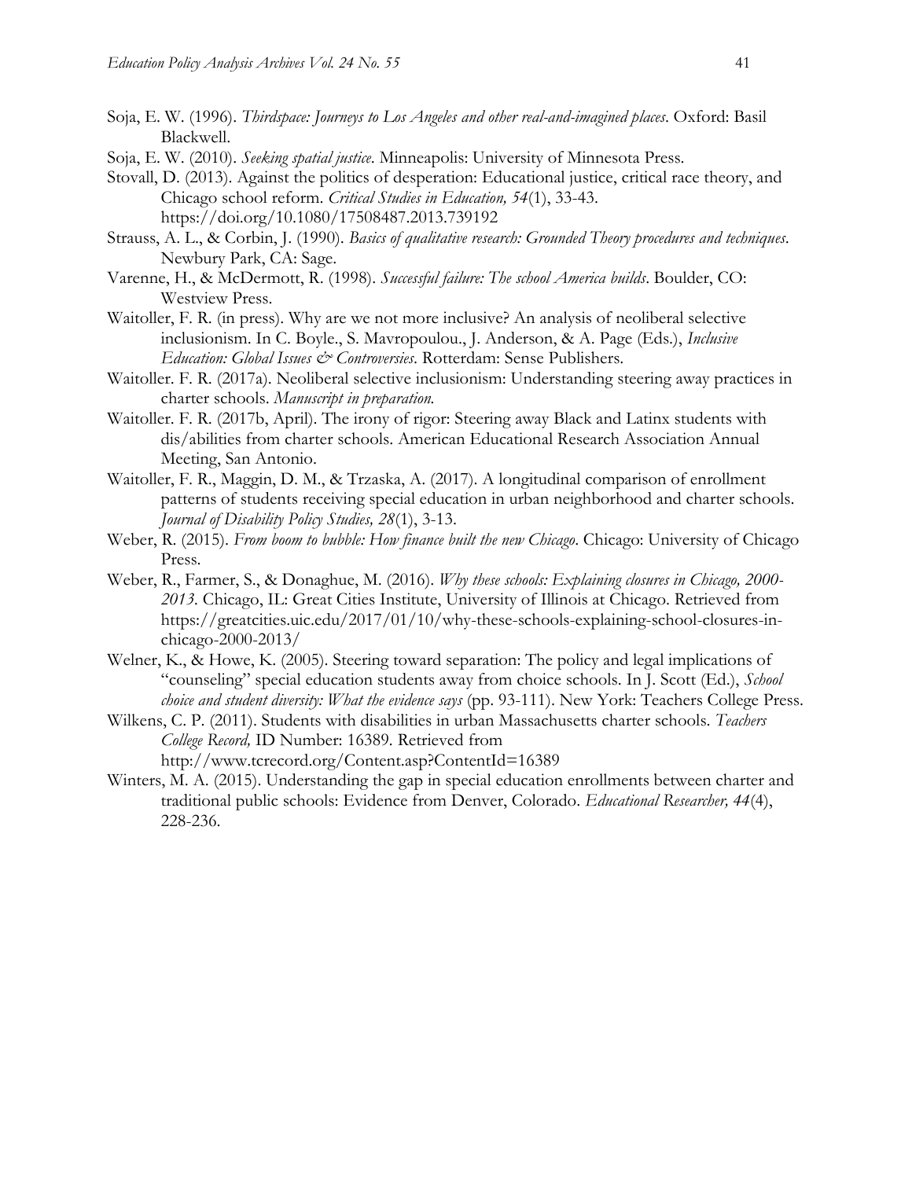Soja, E. W. (1996). *Thirdspace: Journeys to Los Angeles and other real-and-imagined places*. Oxford: Basil Blackwell.

Soja, E. W. (2010). *Seeking spatial justice*. Minneapolis: University of Minnesota Press.

Stovall, D. (2013). Against the politics of desperation: Educational justice, critical race theory, and Chicago school reform. *Critical Studies in Education, 54*(1), 33-43. https://doi.org/10.1080/17508487.2013.739192

Strauss, A. L., & Corbin, J. (1990). *Basics of qualitative research: Grounded Theory procedures and techniques*. Newbury Park, CA: Sage.

Varenne, H., & McDermott, R. (1998). *Successful failure: The school America builds*. Boulder, CO: Westview Press.

Waitoller, F. R. (in press). Why are we not more inclusive? An analysis of neoliberal selective inclusionism. In C. Boyle., S. Mavropoulou., J. Anderson, & A. Page (Eds.), *Inclusive Education: Global Issues & Controversies*. Rotterdam: Sense Publishers.

Waitoller. F. R. (2017a). Neoliberal selective inclusionism: Understanding steering away practices in charter schools. *Manuscript in preparation.*

Waitoller. F. R. (2017b, April). The irony of rigor: Steering away Black and Latinx students with dis/abilities from charter schools. American Educational Research Association Annual Meeting, San Antonio.

Waitoller, F. R., Maggin, D. M., & Trzaska, A. (2017). A longitudinal comparison of enrollment patterns of students receiving special education in urban neighborhood and charter schools. *Journal of Disability Policy Studies, 28*(1), 3-13.

Weber, R. (2015). *From boom to bubble: How finance built the new Chicago*. Chicago: University of Chicago Press.

Weber, R., Farmer, S., & Donaghue, M. (2016). *Why these schools: Explaining closures in Chicago, 2000-2013*. Chicago, IL: Great Cities Institute, University of Illinois at Chicago. Retrieved from https://greatcities.uic.edu/2017/01/10/why-these-schools-explaining-school-closures-in-chicago-2000-2013/

Welner, K., & Howe, K. (2005). Steering toward separation: The policy and legal implications of "counseling" special education students away from choice schools. In J. Scott (Ed.), *School choice and student diversity: What the evidence says* (pp. 93-111). New York: Teachers College Press.

Wilkens, C. P. (2011). Students with disabilities in urban Massachusetts charter schools. *Teachers College Record,* ID Number: 16389. Retrieved from http://www.tcrecord.org/Content.asp?ContentId=16389

Winters, M. A. (2015). Understanding the gap in special education enrollments between charter and traditional public schools: Evidence from Denver, Colorado. *Educational Researcher, 44*(4), 228-236.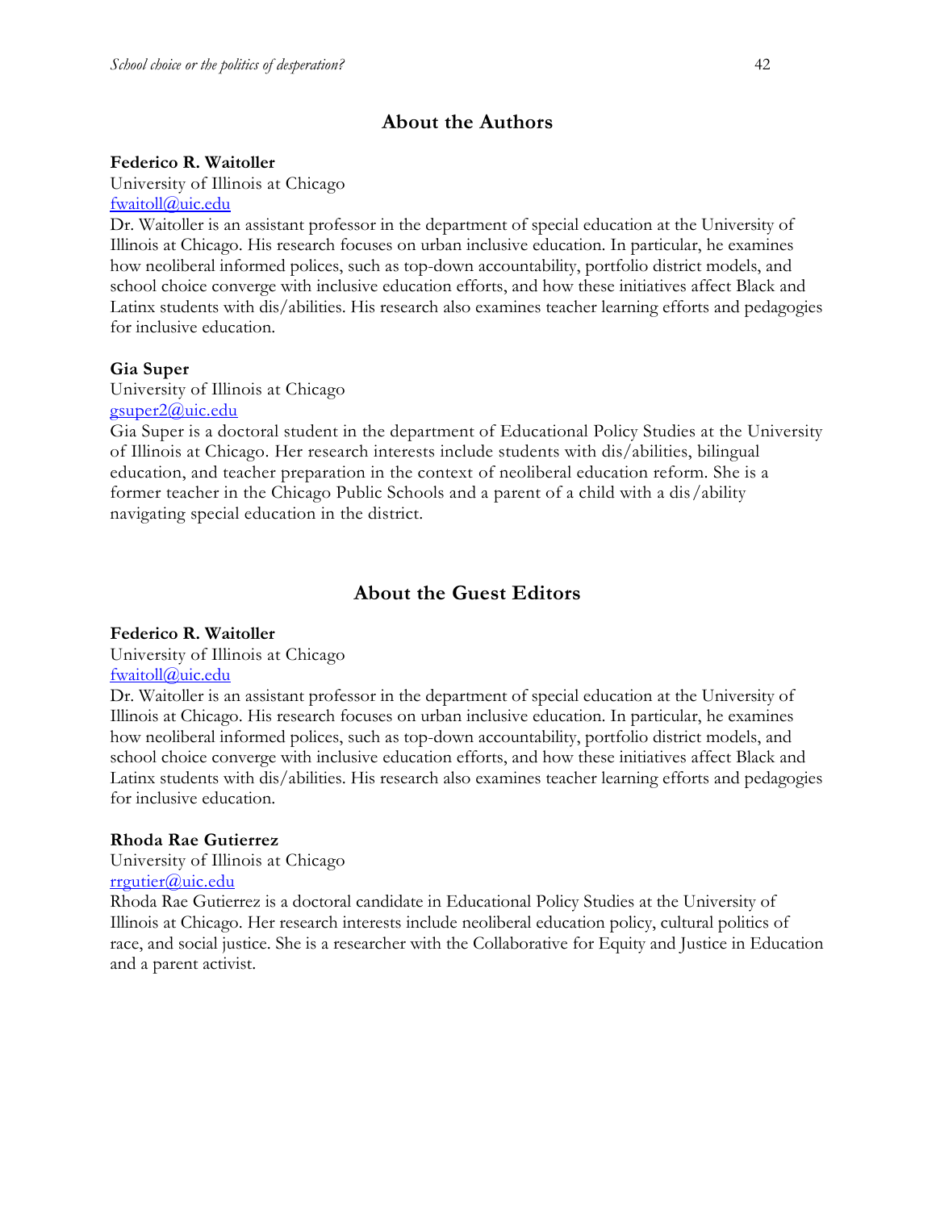## About the Authors

**Federico R. Waitoller**
University of Illinois at Chicago
fwaitoll@uic.edu
Dr. Waitoller is an assistant professor in the department of special education at the University of Illinois at Chicago. His research focuses on urban inclusive education. In particular, he examines how neoliberal informed polices, such as top-down accountability, portfolio district models, and school choice converge with inclusive education efforts, and how these initiatives affect Black and Latinx students with dis/abilities. His research also examines teacher learning efforts and pedagogies for inclusive education.

**Gia Super**
University of Illinois at Chicago
gsuper2@uic.edu
Gia Super is a doctoral student in the department of Educational Policy Studies at the University of Illinois at Chicago. Her research interests include students with dis/abilities, bilingual education, and teacher preparation in the context of neoliberal education reform. She is a former teacher in the Chicago Public Schools and a parent of a child with a dis/ability navigating special education in the district.

## About the Guest Editors

**Federico R. Waitoller**
University of Illinois at Chicago
fwaitoll@uic.edu
Dr. Waitoller is an assistant professor in the department of special education at the University of Illinois at Chicago. His research focuses on urban inclusive education. In particular, he examines how neoliberal informed polices, such as top-down accountability, portfolio district models, and school choice converge with inclusive education efforts, and how these initiatives affect Black and Latinx students with dis/abilities. His research also examines teacher learning efforts and pedagogies for inclusive education.

**Rhoda Rae Gutierrez**
University of Illinois at Chicago
rrgutier@uic.edu
Rhoda Rae Gutierrez is a doctoral candidate in Educational Policy Studies at the University of Illinois at Chicago. Her research interests include neoliberal education policy, cultural politics of race, and social justice. She is a researcher with the Collaborative for Equity and Justice in Education and a parent activist.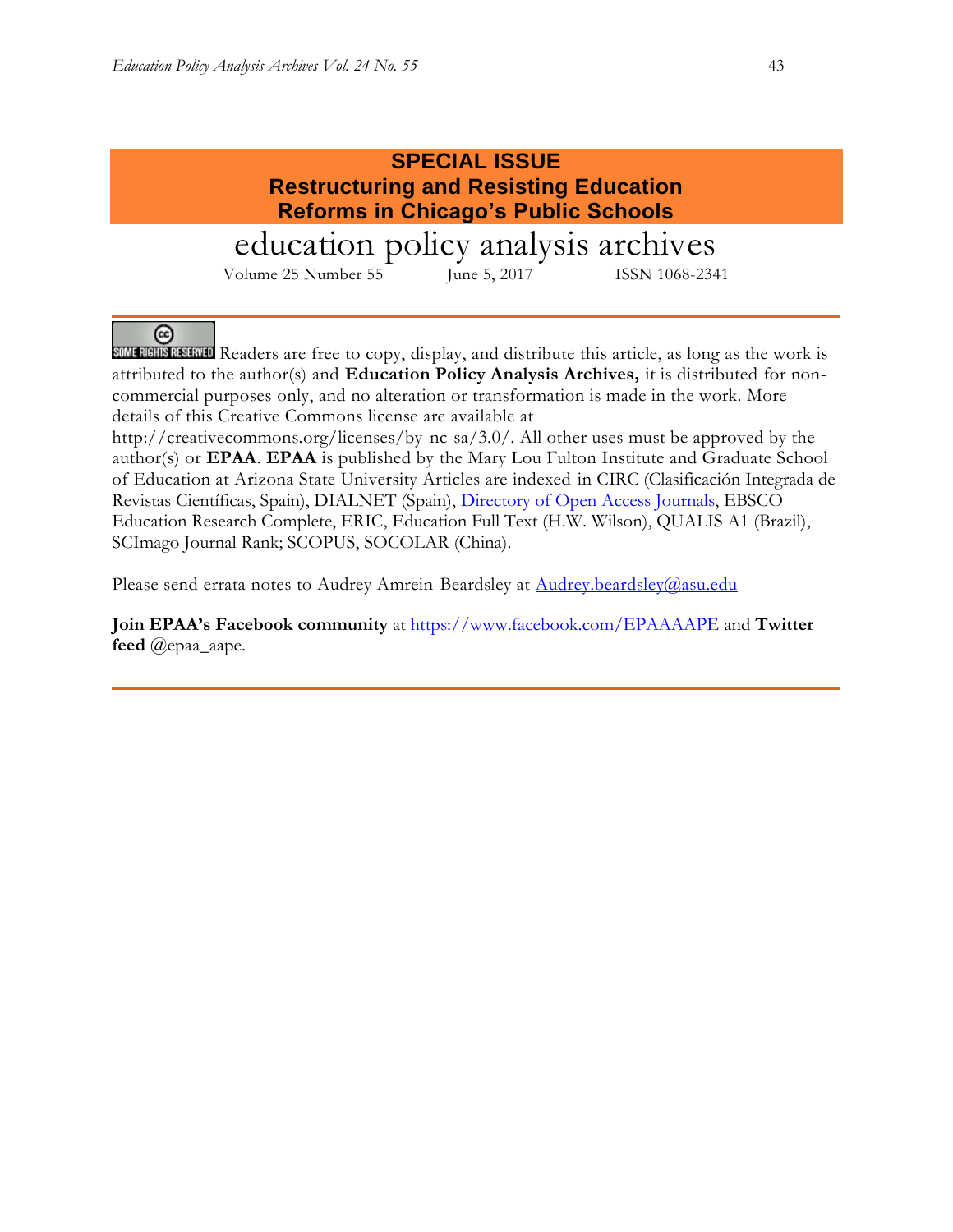**SPECIAL ISSUE**
**Restructuring and Resisting Education Reforms in Chicago's Public Schools**

# education policy analysis archives

Volume 25 Number 55 June 5, 2017 ISSN 1068-2341

SOME RIGHTS RESERVED Readers are free to copy, display, and distribute this article, as long as the work is attributed to the author(s) and **Education Policy Analysis Archives,** it is distributed for non-commercial purposes only, and no alteration or transformation is made in the work. More details of this Creative Commons license are available at http://creativecommons.org/licenses/by-nc-sa/3.0/. All other uses must be approved by the author(s) or **EPAA**. **EPAA** is published by the Mary Lou Fulton Institute and Graduate School of Education at Arizona State University Articles are indexed in CIRC (Clasificación Integrada de Revistas Científicas, Spain), DIALNET (Spain), [Directory of Open Access Journals](), EBSCO Education Research Complete, ERIC, Education Full Text (H.W. Wilson), QUALIS A1 (Brazil), SCImago Journal Rank; SCOPUS, SOCOLAR (China).

Please send errata notes to Audrey Amrein-Beardsley at [Audrey.beardsley@asu.edu]()

**Join EPAA's Facebook community** at [https://www.facebook.com/EPAAAAPE]() and **Twitter feed** @epaa_aape.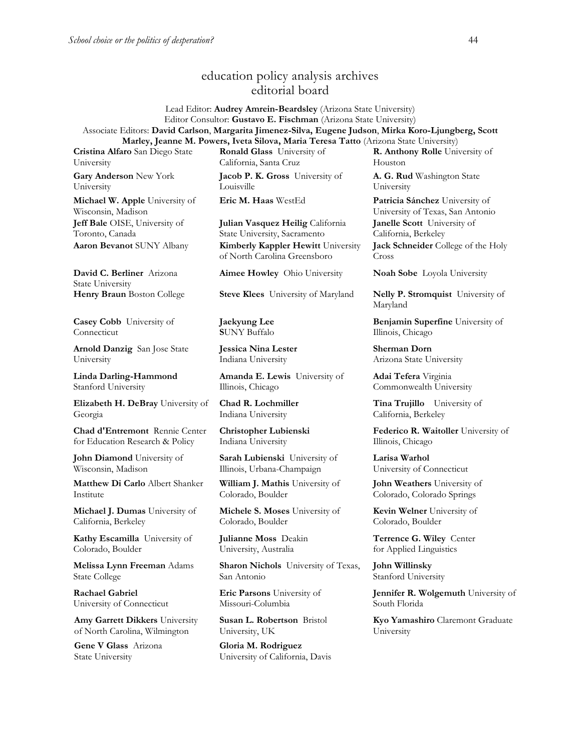# education policy analysis archives editorial board

Lead Editor: **Audrey Amrein-Beardsley** (Arizona State University)
Editor Consultor: **Gustavo E. Fischman** (Arizona State University)
Associate Editors: **David Carlson**, **Margarita Jimenez-Silva, Eugene Judson**, **Mirka Koro-Ljungberg, Scott Marley, Jeanne M. Powers, Iveta Silova, Maria Teresa Tatto** (Arizona State University)

**Cristina Alfaro** San Diego State University

**Gary Anderson** New York University

**Michael W. Apple** University of Wisconsin, Madison

**Jeff Bale** OISE, University of Toronto, Canada

**Aaron Bevanot** SUNY Albany

**David C. Berliner** Arizona State University

**Henry Braun** Boston College

**Casey Cobb** University of Connecticut

**Arnold Danzig** San Jose State University

**Linda Darling-Hammond** Stanford University

**Elizabeth H. DeBray** University of Georgia

**Chad d'Entremont** Rennie Center for Education Research & Policy

**John Diamond** University of Wisconsin, Madison

**Matthew Di Carlo** Albert Shanker Institute

**Michael J. Dumas** University of California, Berkeley

**Kathy Escamilla** University of Colorado, Boulder

**Melissa Lynn Freeman** Adams State College

**Rachael Gabriel** University of Connecticut

**Amy Garrett Dikkers** University of North Carolina, Wilmington

**Gene V Glass** Arizona State University

**Ronald Glass** University of California, Santa Cruz

**Jacob P. K. Gross** University of Louisville

**Eric M. Haas** WestEd

**Julian Vasquez Heilig** California State University, Sacramento

**Kimberly Kappler Hewitt** University of North Carolina Greensboro

**Aimee Howley** Ohio University

**Steve Klees** University of Maryland

**Jaekyung Lee** SUNY Buffalo

**Jessica Nina Lester** Indiana University

**Amanda E. Lewis** University of Illinois, Chicago

**Chad R. Lochmiller** Indiana University

**Christopher Lubienski** Indiana University

**Sarah Lubienski** University of Illinois, Urbana-Champaign

**William J. Mathis** University of Colorado, Boulder

**Michele S. Moses** University of Colorado, Boulder

**Julianne Moss** Deakin University, Australia

**Sharon Nichols** University of Texas, San Antonio

**Eric Parsons** University of Missouri-Columbia

**Susan L. Robertson** Bristol University, UK

**Gloria M. Rodriguez** University of California, Davis

**R. Anthony Rolle** University of Houston

**A. G. Rud** Washington State University

**Patricia Sánchez** University of University of Texas, San Antonio

**Janelle Scott** University of California, Berkeley

**Jack Schneider** College of the Holy Cross

**Noah Sobe** Loyola University

**Nelly P. Stromquist** University of Maryland

**Benjamin Superfine** University of Illinois, Chicago

**Sherman Dorn** Arizona State University

**Adai Tefera** Virginia Commonwealth University

**Tina Trujillo** University of California, Berkeley

**Federico R. Waitoller** University of Illinois, Chicago

**Larisa Warhol** University of Connecticut

**John Weathers** University of Colorado, Colorado Springs

**Kevin Welner** University of Colorado, Boulder

**Terrence G. Wiley** Center for Applied Linguistics

**John Willinsky** Stanford University

**Jennifer R. Wolgemuth** University of South Florida

**Kyo Yamashiro** Claremont Graduate University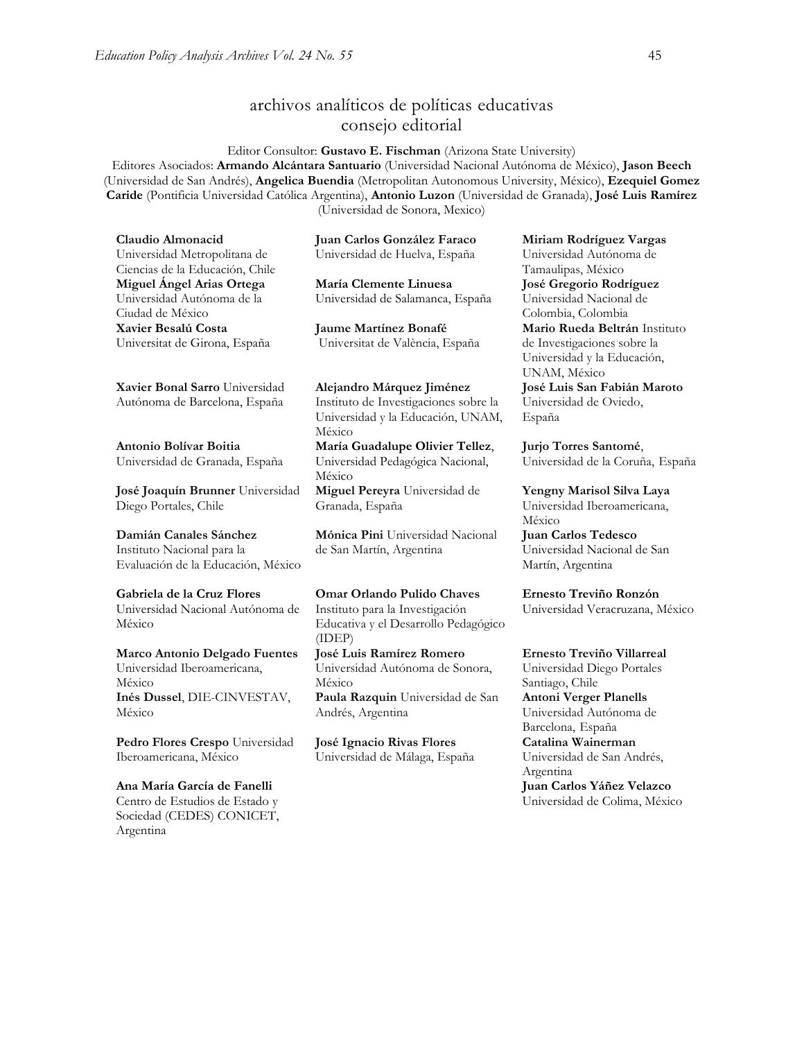# archivos analíticos de políticas educativas
## consejo editorial

Editor Consultor: **Gustavo E. Fischman** (Arizona State University)
Editores Asociados: **Armando Alcántara Santuario** (Universidad Nacional Autónoma de México), **Jason Beech** (Universidad de San Andrés), **Angelica Buendia** (Metropolitan Autonomous University, México), **Ezequiel Gomez Caride** (Pontificia Universidad Católica Argentina), **Antonio Luzon** (Universidad de Granada), **José Luis Ramírez** (Universidad de Sonora, Mexico)

**Claudio Almonacid** Universidad Metropolitana de Ciencias de la Educación, Chile

**Miguel Ángel Arias Ortega** Universidad Autónoma de la Ciudad de México

**Xavier Besalú Costa** Universitat de Girona, España

**Xavier Bonal Sarro** Universidad Autónoma de Barcelona, España

**Antonio Bolívar Boitia** Universidad de Granada, España

**José Joaquín Brunner** Universidad Diego Portales, Chile

**Damián Canales Sánchez** Instituto Nacional para la Evaluación de la Educación, México

**Gabriela de la Cruz Flores** Universidad Nacional Autónoma de México

**Marco Antonio Delgado Fuentes** Universidad Iberoamericana, México

**Inés Dussel**, DIE-CINVESTAV, México

**Pedro Flores Crespo** Universidad Iberoamericana, México

**Ana María García de Fanelli** Centro de Estudios de Estado y Sociedad (CEDES) CONICET, Argentina

**Juan Carlos González Faraco** Universidad de Huelva, España

**María Clemente Linuesa** Universidad de Salamanca, España

**Jaume Martínez Bonafé** Universitat de València, España

**Alejandro Márquez Jiménez** Instituto de Investigaciones sobre la Universidad y la Educación, UNAM, México

**María Guadalupe Olivier Tellez**, Universidad Pedagógica Nacional, México

**Miguel Pereyra** Universidad de Granada, España

**Mónica Pini** Universidad Nacional de San Martín, Argentina

**Omar Orlando Pulido Chaves** Instituto para la Investigación Educativa y el Desarrollo Pedagógico (IDEP)

**José Luis Ramírez Romero** Universidad Autónoma de Sonora, México

**Paula Razquin** Universidad de San Andrés, Argentina

**José Ignacio Rivas Flores** Universidad de Málaga, España

**Miriam Rodríguez Vargas** Universidad Autónoma de Tamaulipas, México

**José Gregorio Rodríguez** Universidad Nacional de Colombia, Colombia

**Mario Rueda Beltrán** Instituto de Investigaciones sobre la Universidad y la Educación, UNAM, México

**José Luis San Fabián Maroto** Universidad de Oviedo, España

**Jurjo Torres Santomé**, Universidad de la Coruña, España

**Yengny Marisol Silva Laya** Universidad Iberoamericana, México

**Juan Carlos Tedesco** Universidad Nacional de San Martín, Argentina

**Ernesto Treviño Ronzón** Universidad Veracruzana, México

**Ernesto Treviño Villarreal** Universidad Diego Portales Santiago, Chile

**Antoni Verger Planells** Universidad Autónoma de Barcelona, España

**Catalina Wainerman** Universidad de San Andrés, Argentina

**Juan Carlos Yáñez Velazco** Universidad de Colima, México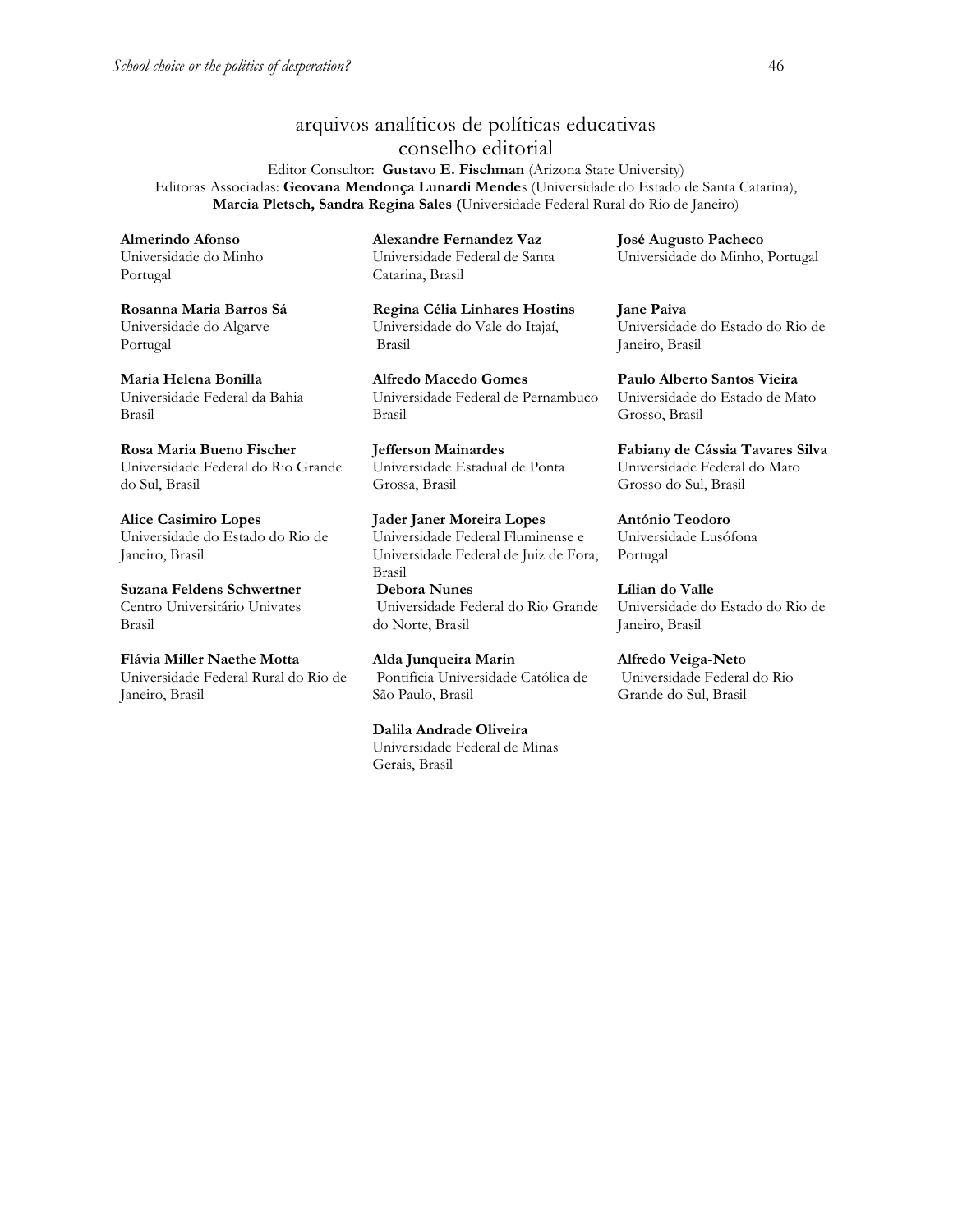## arquivos analíticos de políticas educativas
## conselho editorial

Editor Consultor: **Gustavo E. Fischman** (Arizona State University)
Editoras Associadas: **Geovana Mendonça Lunardi Mende**s (Universidade do Estado de Santa Catarina), **Marcia Pletsch, Sandra Regina Sales (**Universidade Federal Rural do Rio de Janeiro)

**Almerindo Afonso**
Universidade do Minho
Portugal

**Rosanna Maria Barros Sá**
Universidade do Algarve
Portugal

**Maria Helena Bonilla**
Universidade Federal da Bahia
Brasil

**Rosa Maria Bueno Fischer**
Universidade Federal do Rio Grande do Sul, Brasil

**Alice Casimiro Lopes**
Universidade do Estado do Rio de Janeiro, Brasil

**Suzana Feldens Schwertner**
Centro Universitário Univates
Brasil

**Flávia Miller Naethe Motta**
Universidade Federal Rural do Rio de Janeiro, Brasil

**Alexandre Fernandez Vaz**
Universidade Federal de Santa Catarina, Brasil

**Regina Célia Linhares Hostins**
Universidade do Vale do Itajaí, Brasil

**Alfredo Macedo Gomes**
Universidade Federal de Pernambuco
Brasil

**Jefferson Mainardes**
Universidade Estadual de Ponta Grossa, Brasil

**Jader Janer Moreira Lopes**
Universidade Federal Fluminense e Universidade Federal de Juiz de Fora, Brasil

**Debora Nunes**
Universidade Federal do Rio Grande do Norte, Brasil

**Alda Junqueira Marin**
Pontifícia Universidade Católica de São Paulo, Brasil

**Dalila Andrade Oliveira**
Universidade Federal de Minas Gerais, Brasil

**José Augusto Pacheco**
Universidade do Minho, Portugal

**Jane Paiva**
Universidade do Estado do Rio de Janeiro, Brasil

**Paulo Alberto Santos Vieira**
Universidade do Estado de Mato Grosso, Brasil

**Fabiany de Cássia Tavares Silva**
Universidade Federal do Mato Grosso do Sul, Brasil

**António Teodoro**
Universidade Lusófona
Portugal

**Lílian do Valle**
Universidade do Estado do Rio de Janeiro, Brasil

**Alfredo Veiga-Neto**
Universidade Federal do Rio Grande do Sul, Brasil